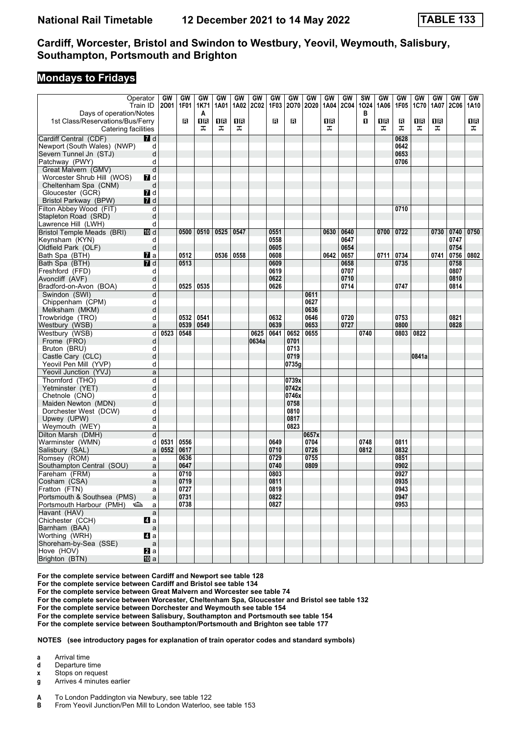# Cardiff, Worcester, Bristol and Swindon to Westbury, Yeovil, Weymouth, Salisbury, Southampton, Portsmouth and Brighton

National Rail Timetable 12 December 2021 to 14 May 2022 — TABLE 133

## Mondays to Fridays

| Operator | | GW | GW | GW | GW | GW | GW | GW | GW | GW | GW | GW | SW | GW | GW | GW | GW | GW | GW |
|---|---|---|---|---|---|---|---|---|---|---|---|---|---|---|---|---|---|---|---|
| Train ID | | 2O01 | 1F01 | 1K71 | 1A01 | 1A02 | 2C02 | 1F03 | 2O70 | 2O20 | 1A04 | 2C04 | 1O24 | 1A06 | 1F05 | 1C70 | 1A07 | 2C06 | 1A10 |
| Days of operation/Notes | | | | A | | | | | | | | | B | | | | | | |
| 1st Class/Reservations/Bus/Ferry | | | R | 1R | 1R | 1R | | R | R | | 1R | | 1 | 1R | R | 1R | 1R | | 1R |
| Catering facilities | | | | ⊼ | ⊼ | ⊼ | | | | | ⊼ | | | ⊼ | ⊼ | ⊼ | ⊼ | | ⊼ |
| Cardiff Central (CDF) | 7 d | | | | | | | | | | | | | | 0628 | | | | |
| Newport (South Wales) (NWP) | d | | | | | | | | | | | | | | 0642 | | | | |
| Severn Tunnel Jn (STJ) | d | | | | | | | | | | | | | | 0653 | | | | |
| Patchway (PWY) | d | | | | | | | | | | | | | | 0706 | | | | |
| Great Malvern (GMV) | d | | | | | | | | | | | | | | | | | | |
| Worcester Shrub Hill (WOS) | 7 d | | | | | | | | | | | | | | | | | | |
| Cheltenham Spa (CNM) | d | | | | | | | | | | | | | | | | | | |
| Gloucester (GCR) | 7 d | | | | | | | | | | | | | | | | | | |
| Bristol Parkway (BPW) | 7 d | | | | | | | | | | | | | | | | | | |
| Filton Abbey Wood (FIT) | d | | | | | | | | | | | | | | 0710 | | | | |
| Stapleton Road (SRD) | d | | | | | | | | | | | | | | | | | | |
| Lawrence Hill (LWH) | d | | | | | | | | | | | | | | | | | | |
| Bristol Temple Meads (BRI) | 10 d | | 0500 | 0510 | 0525 | 0547 | | 0551 | | | 0630 | 0640 | | 0700 | 0722 | | 0730 | 0740 | 0750 |
| Keynsham (KYN) | d | | | | | | | 0558 | | | | 0647 | | | | | | 0747 | |
| Oldfield Park (OLF) | d | | | | | | | 0605 | | | | 0654 | | | | | | 0754 | |
| Bath Spa (BTH) | 7 a | | 0512 | | 0536 | 0558 | | 0608 | | | 0642 | 0657 | | 0711 | 0734 | | 0741 | 0756 | 0802 |
| Bath Spa (BTH) | 7 d | | 0513 | | | | | 0609 | | | | 0658 | | | 0735 | | | 0758 | |
| Freshford (FFD) | d | | | | | | | 0619 | | | | 0707 | | | | | | 0807 | |
| Avoncliff (AVF) | d | | | | | | | 0622 | | | | 0710 | | | | | | 0810 | |
| Bradford-on-Avon (BOA) | d | | 0525 | 0535 | | | | 0626 | | | | 0714 | | | 0747 | | | 0814 | |
| Swindon (SWI) | d | | | | | | | | | 0611 | | | | | | | | | |
| Chippenham (CPM) | d | | | | | | | | | 0627 | | | | | | | | | |
| Melksham (MKM) | d | | | | | | | | | 0636 | | | | | | | | | |
| Trowbridge (TRO) | d | | 0532 | 0541 | | | | 0632 | | 0646 | | 0720 | | | 0753 | | | 0821 | |
| Westbury (WSB) | a | | 0539 | 0549 | | | | 0639 | | 0653 | | 0727 | | | 0800 | | | 0828 | |
| Westbury (WSB) | d | 0523 | 0548 | | | | 0625 | 0641 | 0652 | 0655 | | | 0740 | | 0803 | 0822 | | | |
| Frome (FRO) | d | | | | | | 0634a | | 0701 | | | | | | | | | | |
| Bruton (BRU) | d | | | | | | | | 0713 | | | | | | | | | | |
| Castle Cary (CLC) | d | | | | | | | | 0719 | | | | | | | 0841a | | | |
| Yeovil Pen Mill (YVP) | d | | | | | | | | 0735g | | | | | | | | | | |
| Yeovil Junction (YVJ) | a | | | | | | | | | | | | | | | | | | |
| Thornford (THO) | d | | | | | | | | 0739x | | | | | | | | | | |
| Yetminster (YET) | d | | | | | | | | 0742x | | | | | | | | | | |
| Chetnole (CNO) | d | | | | | | | | 0746x | | | | | | | | | | |
| Maiden Newton (MDN) | d | | | | | | | | 0758 | | | | | | | | | | |
| Dorchester West (DCW) | d | | | | | | | | 0810 | | | | | | | | | | |
| Upwey (UPW) | d | | | | | | | | 0817 | | | | | | | | | | |
| Weymouth (WEY) | a | | | | | | | | 0823 | | | | | | | | | | |
| Dilton Marsh (DMH) | d | | | | | | | | | 0657x | | | | | | | | | |
| Warminster (WMN) | d | 0531 | 0556 | | | | | 0649 | | 0704 | | | 0748 | | 0811 | | | | |
| Salisbury (SAL) | a | 0552 | 0617 | | | | | 0710 | | 0726 | | | 0812 | | 0832 | | | | |
| Romsey (ROM) | a | | 0636 | | | | | 0729 | | 0755 | | | | | 0851 | | | | |
| Southampton Central (SOU) | a | | 0647 | | | | | 0740 | | 0809 | | | | | 0902 | | | | |
| Fareham (FRM) | a | | 0710 | | | | | 0803 | | | | | | | 0927 | | | | |
| Cosham (CSA) | a | | 0719 | | | | | 0811 | | | | | | | 0935 | | | | |
| Fratton (FTN) | a | | 0727 | | | | | 0819 | | | | | | | 0943 | | | | |
| Portsmouth & Southsea (PMS) | a | | 0731 | | | | | 0822 | | | | | | | 0947 | | | | |
| Portsmouth Harbour (PMH) ⛴ | a | | 0738 | | | | | 0827 | | | | | | | 0953 | | | | |
| Havant (HAV) | a | | | | | | | | | | | | | | | | | | |
| Chichester (CCH) | 4 a | | | | | | | | | | | | | | | | | | |
| Barnham (BAA) | a | | | | | | | | | | | | | | | | | | |
| Worthing (WRH) | 4 a | | | | | | | | | | | | | | | | | | |
| Shoreham-by-Sea (SSE) | a | | | | | | | | | | | | | | | | | | |
| Hove (HOV) | 2 a | | | | | | | | | | | | | | | | | | |
| Brighton (BTN) | 10 a | | | | | | | | | | | | | | | | | | |

**For the complete service between Cardiff and Newport see table 128**
**For the complete service between Cardiff and Bristol see table 134**
**For the complete service between Great Malvern and Worcester see table 74**
**For the complete service between Worcester, Cheltenham Spa, Gloucester and Bristol see table 132**
**For the complete service between Dorchester and Weymouth see table 154**
**For the complete service between Salisbury, Southampton and Portsmouth see table 154**
**For the complete service between Southampton/Portsmouth and Brighton see table 177**

**NOTES (see introductory pages for explanation of train operator codes and standard symbols)**

- **a** Arrival time
- **d** Departure time
- **x** Stops on request
- **g** Arrives 4 minutes earlier

- **A** To London Paddington via Newbury, see table 122
- **B** From Yeovil Junction/Pen Mill to London Waterloo, see table 153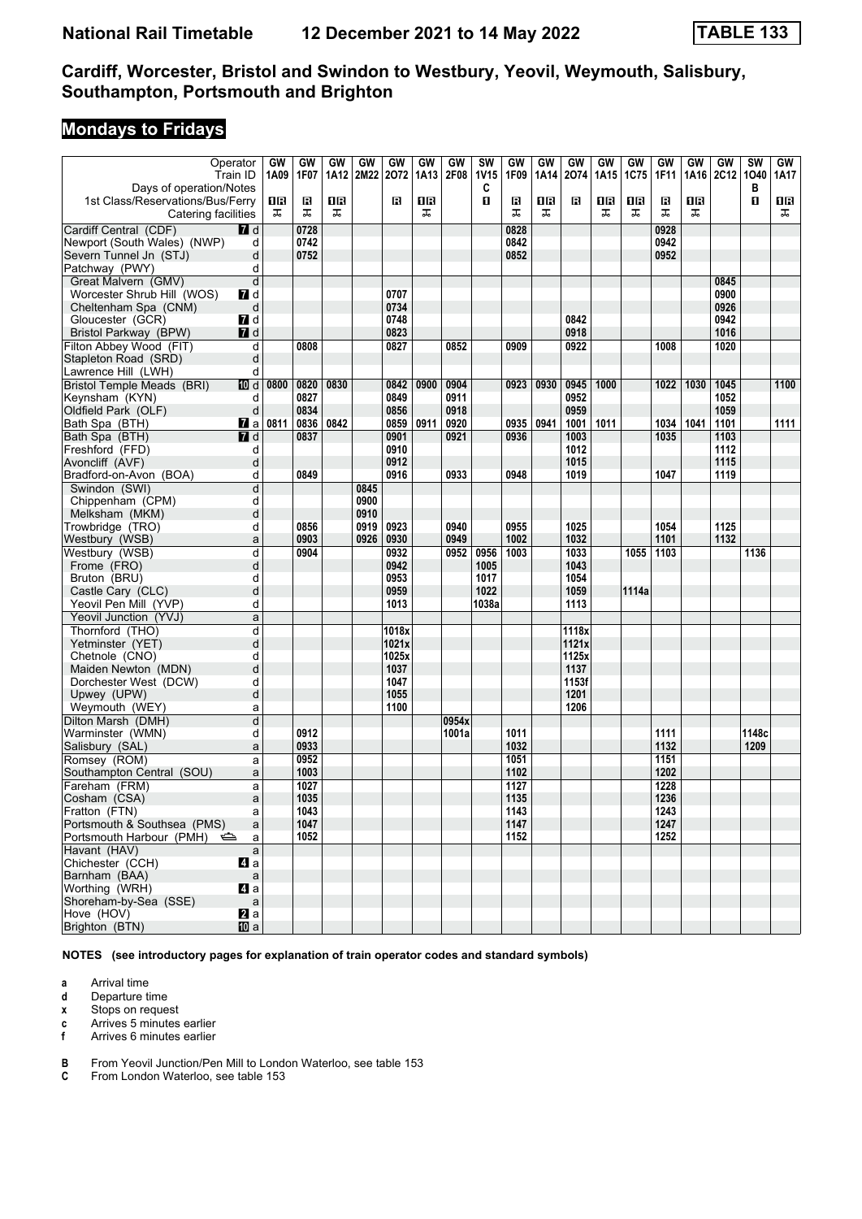# Cardiff, Worcester, Bristol and Swindon to Westbury, Yeovil, Weymouth, Salisbury, Southampton, Portsmouth and Brighton

## Mondays to Fridays

National Rail Timetable 12 December 2021 to 14 May 2022 — TABLE 133

| Operator | | GW | GW | GW | GW | GW | GW | GW | SW | GW | GW | GW | GW | GW | GW | GW | GW | SW | GW |
|---|---|---|---|---|---|---|---|---|---|---|---|---|---|---|---|---|---|---|---|
| Train ID | | 1A09 | 1F07 | 1A12 | 2M22 | 2O72 | 1A13 | 2F08 | 1V15 | 1F09 | 1A14 | 2O74 | 1A15 | 1C75 | 1F11 | 1A16 | 2C12 | 1O40 | 1A17 |
| Days of operation/Notes | | | | | | | | | C | | | | | | | | | B | |
| 1st Class/Reservations/Bus/Ferry | | 1R | R | 1R | | R | 1R | | 1 | R | 1R | R | 1R | 1R | R | 1R | | 1 | 1R |
| Catering facilities | | ᴫ | ᴫ | ᴫ | | | ᴫ | | | ᴫ | ᴫ | | ᴫ | ᴫ | ᴫ | ᴫ | | | ᴫ |
| Cardiff Central (CDF) | 7 d | | 0728 | | | | | | | 0828 | | | | | 0928 | | | | |
| Newport (South Wales) (NWP) | d | | 0742 | | | | | | | 0842 | | | | | 0942 | | | | |
| Severn Tunnel Jn (STJ) | d | | 0752 | | | | | | | 0852 | | | | | 0952 | | | | |
| Patchway (PWY) | d | | | | | | | | | | | | | | | | | | |
| Great Malvern (GMV) | d | | | | | | | | | | | | | | | | 0845 | | |
| Worcester Shrub Hill (WOS) | 7 d | | | | | 0707 | | | | | | | | | | | 0900 | | |
| Cheltenham Spa (CNM) | d | | | | | 0734 | | | | | | | | | | | 0926 | | |
| Gloucester (GCR) | 7 d | | | | | 0748 | | | | | | 0842 | | | | | 0942 | | |
| Bristol Parkway (BPW) | 7 d | | | | | 0823 | | | | | | 0918 | | | | | 1016 | | |
| Filton Abbey Wood (FIT) | d | | 0808 | | | 0827 | | 0852 | | 0909 | | 0922 | | | 1008 | | 1020 | | |
| Stapleton Road (SRD) | d | | | | | | | | | | | | | | | | | | |
| Lawrence Hill (LWH) | d | | | | | | | | | | | | | | | | | | |
| Bristol Temple Meads (BRI) | 10 d | 0800 | 0820 | 0830 | | 0842 | 0900 | 0904 | | 0923 | 0930 | 0945 | 1000 | | 1022 | 1030 | 1045 | | 1100 |
| Keynsham (KYN) | d | | 0827 | | | 0849 | | 0911 | | | | 0952 | | | | | 1052 | | |
| Oldfield Park (OLF) | d | | 0834 | | | 0856 | | 0918 | | | | 0959 | | | | | 1059 | | |
| Bath Spa (BTH) | 7 a | 0811 | 0836 | 0842 | | 0859 | 0911 | 0920 | | 0935 | 0941 | 1001 | 1011 | | 1034 | 1041 | 1101 | | 1111 |
| Bath Spa (BTH) | 7 d | | 0837 | | | 0901 | | 0921 | | 0936 | | 1003 | | | 1035 | | 1103 | | |
| Freshford (FFD) | d | | | | | 0910 | | | | | | 1012 | | | | | 1112 | | |
| Avoncliff (AVF) | d | | | | | 0912 | | | | | | 1015 | | | | | 1115 | | |
| Bradford-on-Avon (BOA) | d | | 0849 | | | 0916 | | 0933 | | 0948 | | 1019 | | | 1047 | | 1119 | | |
| Swindon (SWI) | d | | | | 0845 | | | | | | | | | | | | | | |
| Chippenham (CPM) | d | | | | 0900 | | | | | | | | | | | | | | |
| Melksham (MKM) | d | | | | 0910 | | | | | | | | | | | | | | |
| Trowbridge (TRO) | d | | 0856 | | 0919 | 0923 | | 0940 | | 0955 | | 1025 | | | 1054 | | 1125 | | |
| Westbury (WSB) | a | | 0903 | | 0926 | 0930 | | 0949 | | 1002 | | 1032 | | | 1101 | | 1132 | | |
| Westbury (WSB) | d | | 0904 | | | 0932 | | 0952 | 0956 | 1003 | | 1033 | | 1055 | 1103 | | | 1136 | |
| Frome (FRO) | d | | | | | 0942 | | | 1005 | | | 1043 | | | | | | | |
| Bruton (BRU) | d | | | | | 0953 | | | 1017 | | | 1054 | | | | | | | |
| Castle Cary (CLC) | d | | | | | 0959 | | | 1022 | | | 1059 | | 1114a | | | | | |
| Yeovil Pen Mill (YVP) | d | | | | | 1013 | | | 1038a | | | 1113 | | | | | | | |
| Yeovil Junction (YVJ) | a | | | | | | | | | | | | | | | | | | |
| Thornford (THO) | d | | | | | 1018x | | | | | | 1118x | | | | | | | |
| Yetminster (YET) | d | | | | | 1021x | | | | | | 1121x | | | | | | | |
| Chetnole (CNO) | d | | | | | 1025x | | | | | | 1125x | | | | | | | |
| Maiden Newton (MDN) | d | | | | | 1037 | | | | | | 1137 | | | | | | | |
| Dorchester West (DCW) | d | | | | | 1047 | | | | | | 1153f | | | | | | | |
| Upwey (UPW) | d | | | | | 1055 | | | | | | 1201 | | | | | | | |
| Weymouth (WEY) | a | | | | | 1100 | | | | | | 1206 | | | | | | | |
| Dilton Marsh (DMH) | d | | | | | | | 0954x | | | | | | | | | | | |
| Warminster (WMN) | d | | 0912 | | | | | 1001a | | 1011 | | | | | 1111 | | | 1148c | |
| Salisbury (SAL) | a | | 0933 | | | | | | | 1032 | | | | | 1132 | | | 1209 | |
| Romsey (ROM) | a | | 0952 | | | | | | | 1051 | | | | | 1151 | | | | |
| Southampton Central (SOU) | a | | 1003 | | | | | | | 1102 | | | | | 1202 | | | | |
| Fareham (FRM) | a | | 1027 | | | | | | | 1127 | | | | | 1228 | | | | |
| Cosham (CSA) | a | | 1035 | | | | | | | 1135 | | | | | 1236 | | | | |
| Fratton (FTN) | a | | 1043 | | | | | | | 1143 | | | | | 1243 | | | | |
| Portsmouth & Southsea (PMS) | a | | 1047 | | | | | | | 1147 | | | | | 1247 | | | | |
| Portsmouth Harbour (PMH) ⛴ | a | | 1052 | | | | | | | 1152 | | | | | 1252 | | | | |
| Havant (HAV) | a | | | | | | | | | | | | | | | | | | |
| Chichester (CCH) | 4 a | | | | | | | | | | | | | | | | | | |
| Barnham (BAA) | a | | | | | | | | | | | | | | | | | | |
| Worthing (WRH) | 4 a | | | | | | | | | | | | | | | | | | |
| Shoreham-by-Sea (SSE) | a | | | | | | | | | | | | | | | | | | |
| Hove (HOV) | 2 a | | | | | | | | | | | | | | | | | | |
| Brighton (BTN) | 10 a | | | | | | | | | | | | | | | | | | |

**NOTES (see introductory pages for explanation of train operator codes and standard symbols)**

- **a** Arrival time
- **d** Departure time
- **x** Stops on request
- **c** Arrives 5 minutes earlier
- **f** Arrives 6 minutes earlier

- **B** From Yeovil Junction/Pen Mill to London Waterloo, see table 153
- **C** From London Waterloo, see table 153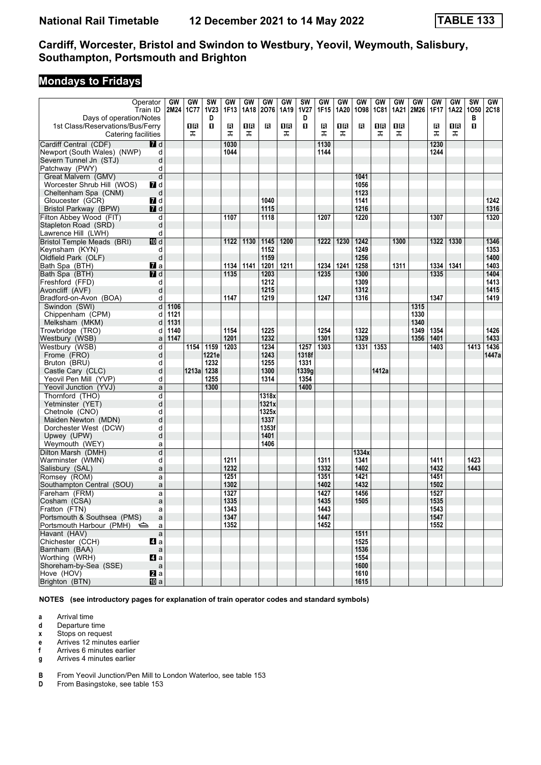# National Rail Timetable 12 December 2021 to 14 May 2022 TABLE 133

## Cardiff, Worcester, Bristol and Swindon to Westbury, Yeovil, Weymouth, Salisbury, Southampton, Portsmouth and Brighton

## Mondays to Fridays

| Operator | | GW | GW | SW | GW | GW | GW | GW | SW | GW | GW | GW | GW | GW | GW | GW | GW | SW | GW |
|---|---|---|---|---|---|---|---|---|---|---|---|---|---|---|---|---|---|---|---|
| Train ID | | 2M24 | 1C77 | 1V23 | 1F13 | 1A18 | 2O76 | 1A19 | 1V27 | 1F15 | 1A20 | 1O98 | 1C81 | 1A21 | 2M26 | 1F17 | 1A22 | 1O50 | 2C18 |
| Days of operation/Notes | | | | D | | | | | D | | | | | | | | | B | |
| 1st Class/Reservations/Bus/Ferry | | | 1R | 1 | R | 1R | R | 1R | 1 | R | 1R | R | 1R | 1R | | R | 1R | 1 | |
| Catering facilities | | | ᅚ | | ᅚ | ᅚ | | ᅚ | | ᅚ | ᅚ | | ᅚ | ᅚ | | ᅚ | ᅚ | | |
| Cardiff Central (CDF) | 7 d | | | | 1030 | | | | | 1130 | | | | | | 1230 | | | |
| Newport (South Wales) (NWP) | d | | | | 1044 | | | | | 1144 | | | | | | 1244 | | | |
| Severn Tunnel Jn (STJ) | d | | | | | | | | | | | | | | | | | | |
| Patchway (PWY) | d | | | | | | | | | | | | | | | | | | |
| Great Malvern (GMV) | d | | | | | | | | | | | 1041 | | | | | | | |
| Worcester Shrub Hill (WOS) | 7 d | | | | | | | | | | | 1056 | | | | | | | |
| Cheltenham Spa (CNM) | d | | | | | | | | | | | 1123 | | | | | | | |
| Gloucester (GCR) | 7 d | | | | | | 1040 | | | | | 1141 | | | | | | | 1242 |
| Bristol Parkway (BPW) | 7 d | | | | | | 1115 | | | | | 1216 | | | | | | | 1316 |
| Filton Abbey Wood (FIT) | d | | | | 1107 | | 1118 | | | 1207 | | 1220 | | | | 1307 | | | 1320 |
| Stapleton Road (SRD) | d | | | | | | | | | | | | | | | | | | |
| Lawrence Hill (LWH) | d | | | | | | | | | | | | | | | | | | |
| Bristol Temple Meads (BRI) | 10 d | | | | 1122 | 1130 | 1145 | 1200 | | 1222 | 1230 | 1242 | | 1300 | | 1322 | 1330 | | 1346 |
| Keynsham (KYN) | d | | | | | | 1152 | | | | | 1249 | | | | | | | 1353 |
| Oldfield Park (OLF) | d | | | | | | 1159 | | | | | 1256 | | | | | | | 1400 |
| Bath Spa (BTH) | 7 a | | | | 1134 | 1141 | 1201 | 1211 | | 1234 | 1241 | 1258 | | 1311 | | 1334 | 1341 | | 1403 |
| Bath Spa (BTH) | 7 d | | | | 1135 | | 1203 | | | 1235 | | 1300 | | | | 1335 | | | 1404 |
| Freshford (FFD) | d | | | | | | 1212 | | | | | 1309 | | | | | | | 1413 |
| Avoncliff (AVF) | d | | | | | | 1215 | | | | | 1312 | | | | | | | 1415 |
| Bradford-on-Avon (BOA) | d | | | | 1147 | | 1219 | | | 1247 | | 1316 | | | | 1347 | | | 1419 |
| Swindon (SWI) | d | 1106 | | | | | | | | | | | | | 1315 | | | | |
| Chippenham (CPM) | d | 1121 | | | | | | | | | | | | | 1330 | | | | |
| Melksham (MKM) | d | 1131 | | | | | | | | | | | | | 1340 | | | | |
| Trowbridge (TRO) | d | 1140 | | | 1154 | | 1225 | | | 1254 | | 1322 | | | 1349 | 1354 | | | 1426 |
| Westbury (WSB) | a | 1147 | | | 1201 | | 1232 | | | 1301 | | 1329 | | | 1356 | 1401 | | | 1433 |
| Westbury (WSB) | d | | 1154 | 1159 | 1203 | | 1234 | | 1257 | 1303 | | 1331 | 1353 | | | 1403 | | 1413 | 1436 |
| Frome (FRO) | d | | | 1221e | | | 1243 | | 1318f | | | | | | | | | | 1447a |
| Bruton (BRU) | d | | | 1232 | | | 1255 | | 1331 | | | | | | | | | | |
| Castle Cary (CLC) | d | | 1213a | 1238 | | | 1300 | | 1339g | | | | 1412a | | | | | | |
| Yeovil Pen Mill (YVP) | d | | | 1255 | | | 1314 | | 1354 | | | | | | | | | | |
| Yeovil Junction (YVJ) | a | | | 1300 | | | | | 1400 | | | | | | | | | | |
| Thornford (THO) | d | | | | | | 1318x | | | | | | | | | | | | |
| Yetminster (YET) | d | | | | | | 1321x | | | | | | | | | | | | |
| Chetnole (CNO) | d | | | | | | 1325x | | | | | | | | | | | | |
| Maiden Newton (MDN) | d | | | | | | 1337 | | | | | | | | | | | | |
| Dorchester West (DCW) | d | | | | | | 1353f | | | | | | | | | | | | |
| Upwey (UPW) | d | | | | | | 1401 | | | | | | | | | | | | |
| Weymouth (WEY) | a | | | | | | 1406 | | | | | | | | | | | | |
| Dilton Marsh (DMH) | d | | | | | | | | | | | 1334x | | | | | | | |
| Warminster (WMN) | d | | | | 1211 | | | | | 1311 | | 1341 | | | | 1411 | | 1423 | |
| Salisbury (SAL) | a | | | | 1232 | | | | | 1332 | | 1402 | | | | 1432 | | 1443 | |
| Romsey (ROM) | a | | | | 1251 | | | | | 1351 | | 1421 | | | | 1451 | | | |
| Southampton Central (SOU) | a | | | | 1302 | | | | | 1402 | | 1432 | | | | 1502 | | | |
| Fareham (FRM) | a | | | | 1327 | | | | | 1427 | | 1456 | | | | 1527 | | | |
| Cosham (CSA) | a | | | | 1335 | | | | | 1435 | | 1505 | | | | 1535 | | | |
| Fratton (FTN) | a | | | | 1343 | | | | | 1443 | | | | | | 1543 | | | |
| Portsmouth & Southsea (PMS) | a | | | | 1347 | | | | | 1447 | | | | | | 1547 | | | |
| Portsmouth Harbour (PMH) ⛴ | a | | | | 1352 | | | | | 1452 | | | | | | 1552 | | | |
| Havant (HAV) | a | | | | | | | | | | | 1511 | | | | | | | |
| Chichester (CCH) | 4 a | | | | | | | | | | | 1525 | | | | | | | |
| Barnham (BAA) | a | | | | | | | | | | | 1536 | | | | | | | |
| Worthing (WRH) | 4 a | | | | | | | | | | | 1554 | | | | | | | |
| Shoreham-by-Sea (SSE) | a | | | | | | | | | | | 1600 | | | | | | | |
| Hove (HOV) | 2 a | | | | | | | | | | | 1610 | | | | | | | |
| Brighton (BTN) | 10 a | | | | | | | | | | | 1615 | | | | | | | |

**NOTES (see introductory pages for explanation of train operator codes and standard symbols)**

- **a** Arrival time
- **d** Departure time
- **x** Stops on request
- **e** Arrives 12 minutes earlier
- **f** Arrives 6 minutes earlier
- **g** Arrives 4 minutes earlier

- **B** From Yeovil Junction/Pen Mill to London Waterloo, see table 153
- **D** From Basingstoke, see table 153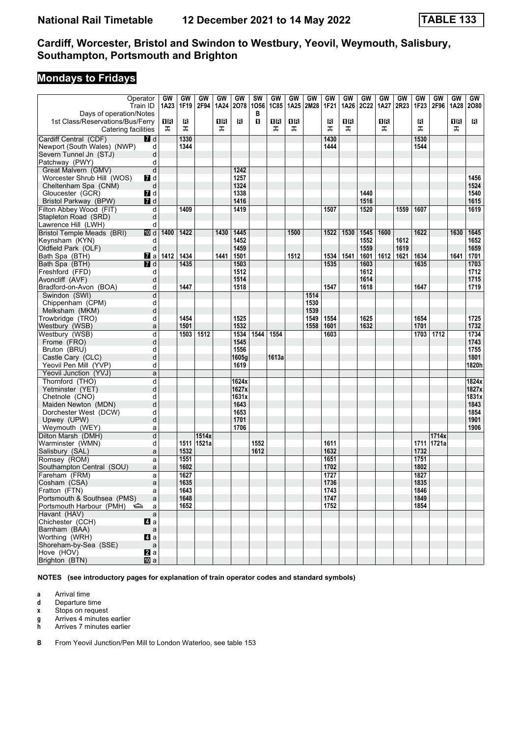# Cardiff, Worcester, Bristol and Swindon to Westbury, Yeovil, Weymouth, Salisbury, Southampton, Portsmouth and Brighton

## Mondays to Fridays

| Operator | | GW | GW | GW | GW | GW | SW | GW | GW | GW | GW | GW | GW | GW | GW | GW | GW | GW | GW |
|---|---|---|---|---|---|---|---|---|---|---|---|---|---|---|---|---|---|---|---|
| Train ID | | 1A23 | 1F19 | 2F94 | 1A24 | 2O78 | 1O56 | 1C85 | 1A25 | 2M28 | 1F21 | 1A26 | 2C22 | 1A27 | 2R23 | 1F23 | 2F96 | 1A28 | 2O80 |
| Days of operation/Notes | | | | | | | B | | | | | | | | | | | | |
| 1st Class/Reservations/Bus/Ferry | | 1R | R | | 1R | R | 1 | 1R | 1R | | R | 1R | | 1R | | R | | 1R | R |
| Catering facilities | | T | T | | T | | | T | T | | T | T | | T | | T | | T | |
| Cardiff Central (CDF) | 7 d | | 1330 | | | | | | | | 1430 | | | | | 1530 | | | |
| Newport (South Wales) (NWP) | d | | 1344 | | | | | | | | 1444 | | | | | 1544 | | | |
| Severn Tunnel Jn (STJ) | d | | | | | | | | | | | | | | | | | | |
| Patchway (PWY) | d | | | | | | | | | | | | | | | | | | |
| Great Malvern (GMV) | d | | | | | 1242 | | | | | | | | | | | | | |
| Worcester Shrub Hill (WOS) | 7 d | | | | | 1257 | | | | | | | | | | | | | 1456 |
| Cheltenham Spa (CNM) | d | | | | | 1324 | | | | | | | | | | | | | 1524 |
| Gloucester (GCR) | 7 d | | | | | 1338 | | | | | | | 1440 | | | | | | 1540 |
| Bristol Parkway (BPW) | 7 d | | | | | 1416 | | | | | | | 1516 | | | | | | 1615 |
| Filton Abbey Wood (FIT) | d | | 1409 | | | 1419 | | | | | 1507 | | 1520 | | 1559 | 1607 | | | 1619 |
| Stapleton Road (SRD) | d | | | | | | | | | | | | | | | | | | |
| Lawrence Hill (LWH) | d | | | | | | | | | | | | | | | | | | |
| Bristol Temple Meads (BRI) | 10 d | 1400 | 1422 | | 1430 | 1445 | | | 1500 | | 1522 | 1530 | 1545 | 1600 | | 1622 | | 1630 | 1645 |
| Keynsham (KYN) | d | | | | | 1452 | | | | | | | 1552 | | 1612 | | | | 1652 |
| Oldfield Park (OLF) | d | | | | | 1459 | | | | | | | 1559 | | 1619 | | | | 1659 |
| Bath Spa (BTH) | 7 a | 1412 | 1434 | | 1441 | 1501 | | | 1512 | | 1534 | 1541 | 1601 | 1612 | 1621 | 1634 | | 1641 | 1701 |
| Bath Spa (BTH) | 7 d | | 1435 | | | 1503 | | | | | 1535 | | 1603 | | | 1635 | | | 1703 |
| Freshford (FFD) | d | | | | | 1512 | | | | | | | 1612 | | | | | | 1712 |
| Avoncliff (AVF) | d | | | | | 1514 | | | | | | | 1614 | | | | | | 1715 |
| Bradford-on-Avon (BOA) | d | | 1447 | | | 1518 | | | | | 1547 | | 1618 | | | 1647 | | | 1719 |
| Swindon (SWI) | d | | | | | | | | | 1514 | | | | | | | | | |
| Chippenham (CPM) | d | | | | | | | | | 1530 | | | | | | | | | |
| Melksham (MKM) | d | | | | | | | | | 1539 | | | | | | | | | |
| Trowbridge (TRO) | d | | 1454 | | | 1525 | | | | 1549 | 1554 | | 1625 | | | 1654 | | | 1725 |
| Westbury (WSB) | a | | 1501 | | | 1532 | | | | 1558 | 1601 | | 1632 | | | 1701 | | | 1732 |
| Westbury (WSB) | d | | 1503 | 1512 | | 1534 | 1544 | 1554 | | | 1603 | | | | | 1703 | 1712 | | 1734 |
| Frome (FRO) | d | | | | | 1545 | | | | | | | | | | | | | 1743 |
| Bruton (BRU) | d | | | | | 1556 | | | | | | | | | | | | | 1755 |
| Castle Cary (CLC) | d | | | | | 1605g | | 1613a | | | | | | | | | | | 1801 |
| Yeovil Pen Mill (YVP) | d | | | | | 1619 | | | | | | | | | | | | | 1820h |
| Yeovil Junction (YVJ) | a | | | | | | | | | | | | | | | | | | |
| Thornford (THO) | d | | | | | 1624x | | | | | | | | | | | | | 1824x |
| Yetminster (YET) | d | | | | | 1627x | | | | | | | | | | | | | 1827x |
| Chetnole (CNO) | d | | | | | 1631x | | | | | | | | | | | | | 1831x |
| Maiden Newton (MDN) | d | | | | | 1643 | | | | | | | | | | | | | 1843 |
| Dorchester West (DCW) | d | | | | | 1653 | | | | | | | | | | | | | 1854 |
| Upwey (UPW) | d | | | | | 1701 | | | | | | | | | | | | | 1901 |
| Weymouth (WEY) | a | | | | | 1706 | | | | | | | | | | | | | 1906 |
| Dilton Marsh (DMH) | d | | | 1514x | | | | | | | | | | | | | 1714x | | |
| Warminster (WMN) | d | | 1511 | 1521a | | | 1552 | | | | 1611 | | | | | 1711 | 1721a | | |
| Salisbury (SAL) | a | | 1532 | | | | 1612 | | | | 1632 | | | | | 1732 | | | |
| Romsey (ROM) | a | | 1551 | | | | | | | | 1651 | | | | | 1751 | | | |
| Southampton Central (SOU) | a | | 1602 | | | | | | | | 1702 | | | | | 1802 | | | |
| Fareham (FRM) | a | | 1627 | | | | | | | | 1727 | | | | | 1827 | | | |
| Cosham (CSA) | a | | 1635 | | | | | | | | 1736 | | | | | 1835 | | | |
| Fratton (FTN) | a | | 1643 | | | | | | | | 1743 | | | | | 1846 | | | |
| Portsmouth & Southsea (PMS) | a | | 1648 | | | | | | | | 1747 | | | | | 1849 | | | |
| Portsmouth Harbour (PMH) ⛴ | a | | 1652 | | | | | | | | 1752 | | | | | 1854 | | | |
| Havant (HAV) | a | | | | | | | | | | | | | | | | | | |
| Chichester (CCH) | 4 a | | | | | | | | | | | | | | | | | | |
| Barnham (BAA) | a | | | | | | | | | | | | | | | | | | |
| Worthing (WRH) | 4 a | | | | | | | | | | | | | | | | | | |
| Shoreham-by-Sea (SSE) | a | | | | | | | | | | | | | | | | | | |
| Hove (HOV) | 2 a | | | | | | | | | | | | | | | | | | |
| Brighton (BTN) | 10 a | | | | | | | | | | | | | | | | | | |

**NOTES (see introductory pages for explanation of train operator codes and standard symbols)**

- **a** Arrival time
- **d** Departure time
- **x** Stops on request
- **g** Arrives 4 minutes earlier
- **h** Arrives 7 minutes earlier

**B** From Yeovil Junction/Pen Mill to London Waterloo, see table 153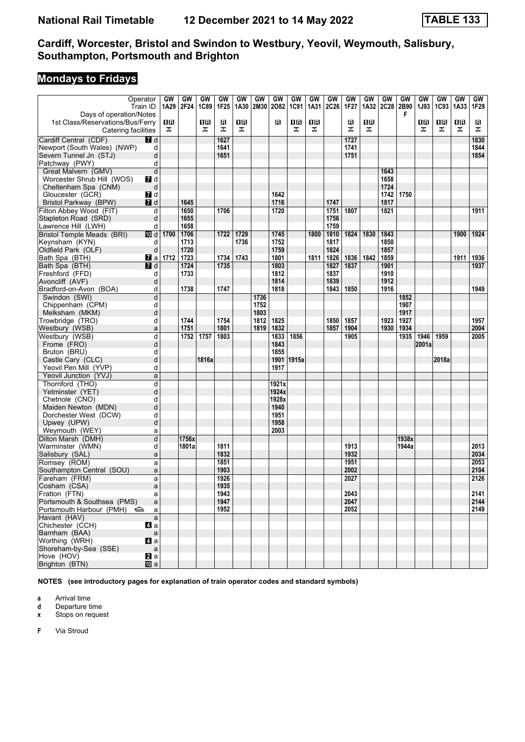# National Rail Timetable 12 December 2021 to 14 May 2022 TABLE 133

## Cardiff, Worcester, Bristol and Swindon to Westbury, Yeovil, Weymouth, Salisbury, Southampton, Portsmouth and Brighton

## Mondays to Fridays

| Operator | GW | GW | GW | GW | GW | GW | GW | GW | GW | GW | GW | GW | GW | GW | GW | GW | GW | GW |
|---|---|---|---|---|---|---|---|---|---|---|---|---|---|---|---|---|---|---|
| Train ID | 1A29 | 2F24 | 1C89 | 1F25 | 1A30 | 2M30 | 2O82 | 1C91 | 1A31 | 2C26 | 1F27 | 1A32 | 2C28 | 2B90 | 1J93 | 1C93 | 1A33 | 1F29 |
| Days of operation/Notes | | | | | | | | | | | | | | F | | | | |
| 1st Class/Reservations/Bus/Ferry | 1R | | 1R | R | 1R | | R | 1R | 1R | | R | 1R | | | 1R | 1R | 1R | R |
| Catering facilities | ⊼ | | ⊼ | ⊼ | ⊼ | | | ⊼ | ⊼ | | ⊼ | ⊼ | | | ⊼ | ⊼ | ⊼ | ⊼ |
| Cardiff Central (CDF) 7 d | | | | 1627 | | | | | | | 1727 | | | | | | | 1830 |
| Newport (South Wales) (NWP) d | | | | 1641 | | | | | | | 1741 | | | | | | | 1844 |
| Severn Tunnel Jn (STJ) d | | | | 1651 | | | | | | | 1751 | | | | | | | 1854 |
| Patchway (PWY) d | | | | | | | | | | | | | | | | | | |
| Great Malvern (GMV) d | | | | | | | | | | | | | 1643 | | | | | |
| Worcester Shrub Hill (WOS) 7 d | | | | | | | | | | | | | 1658 | | | | | |
| Cheltenham Spa (CNM) d | | | | | | | | | | | | | 1724 | | | | | |
| Gloucester (GCR) 7 d | | | | | | | 1642 | | | | | | 1742 | 1750 | | | | |
| Bristol Parkway (BPW) 7 d | | 1645 | | | | | 1716 | | | 1747 | | | 1817 | | | | | |
| Filton Abbey Wood (FIT) d | | 1650 | | 1706 | | | 1720 | | | | 1807 | | 1821 | | | | | 1911 |
| Stapleton Road (SRD) d | | 1655 | | | | | | | | 1756 | | | | | | | | |
| Lawrence Hill (LWH) d | | 1658 | | | | | | | | 1759 | | | | | | | | |
| Bristol Temple Meads (BRI) 10 d | 1700 | 1706 | | 1722 | 1729 | | 1745 | | 1800 | 1810 | 1824 | 1830 | 1843 | | | | 1900 | 1924 |
| Keynsham (KYN) d | | 1713 | | | 1736 | | 1752 | | | 1817 | | | 1850 | | | | | |
| Oldfield Park (OLF) d | | 1720 | | | | | 1759 | | | 1824 | | | 1857 | | | | | |
| Bath Spa (BTH) 7 a | 1712 | 1723 | | 1734 | 1743 | | 1801 | | 1811 | 1826 | 1836 | 1842 | 1859 | | | | 1911 | 1936 |
| Bath Spa (BTH) 7 d | | 1724 | | 1735 | | | 1803 | | | 1827 | 1837 | | 1901 | | | | | 1937 |
| Freshford (FFD) d | | 1733 | | | | | 1812 | | | 1837 | | | 1910 | | | | | |
| Avoncliff (AVF) d | | | | | | | 1814 | | | 1839 | | | 1912 | | | | | |
| Bradford-on-Avon (BOA) d | | 1738 | | 1747 | | | 1818 | | | 1843 | 1850 | | 1916 | | | | | 1949 |
| Swindon (SWI) d | | | | | | 1736 | | | | | | | | 1852 | | | | |
| Chippenham (CPM) d | | | | | | 1752 | | | | | | | | 1907 | | | | |
| Melksham (MKM) d | | | | | | 1803 | | | | | | | | 1917 | | | | |
| Trowbridge (TRO) d | | 1744 | | 1754 | | 1812 | 1825 | | | 1850 | 1857 | | 1923 | 1927 | | | | 1957 |
| Westbury (WSB) a | | 1751 | | 1801 | | 1819 | 1832 | | | 1857 | 1904 | | 1930 | 1934 | | | | 2004 |
| Westbury (WSB) d | | 1752 | 1757 | 1803 | | | 1833 | 1856 | | | 1905 | | | 1935 | 1946 | 1959 | | 2005 |
| Frome (FRO) d | | | | | | | 1843 | | | | | | | | 2001a | | | |
| Bruton (BRU) d | | | | | | | 1855 | | | | | | | | | | | |
| Castle Cary (CLC) d | | | 1816a | | | | 1901 | 1915a | | | | | | | | 2018a | | |
| Yeovil Pen Mill (YVP) d | | | | | | | 1917 | | | | | | | | | | | |
| Yeovil Junction (YVJ) a | | | | | | | | | | | | | | | | | | |
| Thornford (THO) d | | | | | | | 1921x | | | | | | | | | | | |
| Yetminster (YET) d | | | | | | | 1924x | | | | | | | | | | | |
| Chetnole (CNO) d | | | | | | | 1928x | | | | | | | | | | | |
| Maiden Newton (MDN) d | | | | | | | 1940 | | | | | | | | | | | |
| Dorchester West (DCW) d | | | | | | | 1951 | | | | | | | | | | | |
| Upwey (UPW) d | | | | | | | 1958 | | | | | | | | | | | |
| Weymouth (WEY) a | | | | | | | 2003 | | | | | | | | | | | |
| Dilton Marsh (DMH) d | | 1756x | | | | | | | | | | | | 1938x | | | | |
| Warminster (WMN) d | | 1801a | | 1811 | | | | | | | 1913 | | | 1944a | | | | 2013 |
| Salisbury (SAL) a | | | | 1832 | | | | | | | 1932 | | | | | | | 2034 |
| Romsey (ROM) a | | | | 1851 | | | | | | | 1951 | | | | | | | 2053 |
| Southampton Central (SOU) a | | | | 1903 | | | | | | | 2002 | | | | | | | 2104 |
| Fareham (FRM) a | | | | 1926 | | | | | | | 2027 | | | | | | | 2126 |
| Cosham (CSA) a | | | | 1935 | | | | | | | | | | | | | | |
| Fratton (FTN) a | | | | 1943 | | | | | | | 2043 | | | | | | | 2141 |
| Portsmouth & Southsea (PMS) a | | | | 1947 | | | | | | | 2047 | | | | | | | 2144 |
| Portsmouth Harbour (PMH) ⛴ a | | | | 1952 | | | | | | | 2052 | | | | | | | 2149 |
| Havant (HAV) a | | | | | | | | | | | | | | | | | | |
| Chichester (CCH) 4 a | | | | | | | | | | | | | | | | | | |
| Barnham (BAA) a | | | | | | | | | | | | | | | | | | |
| Worthing (WRH) 4 a | | | | | | | | | | | | | | | | | | |
| Shoreham-by-Sea (SSE) a | | | | | | | | | | | | | | | | | | |
| Hove (HOV) 2 a | | | | | | | | | | | | | | | | | | |
| Brighton (BTN) 10 a | | | | | | | | | | | | | | | | | | |

**NOTES (see introductory pages for explanation of train operator codes and standard symbols)**

**a** Arrival time
**d** Departure time
**x** Stops on request

**F** Via Stroud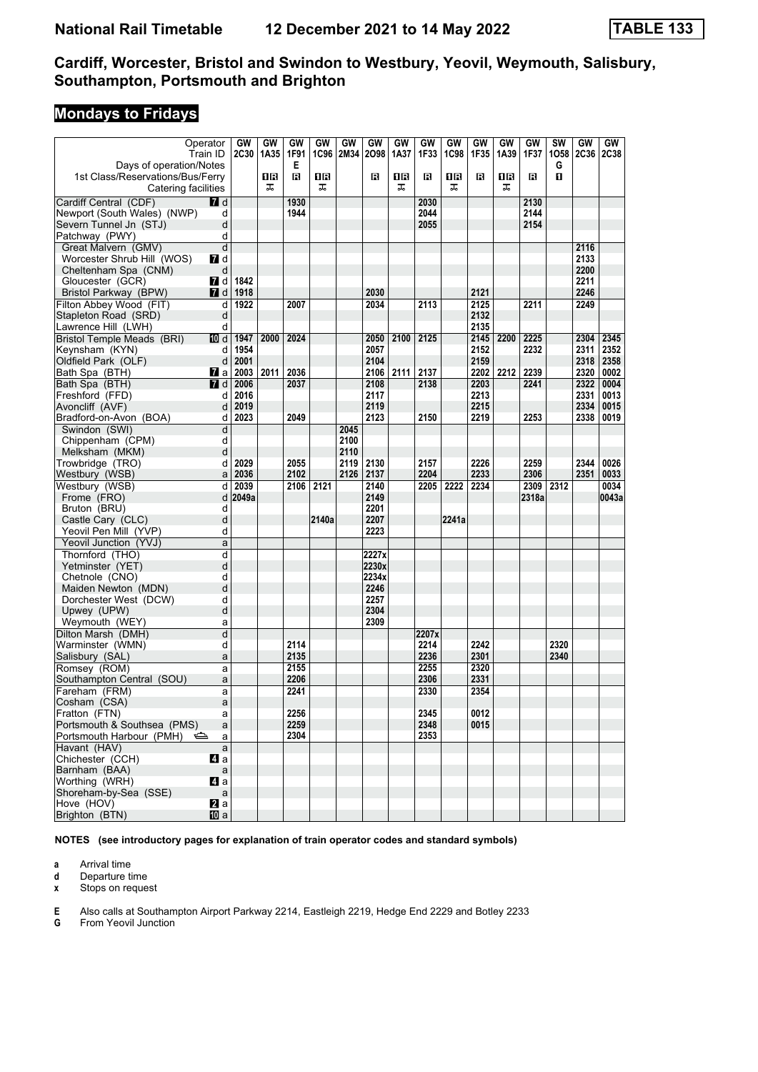# National Rail Timetable 12 December 2021 to 14 May 2022 TABLE 133

## Cardiff, Worcester, Bristol and Swindon to Westbury, Yeovil, Weymouth, Salisbury, Southampton, Portsmouth and Brighton

## Mondays to Fridays

| Operator | | GW | GW | GW | GW | GW | GW | GW | GW | GW | GW | GW | GW | SW | GW | GW |
|---|---|---|---|---|---|---|---|---|---|---|---|---|---|---|---|---|
| Train ID | | 2C30 | 1A35 | 1F91 | 1C96 | 2M34 | 2O98 | 1A37 | 1F33 | 1C98 | 1F35 | 1A39 | 1F37 | 1O58 | 2C36 | 2C38 |
| Days of operation/Notes | | | | E | | | | | | | | | | G | | |
| 1st Class/Reservations/Bus/Ferry | | | 1R | R | 1R | | R | 1R | R | 1R | R | 1R | R | 1 | | |
| Catering facilities | | | ⊼ | | ⊼ | | | ⊼ | | ⊼ | | ⊼ | | | | |
| Cardiff Central (CDF) | 7 d | | | 1930 | | | | | 2030 | | | | 2130 | | | |
| Newport (South Wales) (NWP) | d | | | 1944 | | | | | 2044 | | | | 2144 | | | |
| Severn Tunnel Jn (STJ) | d | | | | | | | | 2055 | | | | 2154 | | | |
| Patchway (PWY) | d | | | | | | | | | | | | | | | |
| Great Malvern (GMV) | d | | | | | | | | | | | | | | 2116 | |
| Worcester Shrub Hill (WOS) | 7 d | | | | | | | | | | | | | | 2133 | |
| Cheltenham Spa (CNM) | d | | | | | | | | | | | | | | 2200 | |
| Gloucester (GCR) | 7 d | 1842 | | | | | | | | | | | | | 2211 | |
| Bristol Parkway (BPW) | 7 d | 1918 | | | | | 2030 | | | | 2121 | | | | 2246 | |
| Filton Abbey Wood (FIT) | d | 1922 | | 2007 | | | 2034 | | 2113 | | 2125 | | 2211 | | 2249 | |
| Stapleton Road (SRD) | d | | | | | | | | | | 2132 | | | | | |
| Lawrence Hill (LWH) | d | | | | | | | | | | 2135 | | | | | |
| Bristol Temple Meads (BRI) | 10 d | 1947 | 2000 | 2024 | | | 2050 | 2100 | 2125 | | 2145 | 2200 | 2225 | | 2304 | 2345 |
| Keynsham (KYN) | d | 1954 | | | | | 2057 | | | | 2152 | | 2232 | | 2311 | 2352 |
| Oldfield Park (OLF) | d | 2001 | | | | | 2104 | | | | 2159 | | | | 2318 | 2358 |
| Bath Spa (BTH) | 7 a | 2003 | 2011 | 2036 | | | 2106 | 2111 | 2137 | | 2202 | 2212 | 2239 | | 2320 | 0002 |
| Bath Spa (BTH) | 7 d | 2006 | | 2037 | | | 2108 | | 2138 | | 2203 | | 2241 | | 2322 | 0004 |
| Freshford (FFD) | d | 2016 | | | | | 2117 | | | | 2213 | | | | 2331 | 0013 |
| Avoncliff (AVF) | d | 2019 | | | | | 2119 | | | | 2215 | | | | 2334 | 0015 |
| Bradford-on-Avon (BOA) | d | 2023 | | 2049 | | | 2123 | | 2150 | | 2219 | | 2253 | | 2338 | 0019 |
| Swindon (SWI) | d | | | | | 2045 | | | | | | | | | | |
| Chippenham (CPM) | d | | | | | 2100 | | | | | | | | | | |
| Melksham (MKM) | d | | | | | 2110 | | | | | | | | | | |
| Trowbridge (TRO) | d | 2029 | | 2055 | | 2119 | 2130 | | 2157 | | 2226 | | 2259 | | 2344 | 0026 |
| Westbury (WSB) | a | 2036 | | 2102 | | 2126 | 2137 | | 2204 | | 2233 | | 2306 | | 2351 | 0033 |
| Westbury (WSB) | d | 2039 | | 2106 | 2121 | | 2140 | | 2205 | 2222 | 2234 | | 2309 | 2312 | | 0034 |
| Frome (FRO) | d | 2049a | | | | | 2149 | | | | | | 2318a | | | 0043a |
| Bruton (BRU) | d | | | | | | 2201 | | | | | | | | | |
| Castle Cary (CLC) | d | | | | 2140a | | 2207 | | | 2241a | | | | | | |
| Yeovil Pen Mill (YVP) | d | | | | | | 2223 | | | | | | | | | |
| Yeovil Junction (YVJ) | a | | | | | | | | | | | | | | | |
| Thornford (THO) | d | | | | | | 2227x | | | | | | | | | |
| Yetminster (YET) | d | | | | | | 2230x | | | | | | | | | |
| Chetnole (CNO) | d | | | | | | 2234x | | | | | | | | | |
| Maiden Newton (MDN) | d | | | | | | 2246 | | | | | | | | | |
| Dorchester West (DCW) | d | | | | | | 2257 | | | | | | | | | |
| Upwey (UPW) | d | | | | | | 2304 | | | | | | | | | |
| Weymouth (WEY) | a | | | | | | 2309 | | | | | | | | | |
| Dilton Marsh (DMH) | d | | | | | | | | 2207x | | | | | | | |
| Warminster (WMN) | d | | | 2114 | | | | | 2214 | | 2242 | | | 2320 | | |
| Salisbury (SAL) | a | | | 2135 | | | | | 2236 | | 2301 | | | 2340 | | |
| Romsey (ROM) | a | | | 2155 | | | | | 2255 | | 2320 | | | | | |
| Southampton Central (SOU) | a | | | 2206 | | | | | 2306 | | 2331 | | | | | |
| Fareham (FRM) | a | | | 2241 | | | | | 2330 | | 2354 | | | | | |
| Cosham (CSA) | a | | | | | | | | | | | | | | | |
| Fratton (FTN) | a | | | 2256 | | | | | 2345 | | 0012 | | | | | |
| Portsmouth & Southsea (PMS) | a | | | 2259 | | | | | 2348 | | 0015 | | | | | |
| Portsmouth Harbour (PMH) ⛴ | a | | | 2304 | | | | | 2353 | | | | | | | |
| Havant (HAV) | a | | | | | | | | | | | | | | | |
| Chichester (CCH) | 4 a | | | | | | | | | | | | | | | |
| Barnham (BAA) | a | | | | | | | | | | | | | | | |
| Worthing (WRH) | 4 a | | | | | | | | | | | | | | | |
| Shoreham-by-Sea (SSE) | a | | | | | | | | | | | | | | | |
| Hove (HOV) | 2 a | | | | | | | | | | | | | | | |
| Brighton (BTN) | 10 a | | | | | | | | | | | | | | | |

**NOTES (see introductory pages for explanation of train operator codes and standard symbols)**

**a** Arrival time
**d** Departure time
**x** Stops on request

**E** Also calls at Southampton Airport Parkway 2214, Eastleigh 2219, Hedge End 2229 and Botley 2233
**G** From Yeovil Junction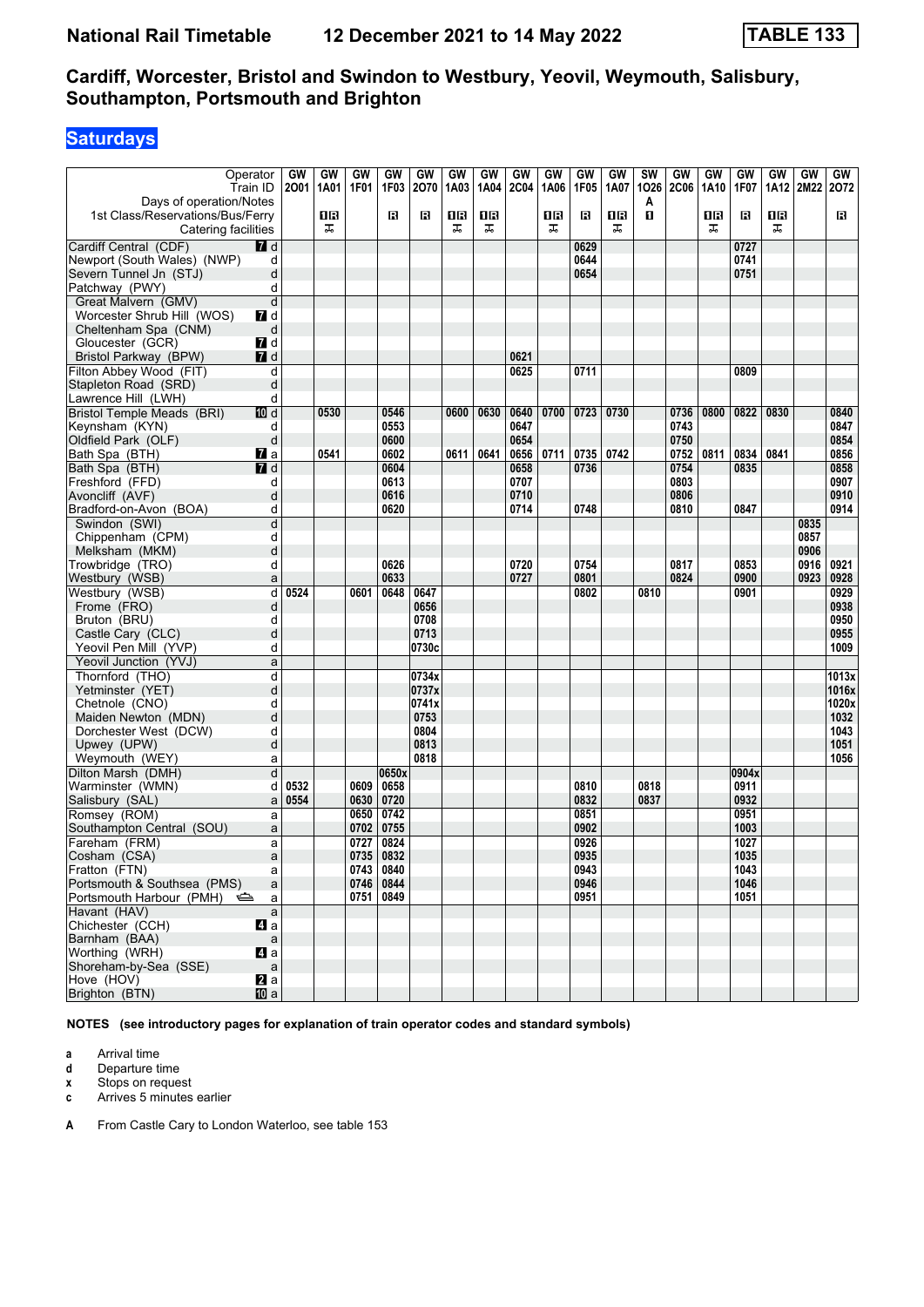# National Rail Timetable — 12 December 2021 to 14 May 2022 — TABLE 133

## Cardiff, Worcester, Bristol and Swindon to Westbury, Yeovil, Weymouth, Salisbury, Southampton, Portsmouth and Brighton

### Saturdays

| Operator | | GW | GW | GW | GW | GW | GW | GW | GW | GW | GW | GW | SW | GW | GW | GW | GW | GW | GW |
|---|---|---|---|---|---|---|---|---|---|---|---|---|---|---|---|---|---|---|---|
| Train ID | | 2O01 | 1A01 | 1F01 | 1F03 | 2O70 | 1A03 | 1A04 | 2C04 | 1A06 | 1F05 | 1A07 | 1O26 | 2C06 | 1A10 | 1F07 | 1A12 | 2M22 | 2O72 |
| Days of operation/Notes | | | | | | | | | | | | | A | | | | | | |
| 1st Class/Reservations/Bus/Ferry | | | 1R | | R | R | 1R | 1R | | 1R | R | 1R | 1 | | 1R | R | 1R | | R |
| Catering facilities | | | T | | | | T | T | | T | | T | | | T | | T | | |
| Cardiff Central (CDF) | 7 d | | | | | | | | | | 0629 | | | | | 0727 | | | |
| Newport (South Wales) (NWP) | d | | | | | | | | | | 0644 | | | | | 0741 | | | |
| Severn Tunnel Jn (STJ) | d | | | | | | | | | | 0654 | | | | | 0751 | | | |
| Patchway (PWY) | d | | | | | | | | | | | | | | | | | | |
| Great Malvern (GMV) | d | | | | | | | | | | | | | | | | | | |
| Worcester Shrub Hill (WOS) | 7 d | | | | | | | | | | | | | | | | | | |
| Cheltenham Spa (CNM) | d | | | | | | | | | | | | | | | | | | |
| Gloucester (GCR) | 7 d | | | | | | | | | | | | | | | | | | |
| Bristol Parkway (BPW) | 7 d | | | | | | | | 0621 | | | | | | | | | | |
| Filton Abbey Wood (FIT) | d | | | | | | | | 0625 | | 0711 | | | | | 0809 | | | |
| Stapleton Road (SRD) | d | | | | | | | | | | | | | | | | | | |
| Lawrence Hill (LWH) | d | | | | | | | | | | | | | | | | | | |
| Bristol Temple Meads (BRI) | 10 d | | 0530 | | 0546 | | 0600 | 0630 | 0640 | 0700 | 0723 | 0730 | | 0736 | 0800 | 0822 | 0830 | | 0840 |
| Keynsham (KYN) | d | | | | 0553 | | | | 0647 | | | | | 0743 | | | | | 0847 |
| Oldfield Park (OLF) | d | | | | 0600 | | | | 0654 | | | | | 0750 | | | | | 0854 |
| Bath Spa (BTH) | 7 a | | 0541 | | 0602 | | 0611 | 0641 | 0656 | 0711 | 0735 | 0742 | | 0752 | 0811 | 0834 | 0841 | | 0856 |
| Bath Spa (BTH) | 7 d | | | | 0604 | | | | 0658 | | 0736 | | | 0754 | | 0835 | | | 0858 |
| Freshford (FFD) | d | | | | 0613 | | | | 0707 | | | | | 0803 | | | | | 0907 |
| Avoncliff (AVF) | d | | | | 0616 | | | | 0710 | | | | | 0806 | | | | | 0910 |
| Bradford-on-Avon (BOA) | d | | | | 0620 | | | | 0714 | | 0748 | | | 0810 | | 0847 | | | 0914 |
| Swindon (SWI) | d | | | | | | | | | | | | | | | | | 0835 | |
| Chippenham (CPM) | d | | | | | | | | | | | | | | | | | 0857 | |
| Melksham (MKM) | d | | | | | | | | | | | | | | | | | 0906 | |
| Trowbridge (TRO) | d | | | | 0626 | | | | 0720 | | 0754 | | | 0817 | | 0853 | | 0916 | 0921 |
| Westbury (WSB) | a | | | | 0633 | | | | 0727 | | 0801 | | | 0824 | | 0900 | | 0923 | 0928 |
| Westbury (WSB) | d | 0524 | | 0601 | 0648 | 0647 | | | | | 0802 | | 0810 | | | 0901 | | | 0929 |
| Frome (FRO) | d | | | | | 0656 | | | | | | | | | | | | | 0938 |
| Bruton (BRU) | d | | | | | 0708 | | | | | | | | | | | | | 0950 |
| Castle Cary (CLC) | d | | | | | 0713 | | | | | | | | | | | | | 0955 |
| Yeovil Pen Mill (YVP) | d | | | | | 0730c | | | | | | | | | | | | | 1009 |
| Yeovil Junction (YVJ) | a | | | | | | | | | | | | | | | | | | |
| Thornford (THO) | d | | | | | 0734x | | | | | | | | | | | | | 1013x |
| Yetminster (YET) | d | | | | | 0737x | | | | | | | | | | | | | 1016x |
| Chetnole (CNO) | d | | | | | 0741x | | | | | | | | | | | | | 1020x |
| Maiden Newton (MDN) | d | | | | | 0753 | | | | | | | | | | | | | 1032 |
| Dorchester West (DCW) | d | | | | | 0804 | | | | | | | | | | | | | 1043 |
| Upwey (UPW) | d | | | | | 0813 | | | | | | | | | | | | | 1051 |
| Weymouth (WEY) | a | | | | | 0818 | | | | | | | | | | | | | 1056 |
| Dilton Marsh (DMH) | d | | | | 0650x | | | | | | | | | | | 0904x | | | |
| Warminster (WMN) | d | 0532 | | 0609 | 0658 | | | | | | 0810 | | 0818 | | | 0911 | | | |
| Salisbury (SAL) | a | 0554 | | 0630 | 0720 | | | | | | 0832 | | 0837 | | | 0932 | | | |
| Romsey (ROM) | a | | | 0650 | 0742 | | | | | | 0851 | | | | | 0951 | | | |
| Southampton Central (SOU) | a | | | 0702 | 0755 | | | | | | 0902 | | | | | 1003 | | | |
| Fareham (FRM) | a | | | 0727 | 0824 | | | | | | 0926 | | | | | 1027 | | | |
| Cosham (CSA) | a | | | 0735 | 0832 | | | | | | 0935 | | | | | 1035 | | | |
| Fratton (FTN) | a | | | 0743 | 0840 | | | | | | 0943 | | | | | 1043 | | | |
| Portsmouth & Southsea (PMS) | a | | | 0746 | 0844 | | | | | | 0946 | | | | | 1046 | | | |
| Portsmouth Harbour (PMH) ⛴ | a | | | 0751 | 0849 | | | | | | 0951 | | | | | 1051 | | | |
| Havant (HAV) | a | | | | | | | | | | | | | | | | | | |
| Chichester (CCH) | 4 a | | | | | | | | | | | | | | | | | | |
| Barnham (BAA) | a | | | | | | | | | | | | | | | | | | |
| Worthing (WRH) | 4 a | | | | | | | | | | | | | | | | | | |
| Shoreham-by-Sea (SSE) | a | | | | | | | | | | | | | | | | | | |
| Hove (HOV) | 2 a | | | | | | | | | | | | | | | | | | |
| Brighton (BTN) | 10 a | | | | | | | | | | | | | | | | | | |

**NOTES (see introductory pages for explanation of train operator codes and standard symbols)**

- **a** Arrival time
- **d** Departure time
- **x** Stops on request
- **c** Arrives 5 minutes earlier

**A** From Castle Cary to London Waterloo, see table 153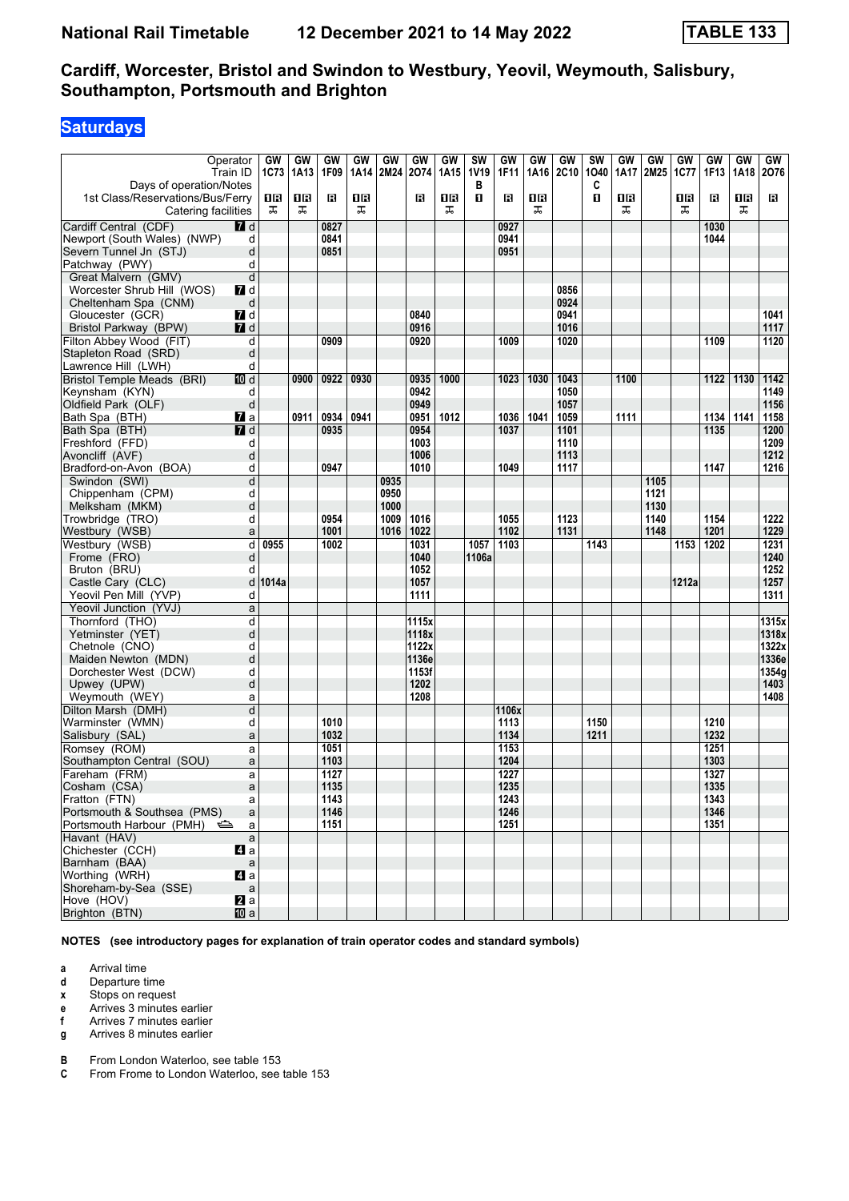| Operator | | GW | GW | GW | GW | GW | GW | GW | SW | GW | GW | GW | SW | GW | GW | GW | GW | GW | GW |
|---|---|---|---|---|---|---|---|---|---|---|---|---|---|---|---|---|---|---|---|
| Train ID | | 1C73 | 1A13 | 1F09 | 1A14 | 2M24 | 2O74 | 1A15 | 1V19 | 1F11 | 1A16 | 2C10 | 1O40 | 1A17 | 2M25 | 1C77 | 1F13 | 1A18 | 2O76 |
| Days of operation/Notes | | | | | | | | | B | | | | C | | | | | | |
| 1st Class/Reservations/Bus/Ferry | | 1R | 1R | R | 1R | | R | 1R | 1 | R | 1R | | 1 | 1R | | 1R | R | 1R | R |
| Catering facilities | | ⊼ | ⊼ | | ⊼ | | | ⊼ | | | ⊼ | | | ⊼ | | ⊼ | | ⊼ | |
| Cardiff Central (CDF) | 7 d | | | 0827 | | | | | | 0927 | | | | | | | 1030 | | |
| Newport (South Wales) (NWP) | d | | | 0841 | | | | | | 0941 | | | | | | | 1044 | | |
| Severn Tunnel Jn (STJ) | d | | | 0851 | | | | | | 0951 | | | | | | | | | |
| Patchway (PWY) | d | | | | | | | | | | | | | | | | | | |
| Great Malvern (GMV) | d | | | | | | | | | | | | | | | | | | |
| Worcester Shrub Hill (WOS) | 7 d | | | | | | | | | | | 0856 | | | | | | | |
| Cheltenham Spa (CNM) | d | | | | | | | | | | | 0924 | | | | | | | |
| Gloucester (GCR) | 7 d | | | | | | 0840 | | | | | 0941 | | | | | | | 1041 |
| Bristol Parkway (BPW) | 7 d | | | | | | 0916 | | | | | 1016 | | | | | | | 1117 |
| Filton Abbey Wood (FIT) | d | | | 0909 | | | 0920 | | | 1009 | | 1020 | | | | | 1109 | | 1120 |
| Stapleton Road (SRD) | d | | | | | | | | | | | | | | | | | | |
| Lawrence Hill (LWH) | d | | | | | | | | | | | | | | | | | | |
| Bristol Temple Meads (BRI) | 10 d | | 0900 | 0922 | 0930 | | 0935 | 1000 | | 1023 | 1030 | 1043 | | 1100 | | | 1122 | 1130 | 1142 |
| Keynsham (KYN) | d | | | | | | 0942 | | | | | 1050 | | | | | | | 1149 |
| Oldfield Park (OLF) | d | | | | | | 0949 | | | | | 1057 | | | | | | | 1156 |
| Bath Spa (BTH) | 7 a | | 0911 | 0934 | 0941 | | 0951 | 1012 | | 1036 | 1041 | 1059 | | 1111 | | | 1134 | 1141 | 1158 |
| Bath Spa (BTH) | 7 d | | | 0935 | | | 0954 | | | 1037 | | 1101 | | | | | 1135 | | 1200 |
| Freshford (FFD) | d | | | | | | 1003 | | | | | 1110 | | | | | | | 1209 |
| Avoncliff (AVF) | d | | | | | | 1006 | | | | | 1113 | | | | | | | 1212 |
| Bradford-on-Avon (BOA) | d | | | 0947 | | | 1010 | | | 1049 | | 1117 | | | | | 1147 | | 1216 |
| Swindon (SWI) | d | | | | | 0935 | | | | | | | | | 1105 | | | | |
| Chippenham (CPM) | d | | | | | 0950 | | | | | | | | | 1121 | | | | |
| Melksham (MKM) | d | | | | | 1000 | | | | | | | | | 1130 | | | | |
| Trowbridge (TRO) | d | | | 0954 | | 1009 | 1016 | | | 1055 | | 1123 | | | 1140 | | 1154 | | 1222 |
| Westbury (WSB) | a | | | 1001 | | 1016 | 1022 | | | 1102 | | 1131 | | | 1148 | | 1201 | | 1229 |
| Westbury (WSB) | d | 0955 | | 1002 | | | 1031 | | 1057 | 1103 | | | 1143 | | | 1153 | 1202 | | 1231 |
| Frome (FRO) | d | | | | | | 1040 | | 1106a | | | | | | | | | | 1240 |
| Bruton (BRU) | d | | | | | | 1052 | | | | | | | | | | | | 1252 |
| Castle Cary (CLC) | d | 1014a | | | | | 1057 | | | | | | | | | 1212a | | | 1257 |
| Yeovil Pen Mill (YVP) | d | | | | | | 1111 | | | | | | | | | | | | 1311 |
| Yeovil Junction (YVJ) | a | | | | | | | | | | | | | | | | | | |
| Thornford (THO) | d | | | | | | 1115x | | | | | | | | | | | | 1315x |
| Yetminster (YET) | d | | | | | | 1118x | | | | | | | | | | | | 1318x |
| Chetnole (CNO) | d | | | | | | 1122x | | | | | | | | | | | | 1322x |
| Maiden Newton (MDN) | d | | | | | | 1136e | | | | | | | | | | | | 1336e |
| Dorchester West (DCW) | d | | | | | | 1153f | | | | | | | | | | | | 1354g |
| Upwey (UPW) | d | | | | | | 1202 | | | | | | | | | | | | 1403 |
| Weymouth (WEY) | a | | | | | | 1208 | | | | | | | | | | | | 1408 |
| Dilton Marsh (DMH) | d | | | | | | | | | 1106x | | | | | | | | | |
| Warminster (WMN) | d | | | 1010 | | | | | | 1113 | | | 1150 | | | | 1210 | | |
| Salisbury (SAL) | a | | | 1032 | | | | | | 1134 | | | 1211 | | | | 1232 | | |
| Romsey (ROM) | a | | | 1051 | | | | | | 1153 | | | | | | | 1251 | | |
| Southampton Central (SOU) | a | | | 1103 | | | | | | 1204 | | | | | | | 1303 | | |
| Fareham (FRM) | a | | | 1127 | | | | | | 1227 | | | | | | | 1327 | | |
| Cosham (CSA) | a | | | 1135 | | | | | | 1235 | | | | | | | 1335 | | |
| Fratton (FTN) | a | | | 1143 | | | | | | 1243 | | | | | | | 1343 | | |
| Portsmouth & Southsea (PMS) | a | | | 1146 | | | | | | 1246 | | | | | | | 1346 | | |
| Portsmouth Harbour (PMH) ⛴ | a | | | 1151 | | | | | | 1251 | | | | | | | 1351 | | |
| Havant (HAV) | a | | | | | | | | | | | | | | | | | | |
| Chichester (CCH) | 4 a | | | | | | | | | | | | | | | | | | |
| Barnham (BAA) | a | | | | | | | | | | | | | | | | | | |
| Worthing (WRH) | 4 a | | | | | | | | | | | | | | | | | | |
| Shoreham-by-Sea (SSE) | a | | | | | | | | | | | | | | | | | | |
| Hove (HOV) | 2 a | | | | | | | | | | | | | | | | | | |
| Brighton (BTN) | 10 a | | | | | | | | | | | | | | | | | | |

**NOTES (see introductory pages for explanation of train operator codes and standard symbols)**

- **a** Arrival time
- **d** Departure time
- **x** Stops on request
- **e** Arrives 3 minutes earlier
- **f** Arrives 7 minutes earlier
- **g** Arrives 8 minutes earlier

- **B** From London Waterloo, see table 153
- **C** From Frome to London Waterloo, see table 153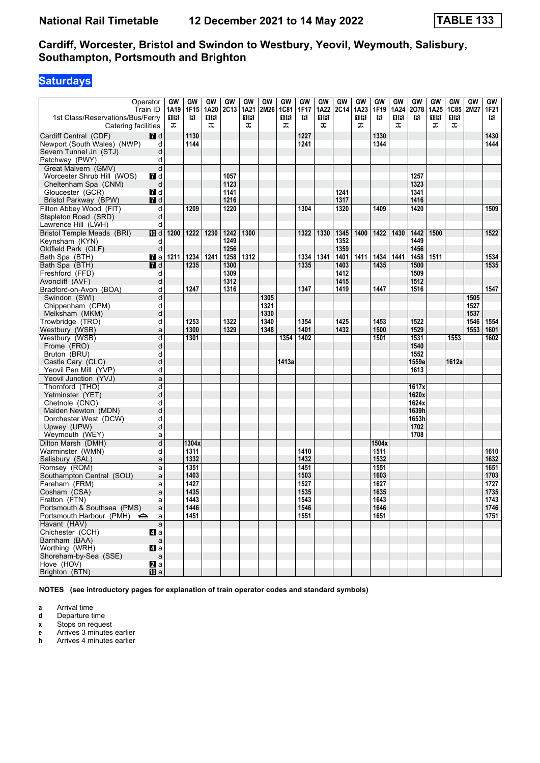# National Rail Timetable — 12 December 2021 to 14 May 2022 — TABLE 133

## Cardiff, Worcester, Bristol and Swindon to Westbury, Yeovil, Weymouth, Salisbury, Southampton, Portsmouth and Brighton

### Saturdays

| Operator | | GW | GW | GW | GW | GW | GW | GW | GW | GW | GW | GW | GW | GW | GW | GW | GW | GW | GW |
|---|---|---|---|---|---|---|---|---|---|---|---|---|---|---|---|---|---|---|---|
| Train ID | | 1A19 | 1F15 | 1A20 | 2C13 | 1A21 | 2M26 | 1C81 | 1F17 | 1A22 | 2C14 | 1A23 | 1F19 | 1A24 | 2O78 | 1A25 | 1C85 | 2M27 | 1F21 |
| 1st Class/Reservations/Bus/Ferry | | 1R | R | 1R | | 1R | | 1R | R | 1R | | 1R | R | 1R | R | 1R | 1R | | R |
| Catering facilities | | ⊼ | | ⊼ | | ⊼ | | ⊼ | | ⊼ | | ⊼ | | ⊼ | | ⊼ | ⊼ | | |
| Cardiff Central (CDF) | 7 d | | 1130 | | | | | | 1227 | | | | 1330 | | | | | | 1430 |
| Newport (South Wales) (NWP) | d | | 1144 | | | | | | 1241 | | | | 1344 | | | | | | 1444 |
| Severn Tunnel Jn (STJ) | d | | | | | | | | | | | | | | | | | | |
| Patchway (PWY) | d | | | | | | | | | | | | | | | | | | |
| Great Malvern (GMV) | d | | | | | | | | | | | | | | | | | | |
| Worcester Shrub Hill (WOS) | 7 d | | | | 1057 | | | | | | | | | | 1257 | | | | |
| Cheltenham Spa (CNM) | d | | | | 1123 | | | | | | | | | | 1323 | | | | |
| Gloucester (GCR) | 7 d | | | | 1141 | | | | | | 1241 | | | | 1341 | | | | |
| Bristol Parkway (BPW) | 7 d | | | | 1216 | | | | | | 1317 | | | | 1416 | | | | |
| Filton Abbey Wood (FIT) | d | | 1209 | | 1220 | | | | 1304 | | 1320 | | 1409 | | 1420 | | | | 1509 |
| Stapleton Road (SRD) | d | | | | | | | | | | | | | | | | | | |
| Lawrence Hill (LWH) | d | | | | | | | | | | | | | | | | | | |
| Bristol Temple Meads (BRI) | 10 d | 1200 | 1222 | 1230 | 1242 | 1300 | | | 1322 | 1330 | 1345 | 1400 | 1422 | 1430 | 1442 | 1500 | | | 1522 |
| Keynsham (KYN) | d | | | | 1249 | | | | | | 1352 | | | | 1449 | | | | |
| Oldfield Park (OLF) | d | | | | 1256 | | | | | | 1359 | | | | 1456 | | | | |
| Bath Spa (BTH) | 7 a | 1211 | 1234 | 1241 | 1258 | 1312 | | | 1334 | 1341 | 1401 | 1411 | 1434 | 1441 | 1458 | 1511 | | | 1534 |
| Bath Spa (BTH) | 7 d | | 1235 | | 1300 | | | | 1335 | | 1403 | | 1435 | | 1500 | | | | 1535 |
| Freshford (FFD) | d | | | | 1309 | | | | | | 1412 | | | | 1509 | | | | |
| Avoncliff (AVF) | d | | | | 1312 | | | | | | 1415 | | | | 1512 | | | | |
| Bradford-on-Avon (BOA) | d | | 1247 | | 1316 | | | | 1347 | | 1419 | | 1447 | | 1516 | | | | 1547 |
| Swindon (SWI) | d | | | | | | 1305 | | | | | | | | | | | 1505 | |
| Chippenham (CPM) | d | | | | | | 1321 | | | | | | | | | | | 1527 | |
| Melksham (MKM) | d | | | | | | 1330 | | | | | | | | | | | 1537 | |
| Trowbridge (TRO) | d | | 1253 | | 1322 | | 1340 | | 1354 | | 1425 | | 1453 | | 1522 | | | 1546 | 1554 |
| Westbury (WSB) | a | | 1300 | | 1329 | | 1348 | | 1401 | | 1432 | | 1500 | | 1529 | | | 1553 | 1601 |
| Westbury (WSB) | d | | 1301 | | | | | 1354 | 1402 | | | | 1501 | | 1531 | | 1553 | | 1602 |
| Frome (FRO) | d | | | | | | | | | | | | | | 1540 | | | | |
| Bruton (BRU) | d | | | | | | | | | | | | | | 1552 | | | | |
| Castle Cary (CLC) | d | | | | | | | 1413a | | | | | | | 1559e | | 1612a | | |
| Yeovil Pen Mill (YVP) | d | | | | | | | | | | | | | | 1613 | | | | |
| Yeovil Junction (YVJ) | a | | | | | | | | | | | | | | | | | | |
| Thornford (THO) | d | | | | | | | | | | | | | | 1617x | | | | |
| Yetminster (YET) | d | | | | | | | | | | | | | | 1620x | | | | |
| Chetnole (CNO) | d | | | | | | | | | | | | | | 1624x | | | | |
| Maiden Newton (MDN) | d | | | | | | | | | | | | | | 1639h | | | | |
| Dorchester West (DCW) | d | | | | | | | | | | | | | | 1653h | | | | |
| Upwey (UPW) | d | | | | | | | | | | | | | | 1702 | | | | |
| Weymouth (WEY) | a | | | | | | | | | | | | | | 1708 | | | | |
| Dilton Marsh (DMH) | d | | 1304x | | | | | | | | | | 1504x | | | | | | |
| Warminster (WMN) | d | | 1311 | | | | | | 1410 | | | | 1511 | | | | | | 1610 |
| Salisbury (SAL) | a | | 1332 | | | | | | 1432 | | | | 1532 | | | | | | 1632 |
| Romsey (ROM) | a | | 1351 | | | | | | 1451 | | | | 1551 | | | | | | 1651 |
| Southampton Central (SOU) | a | | 1403 | | | | | | 1503 | | | | 1603 | | | | | | 1703 |
| Fareham (FRM) | a | | 1427 | | | | | | 1527 | | | | 1627 | | | | | | 1727 |
| Cosham (CSA) | a | | 1435 | | | | | | 1535 | | | | 1635 | | | | | | 1735 |
| Fratton (FTN) | a | | 1443 | | | | | | 1543 | | | | 1643 | | | | | | 1743 |
| Portsmouth & Southsea (PMS) | a | | 1446 | | | | | | 1546 | | | | 1646 | | | | | | 1746 |
| Portsmouth Harbour (PMH) ⛴ | a | | 1451 | | | | | | 1551 | | | | 1651 | | | | | | 1751 |
| Havant (HAV) | a | | | | | | | | | | | | | | | | | | |
| Chichester (CCH) | 4 a | | | | | | | | | | | | | | | | | | |
| Barnham (BAA) | a | | | | | | | | | | | | | | | | | | |
| Worthing (WRH) | 4 a | | | | | | | | | | | | | | | | | | |
| Shoreham-by-Sea (SSE) | a | | | | | | | | | | | | | | | | | | |
| Hove (HOV) | 2 a | | | | | | | | | | | | | | | | | | |
| Brighton (BTN) | 10 a | | | | | | | | | | | | | | | | | | |

**NOTES (see introductory pages for explanation of train operator codes and standard symbols)**

- **a** Arrival time
- **d** Departure time
- **x** Stops on request
- **e** Arrives 3 minutes earlier
- **h** Arrives 4 minutes earlier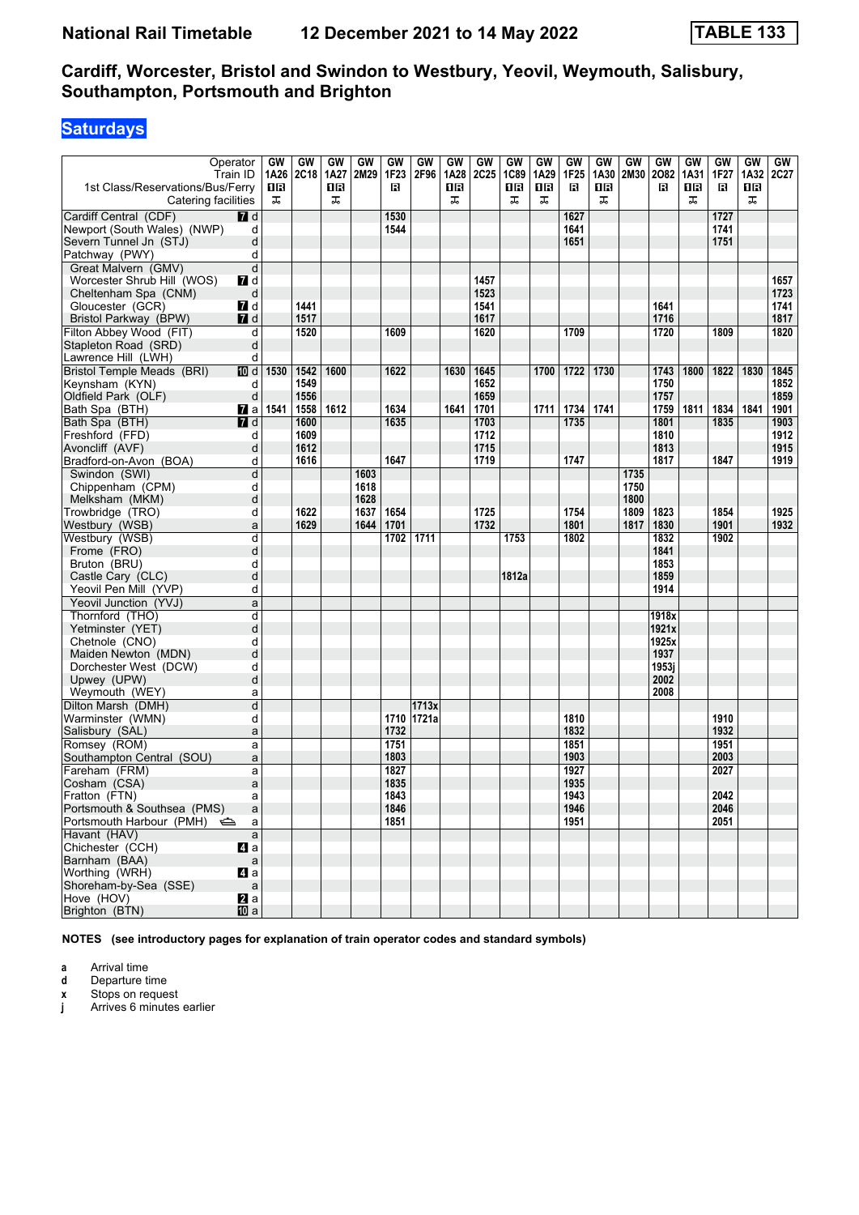# National Rail Timetable 12 December 2021 to 14 May 2022 TABLE 133

## Cardiff, Worcester, Bristol and Swindon to Westbury, Yeovil, Weymouth, Salisbury, Southampton, Portsmouth and Brighton

### Saturdays

| Operator | | GW | GW | GW | GW | GW | GW | GW | GW | GW | GW | GW | GW | GW | GW | GW | GW | GW | GW |
|---|---|---|---|---|---|---|---|---|---|---|---|---|---|---|---|---|---|---|---|
| Train ID | | 1A26 | 2C18 | 1A27 | 2M29 | 1F23 | 2F96 | 1A28 | 2C25 | 1C89 | 1A29 | 1F25 | 1A30 | 2M30 | 2O82 | 1A31 | 1F27 | 1A32 | 2C27 |
| 1st Class/Reservations/Bus/Ferry | | 1R | | 1R | | R | | 1R | | 1R | 1R | R | 1R | | R | 1R | R | 1R | |
| Catering facilities | | T | | T | | | | T | | T | T | | T | | | T | | T | |
| Cardiff Central (CDF) | 7 d | | | | | 1530 | | | | | | 1627 | | | | | 1727 | | |
| Newport (South Wales) (NWP) | d | | | | | 1544 | | | | | | 1641 | | | | | 1741 | | |
| Severn Tunnel Jn (STJ) | d | | | | | | | | | | | 1651 | | | | | 1751 | | |
| Patchway (PWY) | d | | | | | | | | | | | | | | | | | | |
| Great Malvern (GMV) | d | | | | | | | | | | | | | | | | | | |
| Worcester Shrub Hill (WOS) | 7 d | | | | | | | | 1457 | | | | | | | | | | 1657 |
| Cheltenham Spa (CNM) | d | | | | | | | | 1523 | | | | | | | | | | 1723 |
| Gloucester (GCR) | 7 d | | 1441 | | | | | | 1541 | | | | | | 1641 | | | | 1741 |
| Bristol Parkway (BPW) | 7 d | | 1517 | | | | | | 1617 | | | | | | 1716 | | | | 1817 |
| Filton Abbey Wood (FIT) | d | | 1520 | | | 1609 | | | 1620 | | | 1709 | | | 1720 | | 1809 | | 1820 |
| Stapleton Road (SRD) | d | | | | | | | | | | | | | | | | | | |
| Lawrence Hill (LWH) | d | | | | | | | | | | | | | | | | | | |
| Bristol Temple Meads (BRI) | 10 d | 1530 | 1542 | 1600 | | 1622 | | 1630 | 1645 | | 1700 | 1722 | 1730 | | 1743 | 1800 | 1822 | 1830 | 1845 |
| Keynsham (KYN) | d | | 1549 | | | | | | 1652 | | | | | | 1750 | | | | 1852 |
| Oldfield Park (OLF) | d | | 1556 | | | | | | 1659 | | | | | | 1757 | | | | 1859 |
| Bath Spa (BTH) | 7 a | 1541 | 1558 | 1612 | | 1634 | | 1641 | 1701 | | 1711 | 1734 | 1741 | | 1759 | 1811 | 1834 | 1841 | 1901 |
| Bath Spa (BTH) | 7 d | | 1600 | | | 1635 | | | 1703 | | | 1735 | | | 1801 | | 1835 | | 1903 |
| Freshford (FFD) | d | | 1609 | | | | | | 1712 | | | | | | 1810 | | | | 1912 |
| Avoncliff (AVF) | d | | 1612 | | | | | | 1715 | | | | | | 1813 | | | | 1915 |
| Bradford-on-Avon (BOA) | d | | 1616 | | | 1647 | | | 1719 | | | 1747 | | | 1817 | | 1847 | | 1919 |
| Swindon (SWI) | d | | | | 1603 | | | | | | | | | 1735 | | | | | |
| Chippenham (CPM) | d | | | | 1618 | | | | | | | | | 1750 | | | | | |
| Melksham (MKM) | d | | | | 1628 | | | | | | | | | 1800 | | | | | |
| Trowbridge (TRO) | d | | 1622 | | 1637 | 1654 | | | 1725 | | | 1754 | | 1809 | 1823 | | 1854 | | 1925 |
| Westbury (WSB) | a | | 1629 | | 1644 | 1701 | | | 1732 | | | 1801 | | 1817 | 1830 | | 1901 | | 1932 |
| Westbury (WSB) | d | | | | | 1702 | 1711 | | | 1753 | | 1802 | | | 1832 | | 1902 | | |
| Frome (FRO) | d | | | | | | | | | | | | | | 1841 | | | | |
| Bruton (BRU) | d | | | | | | | | | | | | | | 1853 | | | | |
| Castle Cary (CLC) | d | | | | | | | | | 1812a | | | | | 1859 | | | | |
| Yeovil Pen Mill (YVP) | d | | | | | | | | | | | | | | 1914 | | | | |
| Yeovil Junction (YVJ) | a | | | | | | | | | | | | | | | | | | |
| Thornford (THO) | d | | | | | | | | | | | | | | 1918x | | | | |
| Yetminster (YET) | d | | | | | | | | | | | | | | 1921x | | | | |
| Chetnole (CNO) | d | | | | | | | | | | | | | | 1925x | | | | |
| Maiden Newton (MDN) | d | | | | | | | | | | | | | | 1937 | | | | |
| Dorchester West (DCW) | d | | | | | | | | | | | | | | 1953j | | | | |
| Upwey (UPW) | d | | | | | | | | | | | | | | 2002 | | | | |
| Weymouth (WEY) | a | | | | | | | | | | | | | | 2008 | | | | |
| Dilton Marsh (DMH) | d | | | | | | 1713x | | | | | | | | | | | | |
| Warminster (WMN) | d | | | | | 1710 | 1721a | | | | | 1810 | | | | | 1910 | | |
| Salisbury (SAL) | a | | | | | 1732 | | | | | | 1832 | | | | | 1932 | | |
| Romsey (ROM) | a | | | | | 1751 | | | | | | 1851 | | | | | 1951 | | |
| Southampton Central (SOU) | a | | | | | 1803 | | | | | | 1903 | | | | | 2003 | | |
| Fareham (FRM) | a | | | | | 1827 | | | | | | 1927 | | | | | 2027 | | |
| Cosham (CSA) | a | | | | | 1835 | | | | | | 1935 | | | | | | | |
| Fratton (FTN) | a | | | | | 1843 | | | | | | 1943 | | | | | 2042 | | |
| Portsmouth & Southsea (PMS) | a | | | | | 1846 | | | | | | 1946 | | | | | 2046 | | |
| Portsmouth Harbour (PMH) ⛴ | a | | | | | 1851 | | | | | | 1951 | | | | | 2051 | | |
| Havant (HAV) | a | | | | | | | | | | | | | | | | | | |
| Chichester (CCH) | 4 a | | | | | | | | | | | | | | | | | | |
| Barnham (BAA) | a | | | | | | | | | | | | | | | | | | |
| Worthing (WRH) | 4 a | | | | | | | | | | | | | | | | | | |
| Shoreham-by-Sea (SSE) | a | | | | | | | | | | | | | | | | | | |
| Hove (HOV) | 2 a | | | | | | | | | | | | | | | | | | |
| Brighton (BTN) | 10 a | | | | | | | | | | | | | | | | | | |

**NOTES (see introductory pages for explanation of train operator codes and standard symbols)**

- **a** Arrival time
- **d** Departure time
- **x** Stops on request
- **j** Arrives 6 minutes earlier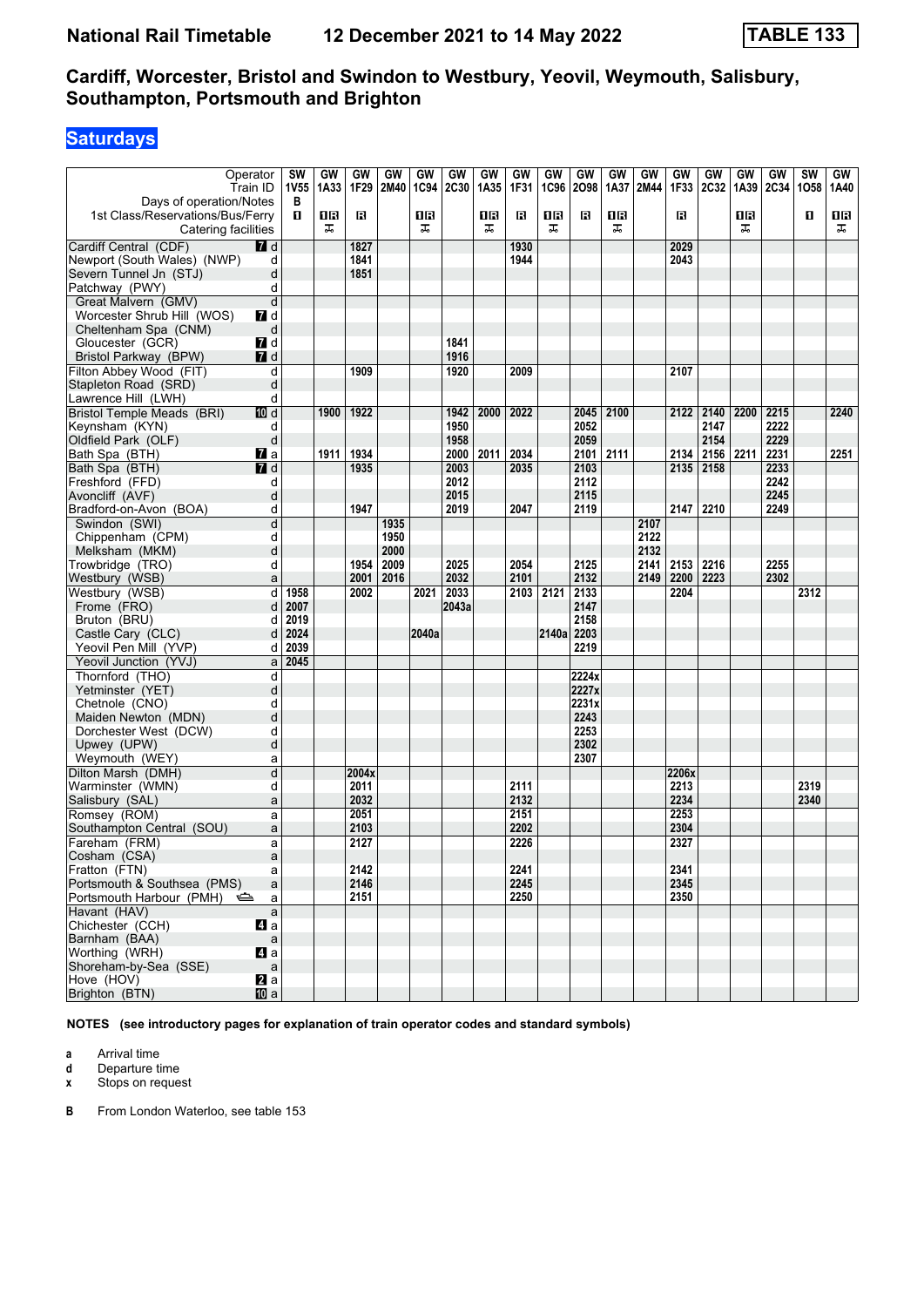# National Rail Timetable 12 December 2021 to 14 May 2022 TABLE 133

## Cardiff, Worcester, Bristol and Swindon to Westbury, Yeovil, Weymouth, Salisbury, Southampton, Portsmouth and Brighton

### Saturdays

| Operator | | SW | GW | GW | GW | GW | GW | GW | GW | GW | GW | GW | GW | GW | GW | GW | GW | SW | GW |
|---|---|---|---|---|---|---|---|---|---|---|---|---|---|---|---|---|---|---|---|
| Train ID | | 1V55 | 1A33 | 1F29 | 2M40 | 1C94 | 2C30 | 1A35 | 1F31 | 1C96 | 2O98 | 1A37 | 2M44 | 1F33 | 2C32 | 1A39 | 2C34 | 1O58 | 1A40 |
| Days of operation/Notes | | B | | | | | | | | | | | | | | | | | |
| 1st Class/Reservations/Bus/Ferry | | 1 | 1R | R | | 1R | | 1R | R | 1R | R | 1R | | R | | 1R | | 1 | 1R |
| Catering facilities | | | 🍽 | | | 🍽 | | 🍽 | | 🍽 | | 🍽 | | | | 🍽 | | | 🍽 |
| Cardiff Central (CDF) | 7 d | | | 1827 | | | | | 1930 | | | | | 2029 | | | | | |
| Newport (South Wales) (NWP) | d | | | 1841 | | | | | 1944 | | | | | 2043 | | | | | |
| Severn Tunnel Jn (STJ) | d | | | 1851 | | | | | | | | | | | | | | | |
| Patchway (PWY) | d | | | | | | | | | | | | | | | | | | |
| Great Malvern (GMV) | d | | | | | | | | | | | | | | | | | | |
| Worcester Shrub Hill (WOS) | 7 d | | | | | | | | | | | | | | | | | | |
| Cheltenham Spa (CNM) | d | | | | | | | | | | | | | | | | | | |
| Gloucester (GCR) | 7 d | | | | | | 1841 | | | | | | | | | | | | |
| Bristol Parkway (BPW) | 7 d | | | | | | 1916 | | | | | | | | | | | | |
| Filton Abbey Wood (FIT) | d | | | 1909 | | | 1920 | | 2009 | | | | | 2107 | | | | | |
| Stapleton Road (SRD) | d | | | | | | | | | | | | | | | | | | |
| Lawrence Hill (LWH) | d | | | | | | | | | | | | | | | | | | |
| Bristol Temple Meads (BRI) | 10 d | | 1900 | 1922 | | | 1942 | 2000 | 2022 | | 2045 | 2100 | | 2122 | 2140 | 2200 | 2215 | | 2240 |
| Keynsham (KYN) | d | | | | | | 1950 | | | | 2052 | | | | 2147 | | 2222 | | |
| Oldfield Park (OLF) | d | | | | | | 1958 | | | | 2059 | | | | 2154 | | 2229 | | |
| Bath Spa (BTH) | 7 a | | 1911 | 1934 | | | 2000 | 2011 | 2034 | | 2101 | 2111 | | 2134 | 2156 | 2211 | 2231 | | 2251 |
| Bath Spa (BTH) | 7 d | | | 1935 | | | 2003 | | 2035 | | 2103 | | | 2135 | 2158 | | 2233 | | |
| Freshford (FFD) | d | | | | | | 2012 | | | | 2112 | | | | | | 2242 | | |
| Avoncliff (AVF) | d | | | | | | 2015 | | | | 2115 | | | | | | 2245 | | |
| Bradford-on-Avon (BOA) | d | | | 1947 | | | 2019 | | 2047 | | 2119 | | | 2147 | 2210 | | 2249 | | |
| Swindon (SWI) | d | | | | 1935 | | | | | | | | 2107 | | | | | | |
| Chippenham (CPM) | d | | | | 1950 | | | | | | | | 2122 | | | | | | |
| Melksham (MKM) | d | | | | 2000 | | | | | | | | 2132 | | | | | | |
| Trowbridge (TRO) | d | | | 1954 | 2009 | | 2025 | | 2054 | | 2125 | | 2141 | 2153 | 2216 | | 2255 | | |
| Westbury (WSB) | a | | | 2001 | 2016 | | 2032 | | 2101 | | 2132 | | 2149 | 2200 | 2223 | | 2302 | | |
| Westbury (WSB) | d | 1958 | | 2002 | | 2021 | 2033 | | 2103 | 2121 | 2133 | | | 2204 | | | | 2312 | |
| Frome (FRO) | d | 2007 | | | | | 2043a | | | | 2147 | | | | | | | | |
| Bruton (BRU) | d | 2019 | | | | | | | | | 2158 | | | | | | | | |
| Castle Cary (CLC) | d | 2024 | | | | 2040a | | | | 2140a | 2203 | | | | | | | | |
| Yeovil Pen Mill (YVP) | d | 2039 | | | | | | | | | 2219 | | | | | | | | |
| Yeovil Junction (YVJ) | a | 2045 | | | | | | | | | | | | | | | | | |
| Thornford (THO) | d | | | | | | | | | | 2224x | | | | | | | | |
| Yetminster (YET) | d | | | | | | | | | | 2227x | | | | | | | | |
| Chetnole (CNO) | d | | | | | | | | | | 2231x | | | | | | | | |
| Maiden Newton (MDN) | d | | | | | | | | | | 2243 | | | | | | | | |
| Dorchester West (DCW) | d | | | | | | | | | | 2253 | | | | | | | | |
| Upwey (UPW) | d | | | | | | | | | | 2302 | | | | | | | | |
| Weymouth (WEY) | a | | | | | | | | | | 2307 | | | | | | | | |
| Dilton Marsh (DMH) | d | | | 2004x | | | | | | | | | | 2206x | | | | | |
| Warminster (WMN) | d | | | 2011 | | | | | 2111 | | | | | 2213 | | | | 2319 | |
| Salisbury (SAL) | a | | | 2032 | | | | | 2132 | | | | | 2234 | | | | 2340 | |
| Romsey (ROM) | a | | | 2051 | | | | | 2151 | | | | | 2253 | | | | | |
| Southampton Central (SOU) | a | | | 2103 | | | | | 2202 | | | | | 2304 | | | | | |
| Fareham (FRM) | a | | | 2127 | | | | | 2226 | | | | | 2327 | | | | | |
| Cosham (CSA) | a | | | | | | | | | | | | | | | | | | |
| Fratton (FTN) | a | | | 2142 | | | | | 2241 | | | | | 2341 | | | | | |
| Portsmouth & Southsea (PMS) | a | | | 2146 | | | | | 2245 | | | | | 2345 | | | | | |
| Portsmouth Harbour (PMH) ⛴ | a | | | 2151 | | | | | 2250 | | | | | 2350 | | | | | |
| Havant (HAV) | a | | | | | | | | | | | | | | | | | | |
| Chichester (CCH) | 4 a | | | | | | | | | | | | | | | | | | |
| Barnham (BAA) | a | | | | | | | | | | | | | | | | | | |
| Worthing (WRH) | 4 a | | | | | | | | | | | | | | | | | | |
| Shoreham-by-Sea (SSE) | a | | | | | | | | | | | | | | | | | | |
| Hove (HOV) | 2 a | | | | | | | | | | | | | | | | | | |
| Brighton (BTN) | 10 a | | | | | | | | | | | | | | | | | | |

**NOTES (see introductory pages for explanation of train operator codes and standard symbols)**

- **a** Arrival time
- **d** Departure time
- **x** Stops on request

**B** From London Waterloo, see table 153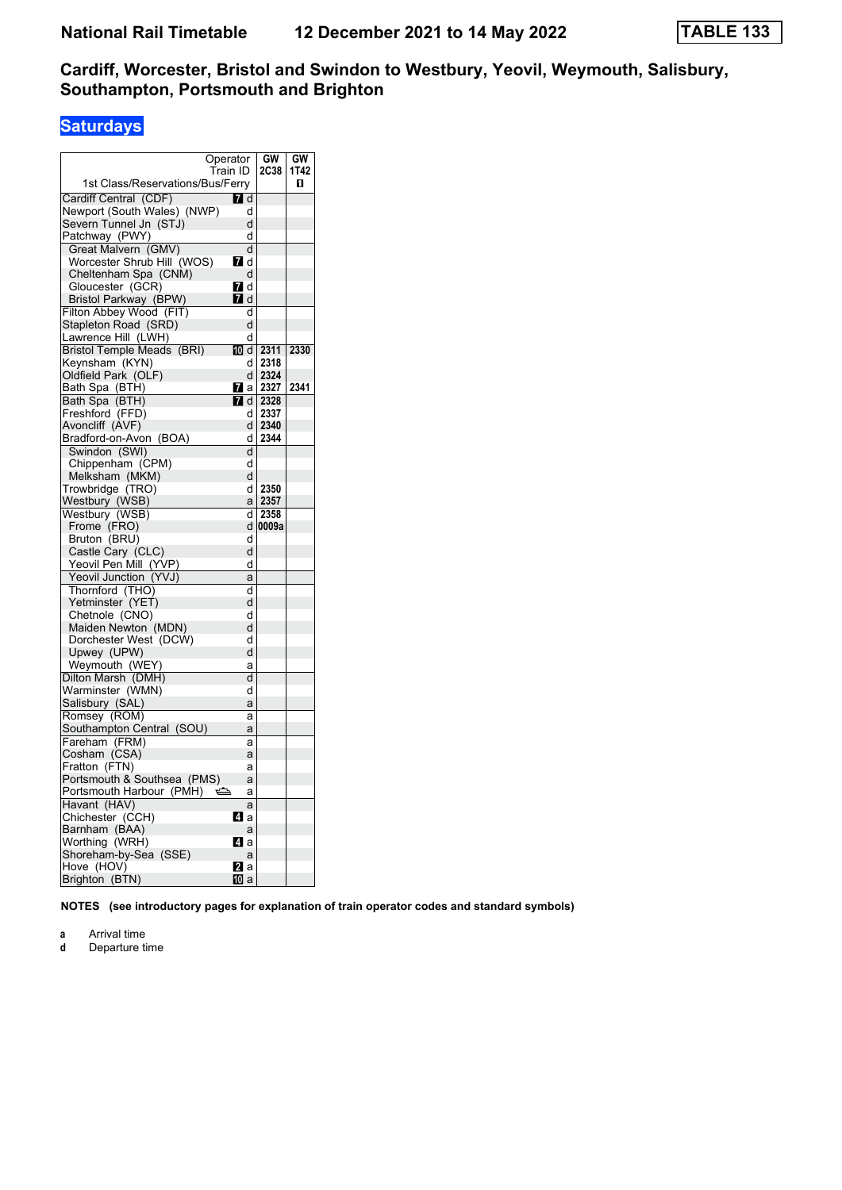# National Rail Timetable 12 December 2021 to 14 May 2022 TABLE 133

## Cardiff, Worcester, Bristol and Swindon to Westbury, Yeovil, Weymouth, Salisbury, Southampton, Portsmouth and Brighton

### Saturdays

| Operator | | GW | GW |
|---|---|---|---|
| Train ID | | 2C38 | 1T42 |
| 1st Class/Reservations/Bus/Ferry | | | 1 |
| Cardiff Central (CDF) | 7 d | | |
| Newport (South Wales) (NWP) | d | | |
| Severn Tunnel Jn (STJ) | d | | |
| Patchway (PWY) | d | | |
| Great Malvern (GMV) | d | | |
| Worcester Shrub Hill (WOS) | 7 d | | |
| Cheltenham Spa (CNM) | d | | |
| Gloucester (GCR) | 7 d | | |
| Bristol Parkway (BPW) | 7 d | | |
| Filton Abbey Wood (FIT) | d | | |
| Stapleton Road (SRD) | d | | |
| Lawrence Hill (LWH) | d | | |
| Bristol Temple Meads (BRI) | 10 d | 2311 | 2330 |
| Keynsham (KYN) | d | 2318 | |
| Oldfield Park (OLF) | d | 2324 | |
| Bath Spa (BTH) | 7 a | 2327 | 2341 |
| Bath Spa (BTH) | 7 d | 2328 | |
| Freshford (FFD) | d | 2337 | |
| Avoncliff (AVF) | d | 2340 | |
| Bradford-on-Avon (BOA) | d | 2344 | |
| Swindon (SWI) | d | | |
| Chippenham (CPM) | d | | |
| Melksham (MKM) | d | | |
| Trowbridge (TRO) | d | 2350 | |
| Westbury (WSB) | a | 2357 | |
| Westbury (WSB) | d | 2358 | |
| Frome (FRO) | d | 0009a | |
| Bruton (BRU) | d | | |
| Castle Cary (CLC) | d | | |
| Yeovil Pen Mill (YVP) | d | | |
| Yeovil Junction (YVJ) | a | | |
| Thornford (THO) | d | | |
| Yetminster (YET) | d | | |
| Chetnole (CNO) | d | | |
| Maiden Newton (MDN) | d | | |
| Dorchester West (DCW) | d | | |
| Upwey (UPW) | d | | |
| Weymouth (WEY) | a | | |
| Dilton Marsh (DMH) | d | | |
| Warminster (WMN) | d | | |
| Salisbury (SAL) | a | | |
| Romsey (ROM) | a | | |
| Southampton Central (SOU) | a | | |
| Fareham (FRM) | a | | |
| Cosham (CSA) | a | | |
| Fratton (FTN) | a | | |
| Portsmouth & Southsea (PMS) | a | | |
| Portsmouth Harbour (PMH) ⛴ | a | | |
| Havant (HAV) | a | | |
| Chichester (CCH) | 4 a | | |
| Barnham (BAA) | a | | |
| Worthing (WRH) | 4 a | | |
| Shoreham-by-Sea (SSE) | a | | |
| Hove (HOV) | 2 a | | |
| Brighton (BTN) | 10 a | | |

**NOTES (see introductory pages for explanation of train operator codes and standard symbols)**

**a** Arrival time
**d** Departure time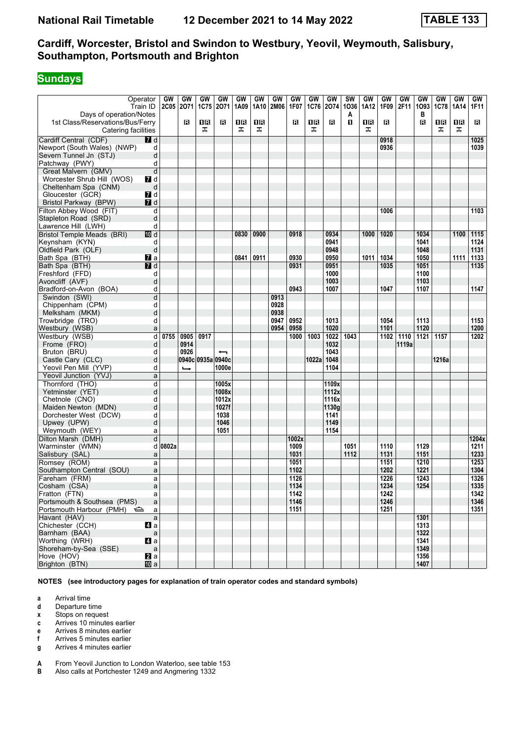# National Rail Timetable 12 December 2021 to 14 May 2022 TABLE 133

## Cardiff, Worcester, Bristol and Swindon to Westbury, Yeovil, Weymouth, Salisbury, Southampton, Portsmouth and Brighton

**Sundays**

| Operator | | GW | GW | GW | GW | GW | GW | GW | GW | GW | GW | SW | GW | GW | GW | GW | GW | GW | GW |
|---|---|---|---|---|---|---|---|---|---|---|---|---|---|---|---|---|---|---|---|
| Train ID | | 2C05 | 2O71 | 1C75 | 2O71 | 1A09 | 1A10 | 2M06 | 1F07 | 1C76 | 2O74 | 1O36 | 1A12 | 1F09 | 2F11 | 1O93 | 1C78 | 1A14 | 1F11 |
| Days of operation/Notes | | | | | | | | | | | | A | | | | B | | | |
| 1st Class/Reservations/Bus/Ferry | | | R | 1R | R | 1R | 1R | | R | 1R | R | 1 | 1R | R | | R | 1R | 1R | R |
| Catering facilities | | | | ⚹ | | ⚹ | ⚹ | | | ⚹ | | | ⚹ | | | | ⚹ | ⚹ | |
| Cardiff Central (CDF) | 7 d | | | | | | | | | | | | | 0918 | | | | | 1025 |
| Newport (South Wales) (NWP) | d | | | | | | | | | | | | | 0936 | | | | | 1039 |
| Severn Tunnel Jn (STJ) | d | | | | | | | | | | | | | | | | | | |
| Patchway (PWY) | d | | | | | | | | | | | | | | | | | | |
| Great Malvern (GMV) | d | | | | | | | | | | | | | | | | | | |
| Worcester Shrub Hill (WOS) | 7 d | | | | | | | | | | | | | | | | | | |
| Cheltenham Spa (CNM) | d | | | | | | | | | | | | | | | | | | |
| Gloucester (GCR) | 7 d | | | | | | | | | | | | | | | | | | |
| Bristol Parkway (BPW) | 7 d | | | | | | | | | | | | | | | | | | |
| Filton Abbey Wood (FIT) | d | | | | | | | | | | | | | 1006 | | | | | 1103 |
| Stapleton Road (SRD) | d | | | | | | | | | | | | | | | | | | |
| Lawrence Hill (LWH) | d | | | | | | | | | | | | | | | | | | |
| Bristol Temple Meads (BRI) | 10 d | | | | | 0830 | 0900 | | 0918 | | 0934 | | 1000 | 1020 | | 1034 | | 1100 | 1115 |
| Keynsham (KYN) | d | | | | | | | | | | 0941 | | | | | 1041 | | | 1124 |
| Oldfield Park (OLF) | d | | | | | | | | | | 0948 | | | | | 1048 | | | 1131 |
| Bath Spa (BTH) | 7 a | | | | | 0841 | 0911 | | 0930 | | 0950 | | 1011 | 1034 | | 1050 | | 1111 | 1133 |
| Bath Spa (BTH) | 7 d | | | | | | | | 0931 | | 0951 | | | 1035 | | 1051 | | | 1135 |
| Freshford (FFD) | d | | | | | | | | | | 1000 | | | | | 1100 | | | |
| Avoncliff (AVF) | d | | | | | | | | | | 1003 | | | | | 1103 | | | |
| Bradford-on-Avon (BOA) | d | | | | | | | | 0943 | | 1007 | | | 1047 | | 1107 | | | 1147 |
| Swindon (SWI) | d | | | | | | | 0913 | | | | | | | | | | | |
| Chippenham (CPM) | d | | | | | | | 0928 | | | | | | | | | | | |
| Melksham (MKM) | d | | | | | | | 0938 | | | | | | | | | | | |
| Trowbridge (TRO) | d | | | | | | | 0947 | 0952 | | 1013 | | | 1054 | | 1113 | | | 1153 |
| Westbury (WSB) | a | | | | | | | 0954 | 0958 | | 1020 | | | 1101 | | 1120 | | | 1200 |
| Westbury (WSB) | d | 0755 | 0905 | 0917 | | | | | 1000 | 1003 | 1022 | 1043 | | 1102 | 1110 | 1121 | 1157 | | 1202 |
| Frome (FRO) | d | | 0914 | | | | | | | | 1032 | | | | 1119a | | | | |
| Bruton (BRU) | d | | 0926 | | ← | | | | | | 1043 | | | | | | | | |
| Castle Cary (CLC) | d | | 0940c | 0935a | 0940c | | | | | 1022a | 1048 | | | | | | 1216a | | |
| Yeovil Pen Mill (YVP) | d | | ↳ | | 1000e | | | | | | 1104 | | | | | | | | |
| Yeovil Junction (YVJ) | a | | | | | | | | | | | | | | | | | | |
| Thornford (THO) | d | | | | 1005x | | | | | | 1109x | | | | | | | | |
| Yetminster (YET) | d | | | | 1008x | | | | | | 1112x | | | | | | | | |
| Chetnole (CNO) | d | | | | 1012x | | | | | | 1116x | | | | | | | | |
| Maiden Newton (MDN) | d | | | | 1027f | | | | | | 1130g | | | | | | | | |
| Dorchester West (DCW) | d | | | | 1038 | | | | | | 1141 | | | | | | | | |
| Upwey (UPW) | d | | | | 1046 | | | | | | 1149 | | | | | | | | |
| Weymouth (WEY) | a | | | | 1051 | | | | | | 1154 | | | | | | | | |
| Dilton Marsh (DMH) | d | | | | | | | | 1002x | | | | | | | | | | 1204x |
| Warminster (WMN) | d | 0802a | | | | | | | 1009 | | | 1051 | | 1110 | | 1129 | | | 1211 |
| Salisbury (SAL) | a | | | | | | | | 1031 | | | 1112 | | 1131 | | 1151 | | | 1233 |
| Romsey (ROM) | a | | | | | | | | 1051 | | | | | 1151 | | 1210 | | | 1253 |
| Southampton Central (SOU) | a | | | | | | | | 1102 | | | | | 1202 | | 1221 | | | 1304 |
| Fareham (FRM) | a | | | | | | | | 1126 | | | | | 1226 | | 1243 | | | 1326 |
| Cosham (CSA) | a | | | | | | | | 1134 | | | | | 1234 | | 1254 | | | 1335 |
| Fratton (FTN) | a | | | | | | | | 1142 | | | | | 1242 | | | | | 1342 |
| Portsmouth & Southsea (PMS) | a | | | | | | | | 1146 | | | | | 1246 | | | | | 1346 |
| Portsmouth Harbour (PMH) ⛴ | a | | | | | | | | 1151 | | | | | 1251 | | | | | 1351 |
| Havant (HAV) | a | | | | | | | | | | | | | | | 1301 | | | |
| Chichester (CCH) | 4 a | | | | | | | | | | | | | | | 1313 | | | |
| Barnham (BAA) | a | | | | | | | | | | | | | | | 1322 | | | |
| Worthing (WRH) | 4 a | | | | | | | | | | | | | | | 1341 | | | |
| Shoreham-by-Sea (SSE) | a | | | | | | | | | | | | | | | 1349 | | | |
| Hove (HOV) | 2 a | | | | | | | | | | | | | | | 1356 | | | |
| Brighton (BTN) | 10 a | | | | | | | | | | | | | | | 1407 | | | |

**NOTES (see introductory pages for explanation of train operator codes and standard symbols)**

- **a** Arrival time
- **d** Departure time
- **x** Stops on request
- **c** Arrives 10 minutes earlier
- **e** Arrives 8 minutes earlier
- **f** Arrives 5 minutes earlier
- **g** Arrives 4 minutes earlier

- **A** From Yeovil Junction to London Waterloo, see table 153
- **B** Also calls at Portchester 1249 and Angmering 1332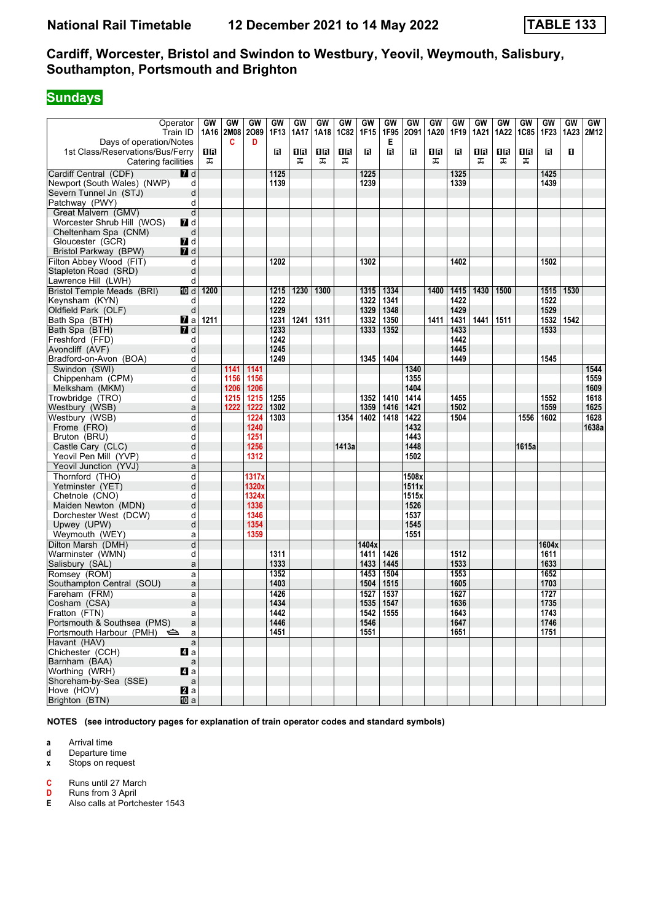# National Rail Timetable — 12 December 2021 to 14 May 2022 — TABLE 133

## Cardiff, Worcester, Bristol and Swindon to Westbury, Yeovil, Weymouth, Salisbury, Southampton, Portsmouth and Brighton

### Sundays

| Operator | | GW | GW | GW | GW | GW | GW | GW | GW | GW | GW | GW | GW | GW | GW | GW | GW | GW | GW |
|---|---|---|---|---|---|---|---|---|---|---|---|---|---|---|---|---|---|---|---|
| Train ID | | 1A16 | 2M08 | 2O89 | 1F13 | 1A17 | 1A18 | 1C82 | 1F15 | 1F95 | 2O91 | 1A20 | 1F19 | 1A21 | 1A22 | 1C85 | 1F23 | 1A23 | 2M12 |
| Days of operation/Notes | | | C | D | | | | | | E | | | | | | | | | |
| 1st Class/Reservations/Bus/Ferry | | 1R | | | R | 1R | 1R | 1R | R | R | R | 1R | R | 1R | 1R | 1R | R | 1 | |
| Catering facilities | | ꝏ | | | | ꝏ | ꝏ | ꝏ | | | | ꝏ | | ꝏ | ꝏ | ꝏ | | | |
| Cardiff Central (CDF) | 7 d | | | | 1125 | | | | 1225 | | | | 1325 | | | | 1425 | | |
| Newport (South Wales) (NWP) | d | | | | 1139 | | | | 1239 | | | | 1339 | | | | 1439 | | |
| Severn Tunnel Jn (STJ) | d | | | | | | | | | | | | | | | | | | |
| Patchway (PWY) | d | | | | | | | | | | | | | | | | | | |
| Great Malvern (GMV) | d | | | | | | | | | | | | | | | | | | |
| Worcester Shrub Hill (WOS) | 7 d | | | | | | | | | | | | | | | | | | |
| Cheltenham Spa (CNM) | d | | | | | | | | | | | | | | | | | | |
| Gloucester (GCR) | 7 d | | | | | | | | | | | | | | | | | | |
| Bristol Parkway (BPW) | 7 d | | | | | | | | | | | | | | | | | | |
| Filton Abbey Wood (FIT) | d | | | | 1202 | | | | 1302 | | | | 1402 | | | | 1502 | | |
| Stapleton Road (SRD) | d | | | | | | | | | | | | | | | | | | |
| Lawrence Hill (LWH) | d | | | | | | | | | | | | | | | | | | |
| Bristol Temple Meads (BRI) | 10 d | 1200 | | | 1215 | 1230 | 1300 | | 1315 | 1334 | | 1400 | 1415 | 1430 | 1500 | | 1515 | 1530 | |
| Keynsham (KYN) | d | | | | 1222 | | | | 1322 | 1341 | | | 1422 | | | | 1522 | | |
| Oldfield Park (OLF) | d | | | | 1229 | | | | 1329 | 1348 | | | 1429 | | | | 1529 | | |
| Bath Spa (BTH) | 7 a | 1211 | | | 1231 | 1241 | 1311 | | 1332 | 1350 | | 1411 | 1431 | 1441 | 1511 | | 1532 | 1542 | |
| Bath Spa (BTH) | 7 d | | | | 1233 | | | | 1333 | 1352 | | | 1433 | | | | 1533 | | |
| Freshford (FFD) | d | | | | 1242 | | | | | | | | 1442 | | | | | | |
| Avoncliff (AVF) | d | | | | 1245 | | | | | | | | 1445 | | | | | | |
| Bradford-on-Avon (BOA) | d | | | | 1249 | | | | 1345 | 1404 | | | 1449 | | | | 1545 | | |
| Swindon (SWI) | d | | 1141 | 1141 | | | | | | | 1340 | | | | | | | | 1544 |
| Chippenham (CPM) | d | | 1156 | 1156 | | | | | | | 1355 | | | | | | | | 1559 |
| Melksham (MKM) | d | | 1206 | 1206 | | | | | | | 1404 | | | | | | | | 1609 |
| Trowbridge (TRO) | d | | 1215 | 1215 | 1255 | | | | 1352 | 1410 | 1414 | | 1455 | | | | 1552 | | 1618 |
| Westbury (WSB) | a | | 1222 | 1222 | 1302 | | | | 1359 | 1416 | 1421 | | 1502 | | | | 1559 | | 1625 |
| Westbury (WSB) | d | | | 1224 | 1303 | | | 1354 | 1402 | 1418 | 1422 | | 1504 | | | 1556 | 1602 | | 1628 |
| Frome (FRO) | d | | | 1240 | | | | | | | 1432 | | | | | | | | 1638a |
| Bruton (BRU) | d | | | 1251 | | | | | | | 1443 | | | | | | | | |
| Castle Cary (CLC) | d | | | 1256 | | | | 1413a | | | 1448 | | | | | 1615a | | | |
| Yeovil Pen Mill (YVP) | d | | | 1312 | | | | | | | 1502 | | | | | | | | |
| Yeovil Junction (YVJ) | a | | | | | | | | | | | | | | | | | | |
| Thornford (THO) | d | | | 1317x | | | | | | | 1508x | | | | | | | | |
| Yetminster (YET) | d | | | 1320x | | | | | | | 1511x | | | | | | | | |
| Chetnole (CNO) | d | | | 1324x | | | | | | | 1515x | | | | | | | | |
| Maiden Newton (MDN) | d | | | 1336 | | | | | | | 1526 | | | | | | | | |
| Dorchester West (DCW) | d | | | 1346 | | | | | | | 1537 | | | | | | | | |
| Upwey (UPW) | d | | | 1354 | | | | | | | 1545 | | | | | | | | |
| Weymouth (WEY) | a | | | 1359 | | | | | | | 1551 | | | | | | | | |
| Dilton Marsh (DMH) | d | | | | | | | | 1404x | | | | | | | | 1604x | | |
| Warminster (WMN) | d | | | | 1311 | | | | 1411 | 1426 | | | 1512 | | | | 1611 | | |
| Salisbury (SAL) | a | | | | 1333 | | | | 1433 | 1445 | | | 1533 | | | | 1633 | | |
| Romsey (ROM) | a | | | | 1352 | | | | 1453 | 1504 | | | 1553 | | | | 1652 | | |
| Southampton Central (SOU) | a | | | | 1403 | | | | 1504 | 1515 | | | 1605 | | | | 1703 | | |
| Fareham (FRM) | a | | | | 1426 | | | | 1527 | 1537 | | | 1627 | | | | 1727 | | |
| Cosham (CSA) | a | | | | 1434 | | | | 1535 | 1547 | | | 1636 | | | | 1735 | | |
| Fratton (FTN) | a | | | | 1442 | | | | 1542 | 1555 | | | 1643 | | | | 1743 | | |
| Portsmouth & Southsea (PMS) | a | | | | 1446 | | | | 1546 | | | | 1647 | | | | 1746 | | |
| Portsmouth Harbour (PMH) ⛴ | a | | | | 1451 | | | | 1551 | | | | 1651 | | | | 1751 | | |
| Havant (HAV) | a | | | | | | | | | | | | | | | | | | |
| Chichester (CCH) | 4 a | | | | | | | | | | | | | | | | | | |
| Barnham (BAA) | a | | | | | | | | | | | | | | | | | | |
| Worthing (WRH) | 4 a | | | | | | | | | | | | | | | | | | |
| Shoreham-by-Sea (SSE) | a | | | | | | | | | | | | | | | | | | |
| Hove (HOV) | 2 a | | | | | | | | | | | | | | | | | | |
| Brighton (BTN) | 10 a | | | | | | | | | | | | | | | | | | |

**NOTES (see introductory pages for explanation of train operator codes and standard symbols)**

- **a** Arrival time
- **d** Departure time
- **x** Stops on request

- **C** Runs until 27 March
- **D** Runs from 3 April
- **E** Also calls at Portchester 1543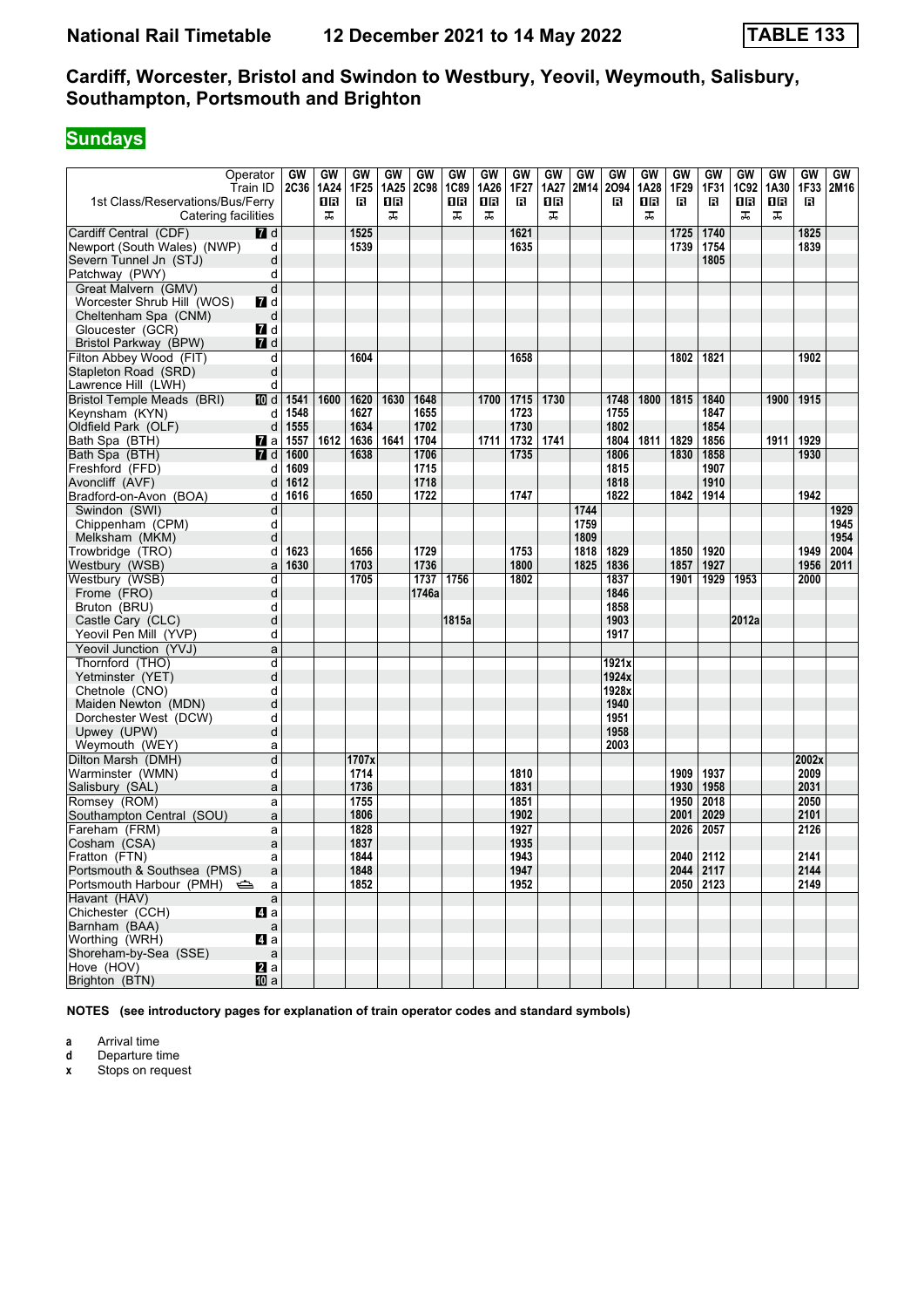# Cardiff, Worcester, Bristol and Swindon to Westbury, Yeovil, Weymouth, Salisbury, Southampton, Portsmouth and Brighton

## Sundays

| Operator | | GW | GW | GW | GW | GW | GW | GW | GW | GW | GW | GW | GW | GW | GW | GW | GW | GW | GW |
|---|---|---|---|---|---|---|---|---|---|---|---|---|---|---|---|---|---|---|---|
| Train ID | | 2C36 | 1A24 | 1F25 | 1A25 | 2C98 | 1C89 | 1A26 | 1F27 | 1A27 | 2M14 | 2O94 | 1A28 | 1F29 | 1F31 | 1C92 | 1A30 | 1F33 | 2M16 |
| 1st Class/Reservations/Bus/Ferry | | | 1R | R | 1R | | 1R | 1R | R | 1R | | R | 1R | R | R | 1R | 1R | R | |
| Catering facilities | | | ⊼ | | ⊼ | | ⊼ | ⊼ | | ⊼ | | | ⊼ | | | ⊼ | ⊼ | | |
| Cardiff Central (CDF) | 7 d | | | 1525 | | | | | 1621 | | | | | 1725 | 1740 | | | 1825 | |
| Newport (South Wales) (NWP) | d | | | 1539 | | | | | 1635 | | | | | 1739 | 1754 | | | 1839 | |
| Severn Tunnel Jn (STJ) | d | | | | | | | | | | | | | | 1805 | | | | |
| Patchway (PWY) | d | | | | | | | | | | | | | | | | | | |
| Great Malvern (GMV) | d | | | | | | | | | | | | | | | | | | |
| Worcester Shrub Hill (WOS) | 7 d | | | | | | | | | | | | | | | | | | |
| Cheltenham Spa (CNM) | d | | | | | | | | | | | | | | | | | | |
| Gloucester (GCR) | 7 d | | | | | | | | | | | | | | | | | | |
| Bristol Parkway (BPW) | 7 d | | | | | | | | | | | | | | | | | | |
| Filton Abbey Wood (FIT) | d | | | 1604 | | | | | 1658 | | | | | 1802 | 1821 | | | 1902 | |
| Stapleton Road (SRD) | d | | | | | | | | | | | | | | | | | | |
| Lawrence Hill (LWH) | d | | | | | | | | | | | | | | | | | | |
| Bristol Temple Meads (BRI) | 10 d | 1541 | 1600 | 1620 | 1630 | 1648 | | 1700 | 1715 | 1730 | | 1748 | 1800 | 1815 | 1840 | | 1900 | 1915 | |
| Keynsham (KYN) | d | 1548 | | 1627 | | 1655 | | | 1723 | | | 1755 | | | 1847 | | | | |
| Oldfield Park (OLF) | d | 1555 | | 1634 | | 1702 | | | 1730 | | | 1802 | | | 1854 | | | | |
| Bath Spa (BTH) | 7 a | 1557 | 1612 | 1636 | 1641 | 1704 | | 1711 | 1732 | 1741 | | 1804 | 1811 | 1829 | 1856 | | 1911 | 1929 | |
| Bath Spa (BTH) | 7 d | 1600 | | 1638 | | 1706 | | | 1735 | | | 1806 | | 1830 | 1858 | | | 1930 | |
| Freshford (FFD) | d | 1609 | | | | 1715 | | | | | | 1815 | | | 1907 | | | | |
| Avoncliff (AVF) | d | 1612 | | | | 1718 | | | | | | 1818 | | | 1910 | | | | |
| Bradford-on-Avon (BOA) | d | 1616 | | 1650 | | 1722 | | | 1747 | | | 1822 | | 1842 | 1914 | | | 1942 | |
| Swindon (SWI) | d | | | | | | | | | | 1744 | | | | | | | | 1929 |
| Chippenham (CPM) | d | | | | | | | | | | 1759 | | | | | | | | 1945 |
| Melksham (MKM) | d | | | | | | | | | | 1809 | | | | | | | | 1954 |
| Trowbridge (TRO) | d | 1623 | | 1656 | | 1729 | | | 1753 | | 1818 | 1829 | | 1850 | 1920 | | | 1949 | 2004 |
| Westbury (WSB) | a | 1630 | | 1703 | | 1736 | | | 1800 | | 1825 | 1836 | | 1857 | 1927 | | | 1956 | 2011 |
| Westbury (WSB) | d | | | 1705 | | 1737 | 1756 | | 1802 | | | 1837 | | 1901 | 1929 | 1953 | | 2000 | |
| Frome (FRO) | d | | | | | 1746a | | | | | | 1846 | | | | | | | |
| Bruton (BRU) | d | | | | | | | | | | | 1858 | | | | | | | |
| Castle Cary (CLC) | d | | | | | | 1815a | | | | | 1903 | | | | 2012a | | | |
| Yeovil Pen Mill (YVP) | d | | | | | | | | | | | 1917 | | | | | | | |
| Yeovil Junction (YVJ) | a | | | | | | | | | | | | | | | | | | |
| Thornford (THO) | d | | | | | | | | | | | 1921x | | | | | | | |
| Yetminster (YET) | d | | | | | | | | | | | 1924x | | | | | | | |
| Chetnole (CNO) | d | | | | | | | | | | | 1928x | | | | | | | |
| Maiden Newton (MDN) | d | | | | | | | | | | | 1940 | | | | | | | |
| Dorchester West (DCW) | d | | | | | | | | | | | 1951 | | | | | | | |
| Upwey (UPW) | d | | | | | | | | | | | 1958 | | | | | | | |
| Weymouth (WEY) | a | | | | | | | | | | | 2003 | | | | | | | |
| Dilton Marsh (DMH) | d | | | 1707x | | | | | | | | | | | | | | 2002x | |
| Warminster (WMN) | d | | | 1714 | | | | | 1810 | | | | | 1909 | 1937 | | | 2009 | |
| Salisbury (SAL) | a | | | 1736 | | | | | 1831 | | | | | 1930 | 1958 | | | 2031 | |
| Romsey (ROM) | a | | | 1755 | | | | | 1851 | | | | | 1950 | 2018 | | | 2050 | |
| Southampton Central (SOU) | a | | | 1806 | | | | | 1902 | | | | | 2001 | 2029 | | | 2101 | |
| Fareham (FRM) | a | | | 1828 | | | | | 1927 | | | | | 2026 | 2057 | | | 2126 | |
| Cosham (CSA) | a | | | 1837 | | | | | 1935 | | | | | | | | | | |
| Fratton (FTN) | a | | | 1844 | | | | | 1943 | | | | | 2040 | 2112 | | | 2141 | |
| Portsmouth & Southsea (PMS) | a | | | 1848 | | | | | 1947 | | | | | 2044 | 2117 | | | 2144 | |
| Portsmouth Harbour (PMH) ⛴ | a | | | 1852 | | | | | 1952 | | | | | 2050 | 2123 | | | 2149 | |
| Havant (HAV) | a | | | | | | | | | | | | | | | | | | |
| Chichester (CCH) | 4 a | | | | | | | | | | | | | | | | | | |
| Barnham (BAA) | a | | | | | | | | | | | | | | | | | | |
| Worthing (WRH) | 4 a | | | | | | | | | | | | | | | | | | |
| Shoreham-by-Sea (SSE) | a | | | | | | | | | | | | | | | | | | |
| Hove (HOV) | 2 a | | | | | | | | | | | | | | | | | | |
| Brighton (BTN) | 10 a | | | | | | | | | | | | | | | | | | |

**NOTES (see introductory pages for explanation of train operator codes and standard symbols)**

**a** Arrival time
**d** Departure time
**x** Stops on request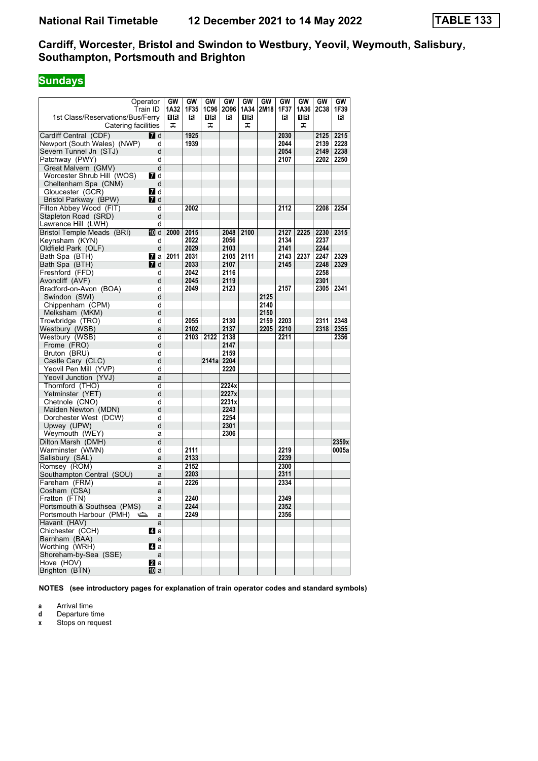**National Rail Timetable     12 December 2021 to 14 May 2022     TABLE 133**

## Cardiff, Worcester, Bristol and Swindon to Westbury, Yeovil, Weymouth, Salisbury, Southampton, Portsmouth and Brighton

### Sundays

| Operator | | GW | GW | GW | GW | GW | GW | GW | GW | GW | GW |
|---|---|---|---|---|---|---|---|---|---|---|---|
| Train ID | | 1A32 | 1F35 | 1C96 | 2O96 | 1A34 | 2M18 | 1F37 | 1A36 | 2C38 | 1F39 |
| 1st Class/Reservations/Bus/Ferry | | 1R | R | 1R | R | 1R | | R | 1R | | R |
| Catering facilities | | ⚌ | | ⚌ | | ⚌ | | | ⚌ | | |
| Cardiff Central (CDF) | 7 d | | 1925 | | | | | 2030 | | 2125 | 2215 |
| Newport (South Wales) (NWP) | d | | 1939 | | | | | 2044 | | 2139 | 2228 |
| Severn Tunnel Jn (STJ) | d | | | | | | | 2054 | | 2149 | 2238 |
| Patchway (PWY) | d | | | | | | | 2107 | | 2202 | 2250 |
| Great Malvern (GMV) | d | | | | | | | | | | |
| Worcester Shrub Hill (WOS) | 7 d | | | | | | | | | | |
| Cheltenham Spa (CNM) | d | | | | | | | | | | |
| Gloucester (GCR) | 7 d | | | | | | | | | | |
| Bristol Parkway (BPW) | 7 d | | | | | | | | | | |
| Filton Abbey Wood (FIT) | d | | 2002 | | | | | 2112 | | 2208 | 2254 |
| Stapleton Road (SRD) | d | | | | | | | | | | |
| Lawrence Hill (LWH) | d | | | | | | | | | | |
| Bristol Temple Meads (BRI) | 10 d | 2000 | 2015 | | 2048 | 2100 | | 2127 | 2225 | 2230 | 2315 |
| Keynsham (KYN) | d | | 2022 | | 2056 | | | 2134 | | 2237 | |
| Oldfield Park (OLF) | d | | 2029 | | 2103 | | | 2141 | | 2244 | |
| Bath Spa (BTH) | 7 a | 2011 | 2031 | | 2105 | 2111 | | 2143 | 2237 | 2247 | 2329 |
| Bath Spa (BTH) | 7 d | | 2033 | | 2107 | | | 2145 | | 2248 | 2329 |
| Freshford (FFD) | d | | 2042 | | 2116 | | | | | 2258 | |
| Avoncliff (AVF) | d | | 2045 | | 2119 | | | | | 2301 | |
| Bradford-on-Avon (BOA) | d | | 2049 | | 2123 | | | 2157 | | 2305 | 2341 |
| Swindon (SWI) | d | | | | | | 2125 | | | | |
| Chippenham (CPM) | d | | | | | | 2140 | | | | |
| Melksham (MKM) | d | | | | | | 2150 | | | | |
| Trowbridge (TRO) | d | | 2055 | | 2130 | | 2159 | 2203 | | 2311 | 2348 |
| Westbury (WSB) | a | | 2102 | | 2137 | | 2205 | 2210 | | 2318 | 2355 |
| Westbury (WSB) | d | | 2103 | 2122 | 2138 | | | 2211 | | | 2356 |
| Frome (FRO) | d | | | | 2147 | | | | | | |
| Bruton (BRU) | d | | | | 2159 | | | | | | |
| Castle Cary (CLC) | d | | | 2141a | 2204 | | | | | | |
| Yeovil Pen Mill (YVP) | d | | | | 2220 | | | | | | |
| Yeovil Junction (YVJ) | a | | | | | | | | | | |
| Thornford (THO) | d | | | | 2224x | | | | | | |
| Yetminster (YET) | d | | | | 2227x | | | | | | |
| Chetnole (CNO) | d | | | | 2231x | | | | | | |
| Maiden Newton (MDN) | d | | | | 2243 | | | | | | |
| Dorchester West (DCW) | d | | | | 2254 | | | | | | |
| Upwey (UPW) | d | | | | 2301 | | | | | | |
| Weymouth (WEY) | a | | | | 2306 | | | | | | |
| Dilton Marsh (DMH) | d | | | | | | | | | | 2359x |
| Warminster (WMN) | d | | 2111 | | | | | 2219 | | | 0005a |
| Salisbury (SAL) | a | | 2133 | | | | | 2239 | | | |
| Romsey (ROM) | a | | 2152 | | | | | 2300 | | | |
| Southampton Central (SOU) | a | | 2203 | | | | | 2311 | | | |
| Fareham (FRM) | a | | 2226 | | | | | 2334 | | | |
| Cosham (CSA) | a | | | | | | | | | | |
| Fratton (FTN) | a | | 2240 | | | | | 2349 | | | |
| Portsmouth & Southsea (PMS) | a | | 2244 | | | | | 2352 | | | |
| Portsmouth Harbour (PMH) ⛴ | a | | 2249 | | | | | 2356 | | | |
| Havant (HAV) | a | | | | | | | | | | |
| Chichester (CCH) | 4 a | | | | | | | | | | |
| Barnham (BAA) | a | | | | | | | | | | |
| Worthing (WRH) | 4 a | | | | | | | | | | |
| Shoreham-by-Sea (SSE) | a | | | | | | | | | | |
| Hove (HOV) | 2 a | | | | | | | | | | |
| Brighton (BTN) | 10 a | | | | | | | | | | |

**NOTES (see introductory pages for explanation of train operator codes and standard symbols)**

**a** Arrival time
**d** Departure time
**x** Stops on request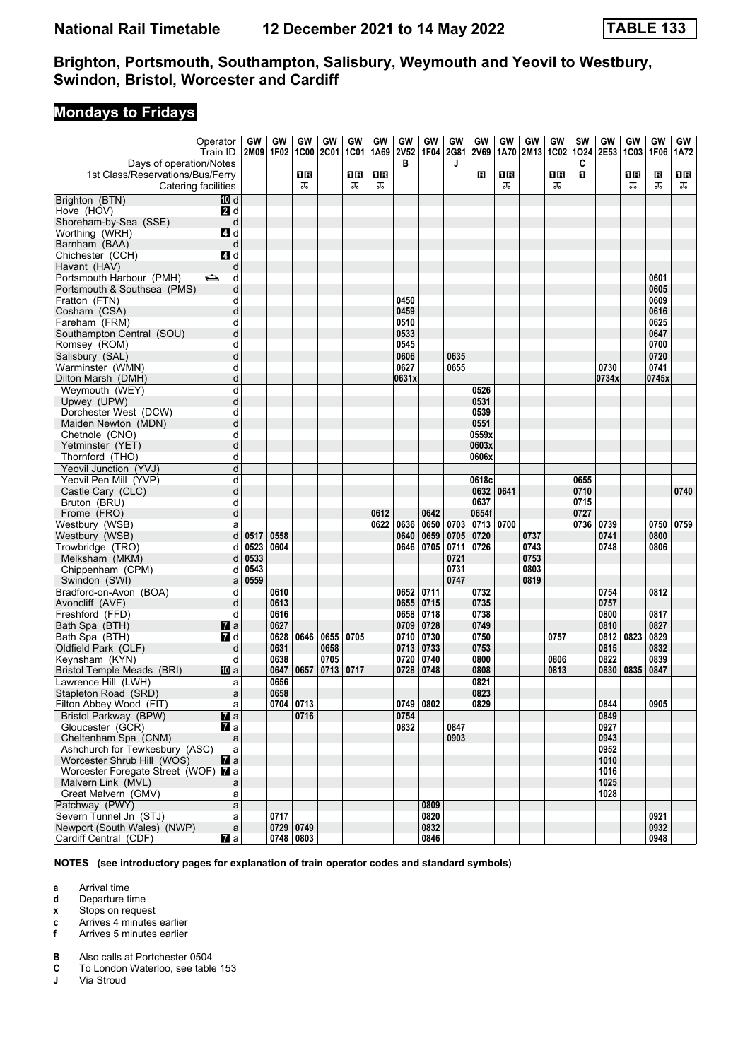# National Rail Timetable — 12 December 2021 to 14 May 2022 — TABLE 133

## Brighton, Portsmouth, Southampton, Salisbury, Weymouth and Yeovil to Westbury, Swindon, Bristol, Worcester and Cardiff

## Mondays to Fridays

| Operator | | GW | GW | GW | GW | GW | GW | GW | GW | GW | GW | GW | GW | GW | SW | GW | GW | GW | GW |
|---|---|---|---|---|---|---|---|---|---|---|---|---|---|---|---|---|---|---|---|
| Train ID | | 2M09 | 1F02 | 1C00 | 2C01 | 1C01 | 1A69 | 2V52 | 1F04 | 2G81 | 2V69 | 1A70 | 2M13 | 1C02 | 1O24 | 2E53 | 1C03 | 1F06 | 1A72 |
| Days of operation/Notes | | | | | | | | B | | J | | | | | C | | | | |
| 1st Class/Reservations/Bus/Ferry | | | | 1R | | 1R | 1R | | | | R | 1R | | 1R | 1 | | 1R | R | 1R |
| Catering facilities | | | | ⚹ | | ⚹ | ⚹ | | | | | ⚹ | | ⚹ | | | ⚹ | ⚹ | ⚹ |
| Brighton (BTN) 10 | d | | | | | | | | | | | | | | | | | | |
| Hove (HOV) 2 | d | | | | | | | | | | | | | | | | | | |
| Shoreham-by-Sea (SSE) | d | | | | | | | | | | | | | | | | | | |
| Worthing (WRH) 4 | d | | | | | | | | | | | | | | | | | | |
| Barnham (BAA) | d | | | | | | | | | | | | | | | | | | |
| Chichester (CCH) 4 | d | | | | | | | | | | | | | | | | | | |
| Havant (HAV) | d | | | | | | | | | | | | | | | | | | |
| Portsmouth Harbour (PMH) ⛴ | d | | | | | | | | | | | | | | | | | 0601 | |
| Portsmouth & Southsea (PMS) | d | | | | | | | | | | | | | | | | | 0605 | |
| Fratton (FTN) | d | | | | | | | 0450 | | | | | | | | | | 0609 | |
| Cosham (CSA) | d | | | | | | | 0459 | | | | | | | | | | 0616 | |
| Fareham (FRM) | d | | | | | | | 0510 | | | | | | | | | | 0625 | |
| Southampton Central (SOU) | d | | | | | | | 0533 | | | | | | | | | | 0647 | |
| Romsey (ROM) | d | | | | | | | 0545 | | | | | | | | | | 0700 | |
| Salisbury (SAL) | d | | | | | | | 0606 | | 0635 | | | | | | | | 0720 | |
| Warminster (WMN) | d | | | | | | | 0627 | | 0655 | | | | | | 0730 | | 0741 | |
| Dilton Marsh (DMH) | d | | | | | | | 0631x | | | | | | | | 0734x | | 0745x | |
| Weymouth (WEY) | d | | | | | | | | | | 0526 | | | | | | | | |
| Upwey (UPW) | d | | | | | | | | | | 0531 | | | | | | | | |
| Dorchester West (DCW) | d | | | | | | | | | | 0539 | | | | | | | | |
| Maiden Newton (MDN) | d | | | | | | | | | | 0551 | | | | | | | | |
| Chetnole (CNO) | d | | | | | | | | | | 0559x | | | | | | | | |
| Yetminster (YET) | d | | | | | | | | | | 0603x | | | | | | | | |
| Thornford (THO) | d | | | | | | | | | | 0606x | | | | | | | | |
| Yeovil Junction (YVJ) | d | | | | | | | | | | | | | | | | | | |
| Yeovil Pen Mill (YVP) | d | | | | | | | | | | 0618c | | | | 0655 | | | | |
| Castle Cary (CLC) | d | | | | | | | | | | 0632 | 0641 | | | 0710 | | | | 0740 |
| Bruton (BRU) | d | | | | | | | | | | 0637 | | | | 0715 | | | | |
| Frome (FRO) | d | | | | | | 0612 | | 0642 | | 0654f | | | | 0727 | | | | |
| Westbury (WSB) | a | | | | | | 0622 | 0636 | 0650 | 0703 | 0713 | 0700 | | | 0736 | 0739 | | 0750 | 0759 |
| Westbury (WSB) | d | 0517 | 0558 | | | | | 0640 | 0659 | 0705 | 0720 | | 0737 | | | 0741 | | 0800 | |
| Trowbridge (TRO) | d | 0523 | 0604 | | | | | 0646 | 0705 | 0711 | 0726 | | 0743 | | | 0748 | | 0806 | |
| Melksham (MKM) | d | 0533 | | | | | | | | 0721 | | | 0753 | | | | | | |
| Chippenham (CPM) | d | 0543 | | | | | | | | 0731 | | | 0803 | | | | | | |
| Swindon (SWI) | a | 0559 | | | | | | | | 0747 | | | 0819 | | | | | | |
| Bradford-on-Avon (BOA) | d | | 0610 | | | | | 0652 | 0711 | | 0732 | | | | | 0754 | | 0812 | |
| Avoncliff (AVF) | d | | 0613 | | | | | 0655 | 0715 | | 0735 | | | | | 0757 | | | |
| Freshford (FFD) | d | | 0616 | | | | | 0658 | 0718 | | 0738 | | | | | 0800 | | 0817 | |
| Bath Spa (BTH) 7 | a | | 0627 | | | | | 0709 | 0728 | | 0749 | | | | | 0810 | | 0827 | |
| Bath Spa (BTH) 7 | d | | 0628 | 0646 | 0655 | 0705 | | 0710 | 0730 | | 0750 | | | 0757 | | 0812 | 0823 | 0829 | |
| Oldfield Park (OLF) | d | | 0631 | | 0658 | | | 0713 | 0733 | | 0753 | | | | | 0815 | | 0832 | |
| Keynsham (KYN) | d | | 0638 | | 0705 | | | 0720 | 0740 | | 0800 | | | 0806 | | 0822 | | 0839 | |
| Bristol Temple Meads (BRI) 10 | a | | 0647 | 0657 | 0713 | 0717 | | 0728 | 0748 | | 0808 | | | 0813 | | 0830 | 0835 | 0847 | |
| Lawrence Hill (LWH) | a | | 0656 | | | | | | | | 0821 | | | | | | | | |
| Stapleton Road (SRD) | a | | 0658 | | | | | | | | 0823 | | | | | | | | |
| Filton Abbey Wood (FIT) | a | | 0704 | 0713 | | | | 0749 | 0802 | | 0829 | | | | | 0844 | | 0905 | |
| Bristol Parkway (BPW) 7 | a | | | 0716 | | | | 0754 | | | | | | | | 0849 | | | |
| Gloucester (GCR) 7 | a | | | | | | | 0832 | | 0847 | | | | | | 0927 | | | |
| Cheltenham Spa (CNM) | a | | | | | | | | | 0903 | | | | | | 0943 | | | |
| Ashchurch for Tewkesbury (ASC) | a | | | | | | | | | | | | | | | 0952 | | | |
| Worcester Shrub Hill (WOS) 7 | a | | | | | | | | | | | | | | | 1010 | | | |
| Worcester Foregate Street (WOF) 7 | a | | | | | | | | | | | | | | | 1016 | | | |
| Malvern Link (MVL) | a | | | | | | | | | | | | | | | 1025 | | | |
| Great Malvern (GMV) | a | | | | | | | | | | | | | | | 1028 | | | |
| Patchway (PWY) | a | | | | | | | | 0809 | | | | | | | | | | |
| Severn Tunnel Jn (STJ) | a | | 0717 | | | | | | 0820 | | | | | | | | | 0921 | |
| Newport (South Wales) (NWP) | a | | 0729 | 0749 | | | | | 0832 | | | | | | | | | 0932 | |
| Cardiff Central (CDF) 7 | a | | 0748 | 0803 | | | | | 0846 | | | | | | | | | 0948 | |

**NOTES (see introductory pages for explanation of train operator codes and standard symbols)**

- **a** Arrival time
- **d** Departure time
- **x** Stops on request
- **c** Arrives 4 minutes earlier
- **f** Arrives 5 minutes earlier

- **B** Also calls at Portchester 0504
- **C** To London Waterloo, see table 153
- **J** Via Stroud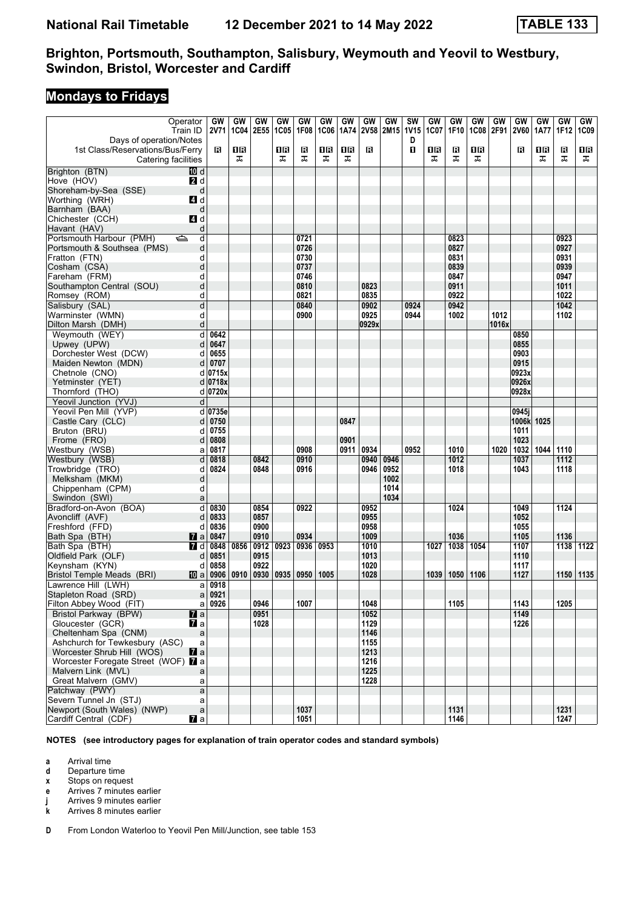# National Rail Timetable 12 December 2021 to 14 May 2022 TABLE 133

## Brighton, Portsmouth, Southampton, Salisbury, Weymouth and Yeovil to Westbury, Swindon, Bristol, Worcester and Cardiff

## Mondays to Fridays

| Operator | | GW | GW | GW | GW | GW | GW | GW | GW | GW | SW | GW | GW | GW | GW | GW | GW | GW | GW |
|---|---|---|---|---|---|---|---|---|---|---|---|---|---|---|---|---|---|---|---|
| Train ID | | 2V71 | 1C04 | 2E55 | 1C05 | 1F08 | 1C06 | 1A74 | 2V58 | 2M15 | 1V15 | 1C07 | 1F10 | 1C08 | 2F91 | 2V60 | 1A77 | 1F12 | 1C09 |
| Days of operation/Notes | | | | | | | | | | | D | | | | | | | | |
| 1st Class/Reservations/Bus/Ferry | | R | 1R | | 1R | R | 1R | 1R | R | | 1 | 1R | R | 1R | | R | 1R | R | 1R |
| Catering facilities | | | ⊼ | | ⊼ | ⊼ | ⊼ | ⊼ | | | | ⊼ | ⊼ | ⊼ | | | ⊼ | ⊼ | ⊼ |
| Brighton (BTN) | 10 d | | | | | | | | | | | | | | | | | | |
| Hove (HOV) | 2 d | | | | | | | | | | | | | | | | | | |
| Shoreham-by-Sea (SSE) | d | | | | | | | | | | | | | | | | | | |
| Worthing (WRH) | 4 d | | | | | | | | | | | | | | | | | | |
| Barnham (BAA) | d | | | | | | | | | | | | | | | | | | |
| Chichester (CCH) | 4 d | | | | | | | | | | | | | | | | | | |
| Havant (HAV) | d | | | | | | | | | | | | | | | | | | |
| Portsmouth Harbour (PMH) ⛴ | d | | | | | 0721 | | | | | | | 0823 | | | | | 0923 | |
| Portsmouth & Southsea (PMS) | d | | | | | 0726 | | | | | | | 0827 | | | | | 0927 | |
| Fratton (FTN) | d | | | | | 0730 | | | | | | | 0831 | | | | | 0931 | |
| Cosham (CSA) | d | | | | | 0737 | | | | | | | 0839 | | | | | 0939 | |
| Fareham (FRM) | d | | | | | 0746 | | | | | | | 0847 | | | | | 0947 | |
| Southampton Central (SOU) | d | | | | | 0810 | | | 0823 | | | | 0911 | | | | | 1011 | |
| Romsey (ROM) | d | | | | | 0821 | | | 0835 | | | | 0922 | | | | | 1022 | |
| Salisbury (SAL) | d | | | | | 0840 | | | 0902 | | 0924 | | 0942 | | | | | 1042 | |
| Warminster (WMN) | d | | | | | 0900 | | | 0925 | | 0944 | | 1002 | | 1012 | | | 1102 | |
| Dilton Marsh (DMH) | d | | | | | | | | 0929x | | | | | | 1016x | | | | |
| Weymouth (WEY) | d | 0642 | | | | | | | | | | | | | | 0850 | | | |
| Upwey (UPW) | d | 0647 | | | | | | | | | | | | | | 0855 | | | |
| Dorchester West (DCW) | d | 0655 | | | | | | | | | | | | | | 0903 | | | |
| Maiden Newton (MDN) | d | 0707 | | | | | | | | | | | | | | 0915 | | | |
| Chetnole (CNO) | d | 0715x | | | | | | | | | | | | | | 0923x | | | |
| Yetminster (YET) | d | 0718x | | | | | | | | | | | | | | 0926x | | | |
| Thornford (THO) | d | 0720x | | | | | | | | | | | | | | 0928x | | | |
| Yeovil Junction (YVJ) | d | | | | | | | | | | | | | | | | | | |
| Yeovil Pen Mill (YVP) | d | 0735e | | | | | | | | | | | | | | 0945j | | | |
| Castle Cary (CLC) | d | 0750 | | | | | | 0847 | | | | | | | | 1006k | 1025 | | |
| Bruton (BRU) | d | 0755 | | | | | | | | | | | | | | 1011 | | | |
| Frome (FRO) | d | 0808 | | | | | | 0901 | | | | | | | | 1023 | | | |
| Westbury (WSB) | a | 0817 | | | | 0908 | | 0911 | 0934 | | 0952 | | 1010 | | 1020 | 1032 | 1044 | 1110 | |
| Westbury (WSB) | d | 0818 | | 0842 | | 0910 | | | 0940 | 0946 | | | 1012 | | | 1037 | | 1112 | |
| Trowbridge (TRO) | d | 0824 | | 0848 | | 0916 | | | 0946 | 0952 | | | 1018 | | | 1043 | | 1118 | |
| Melksham (MKM) | d | | | | | | | | | 1002 | | | | | | | | | |
| Chippenham (CPM) | d | | | | | | | | | 1014 | | | | | | | | | |
| Swindon (SWI) | a | | | | | | | | | 1034 | | | | | | | | | |
| Bradford-on-Avon (BOA) | d | 0830 | | 0854 | | 0922 | | | 0952 | | | | 1024 | | | 1049 | | 1124 | |
| Avoncliff (AVF) | d | 0833 | | 0857 | | | | | 0955 | | | | | | | 1052 | | | |
| Freshford (FFD) | d | 0836 | | 0900 | | | | | 0958 | | | | | | | 1055 | | | |
| Bath Spa (BTH) | 7 a | 0847 | | 0910 | | 0934 | | | 1009 | | | | 1036 | | | 1105 | | 1136 | |
| Bath Spa (BTH) | 7 d | 0848 | 0856 | 0912 | 0923 | 0936 | 0953 | | 1010 | | | 1027 | 1038 | 1054 | | 1107 | | 1138 | 1122 |
| Oldfield Park (OLF) | d | 0851 | | 0915 | | | | | 1013 | | | | | | | 1110 | | | |
| Keynsham (KYN) | d | 0858 | | 0922 | | | | | 1020 | | | | | | | 1117 | | | |
| Bristol Temple Meads (BRI) | 10 a | 0906 | 0910 | 0930 | 0935 | 0950 | 1005 | | 1028 | | | 1039 | 1050 | 1106 | | 1127 | | 1150 | 1135 |
| Lawrence Hill (LWH) | a | 0918 | | | | | | | | | | | | | | | | | |
| Stapleton Road (SRD) | a | 0921 | | | | | | | | | | | | | | | | | |
| Filton Abbey Wood (FIT) | a | 0926 | | 0946 | | 1007 | | | 1048 | | | | 1105 | | | 1143 | | 1205 | |
| Bristol Parkway (BPW) | 7 a | | | 0951 | | | | | 1052 | | | | | | | 1149 | | | |
| Gloucester (GCR) | 7 a | | | 1028 | | | | | 1129 | | | | | | | 1226 | | | |
| Cheltenham Spa (CNM) | a | | | | | | | | 1146 | | | | | | | | | | |
| Ashchurch for Tewkesbury (ASC) | a | | | | | | | | 1155 | | | | | | | | | | |
| Worcester Shrub Hill (WOS) | 7 a | | | | | | | | 1213 | | | | | | | | | | |
| Worcester Foregate Street (WOF) | 7 a | | | | | | | | 1216 | | | | | | | | | | |
| Malvern Link (MVL) | a | | | | | | | | 1225 | | | | | | | | | | |
| Great Malvern (GMV) | a | | | | | | | | 1228 | | | | | | | | | | |
| Patchway (PWY) | a | | | | | | | | | | | | | | | | | | |
| Severn Tunnel Jn (STJ) | a | | | | | | | | | | | | | | | | | | |
| Newport (South Wales) (NWP) | a | | | | | 1037 | | | | | | | 1131 | | | | | 1231 | |
| Cardiff Central (CDF) | 7 a | | | | | 1051 | | | | | | | 1146 | | | | | 1247 | |

**NOTES (see introductory pages for explanation of train operator codes and standard symbols)**

- **a** Arrival time
- **d** Departure time
- **x** Stops on request
- **e** Arrives 7 minutes earlier
- **j** Arrives 9 minutes earlier
- **k** Arrives 8 minutes earlier

**D** From London Waterloo to Yeovil Pen Mill/Junction, see table 153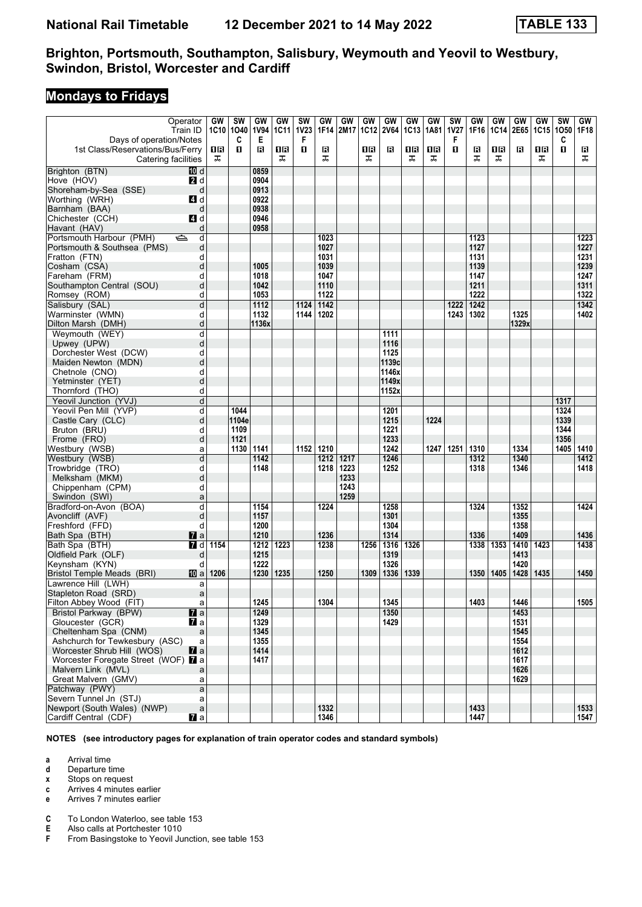# National Rail Timetable 12 December 2021 to 14 May 2022 TABLE 133

## Brighton, Portsmouth, Southampton, Salisbury, Weymouth and Yeovil to Westbury, Swindon, Bristol, Worcester and Cardiff

### Mondays to Fridays

| Operator | | GW | SW | GW | GW | SW | GW | GW | GW | GW | GW | GW | SW | GW | GW | GW | GW | SW | GW |
|---|---|---|---|---|---|---|---|---|---|---|---|---|---|---|---|---|---|---|---|
| Train ID | | 1C10 | 1O40 | 1V94 | 1C11 | 1V23 | 1F14 | 2M17 | 1C12 | 2V64 | 1C13 | 1A81 | 1V27 | 1F16 | 1C14 | 2E65 | 1C15 | 1O50 | 1F18 |
| Days of operation/Notes | | | C | E | | F | | | | | | | F | | | | | C | |
| 1st Class/Reservations/Bus/Ferry | | 1R | 1 | R | 1R | 1 | R | | 1R | R | 1R | 1R | 1 | R | 1R | R | 1R | 1 | R |
| Catering facilities | | ⊼ | | | ⊼ | | ⊼ | | ⊼ | | ⊼ | ⊼ | | ⊼ | ⊼ | | ⊼ | | ⊼ |
| Brighton (BTN) | 10 d | | | 0859 | | | | | | | | | | | | | | | |
| Hove (HOV) | 2 d | | | 0904 | | | | | | | | | | | | | | | |
| Shoreham-by-Sea (SSE) | d | | | 0913 | | | | | | | | | | | | | | | |
| Worthing (WRH) | 4 d | | | 0922 | | | | | | | | | | | | | | | |
| Barnham (BAA) | d | | | 0938 | | | | | | | | | | | | | | | |
| Chichester (CCH) | 4 d | | | 0946 | | | | | | | | | | | | | | | |
| Havant (HAV) | d | | | 0958 | | | | | | | | | | | | | | | |
| Portsmouth Harbour (PMH) ⛴ | d | | | | | | 1023 | | | | | | | 1123 | | | | | 1223 |
| Portsmouth & Southsea (PMS) | d | | | | | | 1027 | | | | | | | 1127 | | | | | 1227 |
| Fratton (FTN) | d | | | | | | 1031 | | | | | | | 1131 | | | | | 1231 |
| Cosham (CSA) | d | | | 1005 | | | 1039 | | | | | | | 1139 | | | | | 1239 |
| Fareham (FRM) | d | | | 1018 | | | 1047 | | | | | | | 1147 | | | | | 1247 |
| Southampton Central (SOU) | d | | | 1042 | | | 1110 | | | | | | | 1211 | | | | | 1311 |
| Romsey (ROM) | d | | | 1053 | | | 1122 | | | | | | | 1222 | | | | | 1322 |
| Salisbury (SAL) | d | | | 1112 | | 1124 | 1142 | | | | | | 1222 | 1242 | | | | | 1342 |
| Warminster (WMN) | d | | | 1132 | | 1144 | 1202 | | | | | | 1243 | 1302 | | 1325 | | | 1402 |
| Dilton Marsh (DMH) | d | | | 1136x | | | | | | | | | | | | 1329x | | | |
| Weymouth (WEY) | d | | | | | | | | | 1111 | | | | | | | | | |
| Upwey (UPW) | d | | | | | | | | | 1116 | | | | | | | | | |
| Dorchester West (DCW) | d | | | | | | | | | 1125 | | | | | | | | | |
| Maiden Newton (MDN) | d | | | | | | | | | 1139c | | | | | | | | | |
| Chetnole (CNO) | d | | | | | | | | | 1146x | | | | | | | | | |
| Yetminster (YET) | d | | | | | | | | | 1149x | | | | | | | | | |
| Thornford (THO) | d | | | | | | | | | 1152x | | | | | | | | | |
| Yeovil Junction (YVJ) | d | | | | | | | | | | | | | | | | | 1317 | |
| Yeovil Pen Mill (YVP) | d | | 1044 | | | | | | | 1201 | | | | | | | | 1324 | |
| Castle Cary (CLC) | d | | 1104e | | | | | | | 1215 | | 1224 | | | | | | 1339 | |
| Bruton (BRU) | d | | 1109 | | | | | | | 1221 | | | | | | | | 1344 | |
| Frome (FRO) | d | | 1121 | | | | | | | 1233 | | | | | | | | 1356 | |
| Westbury (WSB) | a | | 1130 | 1141 | | 1152 | 1210 | | | 1242 | | 1247 | 1251 | 1310 | | 1334 | | 1405 | 1410 |
| Westbury (WSB) | d | | | 1142 | | | 1212 | 1217 | | 1246 | | | | 1312 | | 1340 | | | 1412 |
| Trowbridge (TRO) | d | | | 1148 | | | 1218 | 1223 | | 1252 | | | | 1318 | | 1346 | | | 1418 |
| Melksham (MKM) | d | | | | | | | 1233 | | | | | | | | | | | |
| Chippenham (CPM) | d | | | | | | | 1243 | | | | | | | | | | | |
| Swindon (SWI) | a | | | | | | | 1259 | | | | | | | | | | | |
| Bradford-on-Avon (BOA) | d | | | 1154 | | | 1224 | | | 1258 | | | | 1324 | | 1352 | | | 1424 |
| Avoncliff (AVF) | d | | | 1157 | | | | | | 1301 | | | | | | 1355 | | | |
| Freshford (FFD) | d | | | 1200 | | | | | | 1304 | | | | | | 1358 | | | |
| Bath Spa (BTH) | 7 a | | | 1210 | | | 1236 | | | 1314 | | | | 1336 | | 1409 | | | 1436 |
| Bath Spa (BTH) | 7 d | 1154 | | 1212 | 1223 | | 1238 | | 1256 | 1316 | 1326 | | | 1338 | 1353 | 1410 | 1423 | | 1438 |
| Oldfield Park (OLF) | d | | | 1215 | | | | | | 1319 | | | | | | 1413 | | | |
| Keynsham (KYN) | d | | | 1222 | | | | | | 1326 | | | | | | 1420 | | | |
| Bristol Temple Meads (BRI) | 10 a | 1206 | | 1230 | 1235 | | 1250 | | 1309 | 1336 | 1339 | | | 1350 | 1405 | 1428 | 1435 | | 1450 |
| Lawrence Hill (LWH) | a | | | | | | | | | | | | | | | | | | |
| Stapleton Road (SRD) | a | | | | | | | | | | | | | | | | | | |
| Filton Abbey Wood (FIT) | a | | | 1245 | | | 1304 | | | 1345 | | | | 1403 | | 1446 | | | 1505 |
| Bristol Parkway (BPW) | 7 a | | | 1249 | | | | | | 1350 | | | | | | 1453 | | | |
| Gloucester (GCR) | 7 a | | | 1329 | | | | | | 1429 | | | | | | 1531 | | | |
| Cheltenham Spa (CNM) | a | | | 1345 | | | | | | | | | | | | 1545 | | | |
| Ashchurch for Tewkesbury (ASC) | a | | | 1355 | | | | | | | | | | | | 1554 | | | |
| Worcester Shrub Hill (WOS) | 7 a | | | 1414 | | | | | | | | | | | | 1612 | | | |
| Worcester Foregate Street (WOF) | 7 a | | | 1417 | | | | | | | | | | | | 1617 | | | |
| Malvern Link (MVL) | a | | | | | | | | | | | | | | | 1626 | | | |
| Great Malvern (GMV) | a | | | | | | | | | | | | | | | 1629 | | | |
| Patchway (PWY) | a | | | | | | | | | | | | | | | | | | |
| Severn Tunnel Jn (STJ) | a | | | | | | | | | | | | | | | | | | |
| Newport (South Wales) (NWP) | a | | | | | | 1332 | | | | | | | 1433 | | | | | 1533 |
| Cardiff Central (CDF) | 7 a | | | | | | 1346 | | | | | | | 1447 | | | | | 1547 |

**NOTES (see introductory pages for explanation of train operator codes and standard symbols)**

- **a** Arrival time
- **d** Departure time
- **x** Stops on request
- **c** Arrives 4 minutes earlier
- **e** Arrives 7 minutes earlier

- **C** To London Waterloo, see table 153
- **E** Also calls at Portchester 1010
- **F** From Basingstoke to Yeovil Junction, see table 153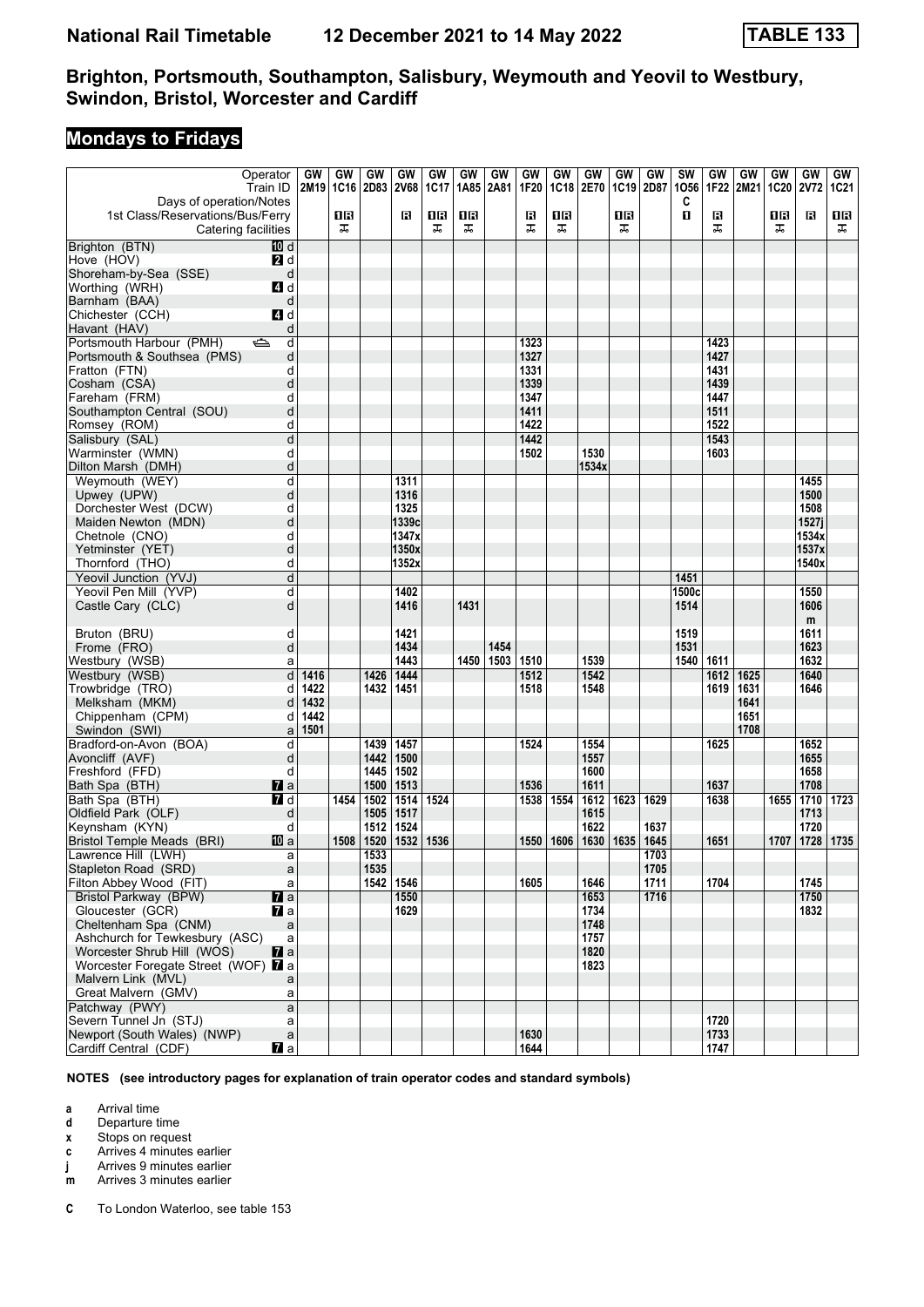# National Rail Timetable 12 December 2021 to 14 May 2022 TABLE 133

## Brighton, Portsmouth, Southampton, Salisbury, Weymouth and Yeovil to Westbury, Swindon, Bristol, Worcester and Cardiff

## Mondays to Fridays

| Operator | | GW | GW | GW | GW | GW | GW | GW | GW | GW | GW | GW | GW | SW | GW | GW | GW | GW | GW |
|---|---|---|---|---|---|---|---|---|---|---|---|---|---|---|---|---|---|---|---|
| Train ID | | 2M19 | 1C16 | 2D83 | 2V68 | 1C17 | 1A85 | 2A81 | 1F20 | 1C18 | 2E70 | 1C19 | 2D87 | 1O56 | 1F22 | 2M21 | 1C20 | 2V72 | 1C21 |
| Days of operation/Notes | | | | | | | | | | | | | | C | | | | | |
| 1st Class/Reservations/Bus/Ferry | | | 1R | | R | 1R | 1R | | R | 1R | | 1R | | 1 | R | | 1R | R | 1R |
| Catering facilities | | | ⊼ | | | ⊼ | ⊼ | | ⊼ | ⊼ | | ⊼ | | | ⊼ | | ⊼ | | ⊼ |
| Brighton (BTN) | 10 d | | | | | | | | | | | | | | | | | | |
| Hove (HOV) | 2 d | | | | | | | | | | | | | | | | | | |
| Shoreham-by-Sea (SSE) | d | | | | | | | | | | | | | | | | | | |
| Worthing (WRH) | 4 d | | | | | | | | | | | | | | | | | | |
| Barnham (BAA) | d | | | | | | | | | | | | | | | | | | |
| Chichester (CCH) | 4 d | | | | | | | | | | | | | | | | | | |
| Havant (HAV) | d | | | | | | | | | | | | | | | | | | |
| Portsmouth Harbour (PMH) ⛴ | d | | | | | | | | 1323 | | | | | | 1423 | | | | |
| Portsmouth & Southsea (PMS) | d | | | | | | | | 1327 | | | | | | 1427 | | | | |
| Fratton (FTN) | d | | | | | | | | 1331 | | | | | | 1431 | | | | |
| Cosham (CSA) | d | | | | | | | | 1339 | | | | | | 1439 | | | | |
| Fareham (FRM) | d | | | | | | | | 1347 | | | | | | 1447 | | | | |
| Southampton Central (SOU) | d | | | | | | | | 1411 | | | | | | 1511 | | | | |
| Romsey (ROM) | d | | | | | | | | 1422 | | | | | | 1522 | | | | |
| Salisbury (SAL) | d | | | | | | | | 1442 | | | | | | 1543 | | | | |
| Warminster (WMN) | d | | | | | | | | 1502 | | 1530 | | | | 1603 | | | | |
| Dilton Marsh (DMH) | d | | | | | | | | | | 1534x | | | | | | | | |
| Weymouth (WEY) | d | | | | 1311 | | | | | | | | | | | | | 1455 | |
| Upwey (UPW) | d | | | | 1316 | | | | | | | | | | | | | 1500 | |
| Dorchester West (DCW) | d | | | | 1325 | | | | | | | | | | | | | 1508 | |
| Maiden Newton (MDN) | d | | | | 1339c | | | | | | | | | | | | | 1527j | |
| Chetnole (CNO) | d | | | | 1347x | | | | | | | | | | | | | 1534x | |
| Yetminster (YET) | d | | | | 1350x | | | | | | | | | | | | | 1537x | |
| Thornford (THO) | d | | | | 1352x | | | | | | | | | | | | | 1540x | |
| Yeovil Junction (YVJ) | d | | | | | | | | | | | | | 1451 | | | | | |
| Yeovil Pen Mill (YVP) | d | | | | 1402 | | | | | | | | | 1500c | | | | 1550 | |
| Castle Cary (CLC) | d | | | | 1416 | | 1431 | | | | | | | 1514 | | | | 1606 m | |
| Bruton (BRU) | d | | | | 1421 | | | | | | | | | 1519 | | | | 1611 | |
| Frome (FRO) | d | | | | 1434 | | | 1454 | | | | | | 1531 | | | | 1623 | |
| Westbury (WSB) | a | | | | 1443 | | 1450 | 1503 | 1510 | | 1539 | | | 1540 | 1611 | | | 1632 | |
| Westbury (WSB) | d | 1416 | | 1426 | 1444 | | | | 1512 | | 1542 | | | | 1612 | 1625 | | 1640 | |
| Trowbridge (TRO) | d | 1422 | | 1432 | 1451 | | | | 1518 | | 1548 | | | | 1619 | 1631 | | 1646 | |
| Melksham (MKM) | d | 1432 | | | | | | | | | | | | | | 1641 | | | |
| Chippenham (CPM) | d | 1442 | | | | | | | | | | | | | | 1651 | | | |
| Swindon (SWI) | a | 1501 | | | | | | | | | | | | | | 1708 | | | |
| Bradford-on-Avon (BOA) | d | | | 1439 | 1457 | | | | 1524 | | 1554 | | | | 1625 | | | 1652 | |
| Avoncliff (AVF) | d | | | 1442 | 1500 | | | | | | 1557 | | | | | | | 1655 | |
| Freshford (FFD) | d | | | 1445 | 1502 | | | | | | 1600 | | | | | | | 1658 | |
| Bath Spa (BTH) | 7 a | | | 1500 | 1513 | | | | 1536 | | 1611 | | | | 1637 | | | 1708 | |
| Bath Spa (BTH) | 7 d | | 1454 | 1502 | 1514 | 1524 | | | 1538 | 1554 | 1612 | 1623 | 1629 | | 1638 | | 1655 | 1710 | 1723 |
| Oldfield Park (OLF) | d | | | 1505 | 1517 | | | | | | 1615 | | | | | | | 1713 | |
| Keynsham (KYN) | d | | | 1512 | 1524 | | | | | | 1622 | | 1637 | | | | | 1720 | |
| Bristol Temple Meads (BRI) | 10 a | | 1508 | 1520 | 1532 | 1536 | | | 1550 | 1606 | 1630 | 1635 | 1645 | | 1651 | | 1707 | 1728 | 1735 |
| Lawrence Hill (LWH) | a | | | 1533 | | | | | | | | | 1703 | | | | | | |
| Stapleton Road (SRD) | a | | | 1535 | | | | | | | | | 1705 | | | | | | |
| Filton Abbey Wood (FIT) | a | | | 1542 | 1546 | | | | 1605 | | 1646 | | 1711 | | 1704 | | | 1745 | |
| Bristol Parkway (BPW) | 7 a | | | | 1550 | | | | | | 1653 | | 1716 | | | | | 1750 | |
| Gloucester (GCR) | 7 a | | | | 1629 | | | | | | 1734 | | | | | | | 1832 | |
| Cheltenham Spa (CNM) | a | | | | | | | | | | 1748 | | | | | | | | |
| Ashchurch for Tewkesbury (ASC) | a | | | | | | | | | | 1757 | | | | | | | | |
| Worcester Shrub Hill (WOS) | 7 a | | | | | | | | | | 1820 | | | | | | | | |
| Worcester Foregate Street (WOF) | 7 a | | | | | | | | | | 1823 | | | | | | | | |
| Malvern Link (MVL) | a | | | | | | | | | | | | | | | | | | |
| Great Malvern (GMV) | a | | | | | | | | | | | | | | | | | | |
| Patchway (PWY) | a | | | | | | | | | | | | | | | | | | |
| Severn Tunnel Jn (STJ) | a | | | | | | | | | | | | | | 1720 | | | | |
| Newport (South Wales) (NWP) | a | | | | | | | | 1630 | | | | | | 1733 | | | | |
| Cardiff Central (CDF) | 7 a | | | | | | | | 1644 | | | | | | 1747 | | | | |

**NOTES (see introductory pages for explanation of train operator codes and standard symbols)**

- **a** Arrival time
- **d** Departure time
- **x** Stops on request
- **c** Arrives 4 minutes earlier
- **j** Arrives 9 minutes earlier
- **m** Arrives 3 minutes earlier

- **C** To London Waterloo, see table 153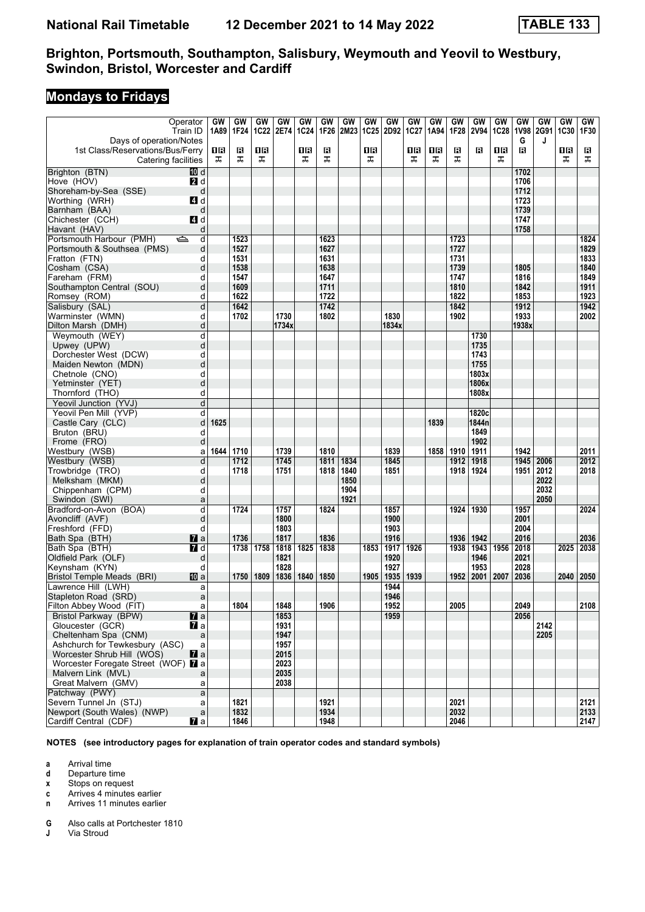# National Rail Timetable 12 December 2021 to 14 May 2022 TABLE 133

## Brighton, Portsmouth, Southampton, Salisbury, Weymouth and Yeovil to Westbury, Swindon, Bristol, Worcester and Cardiff

## Mondays to Fridays

| Operator | | GW | GW | GW | GW | GW | GW | GW | GW | GW | GW | GW | GW | GW | GW | GW | GW | GW | GW |
|---|---|---|---|---|---|---|---|---|---|---|---|---|---|---|---|---|---|---|---|
| Train ID | | 1A89 | 1F24 | 1C22 | 2E74 | 1C24 | 1F26 | 2M23 | 1C25 | 2D92 | 1C27 | 1A94 | 1F28 | 2V94 | 1C28 | 1V98 | 2G91 | 1C30 | 1F30 |
| Days of operation/Notes | | | | | | | | | | | | | | | | G | J | | |
| 1st Class/Reservations/Bus/Ferry | | 1R | R | 1R | | 1R | R | | 1R | | 1R | 1R | R | R | 1R | R | | 1R | R |
| Catering facilities | | ꟷ | ꟷ | ꟷ | | ꟷ | ꟷ | | ꟷ | | ꟷ | ꟷ | ꟷ | | ꟷ | | | ꟷ | ꟷ |
| Brighton (BTN) | 10 d | | | | | | | | | | | | | | | 1702 | | | |
| Hove (HOV) | 2 d | | | | | | | | | | | | | | | 1706 | | | |
| Shoreham-by-Sea (SSE) | d | | | | | | | | | | | | | | | 1712 | | | |
| Worthing (WRH) | 4 d | | | | | | | | | | | | | | | 1723 | | | |
| Barnham (BAA) | d | | | | | | | | | | | | | | | 1739 | | | |
| Chichester (CCH) | 4 d | | | | | | | | | | | | | | | 1747 | | | |
| Havant (HAV) | d | | | | | | | | | | | | | | | 1758 | | | |
| Portsmouth Harbour (PMH) ⛴ | d | | 1523 | | | | 1623 | | | | | | 1723 | | | | | | 1824 |
| Portsmouth & Southsea (PMS) | d | | 1527 | | | | 1627 | | | | | | 1727 | | | | | | 1829 |
| Fratton (FTN) | d | | 1531 | | | | 1631 | | | | | | 1731 | | | | | | 1833 |
| Cosham (CSA) | d | | 1538 | | | | 1638 | | | | | | 1739 | | | 1805 | | | 1840 |
| Fareham (FRM) | d | | 1547 | | | | 1647 | | | | | | 1747 | | | 1816 | | | 1849 |
| Southampton Central (SOU) | d | | 1609 | | | | 1711 | | | | | | 1810 | | | 1842 | | | 1911 |
| Romsey (ROM) | d | | 1622 | | | | 1722 | | | | | | 1822 | | | 1853 | | | 1923 |
| Salisbury (SAL) | d | | 1642 | | | | 1742 | | | | | | 1842 | | | 1912 | | | 1942 |
| Warminster (WMN) | d | | 1702 | | 1730 | | 1802 | | | 1830 | | | 1902 | | | 1933 | | | 2002 |
| Dilton Marsh (DMH) | d | | | | 1734x | | | | | 1834x | | | | | | 1938x | | | |
| Weymouth (WEY) | d | | | | | | | | | | | | | 1730 | | | | | |
| Upwey (UPW) | d | | | | | | | | | | | | | 1735 | | | | | |
| Dorchester West (DCW) | d | | | | | | | | | | | | | 1743 | | | | | |
| Maiden Newton (MDN) | d | | | | | | | | | | | | | 1755 | | | | | |
| Chetnole (CNO) | d | | | | | | | | | | | | | 1803x | | | | | |
| Yetminster (YET) | d | | | | | | | | | | | | | 1806x | | | | | |
| Thornford (THO) | d | | | | | | | | | | | | | 1808x | | | | | |
| Yeovil Junction (YVJ) | d | | | | | | | | | | | | | | | | | | |
| Yeovil Pen Mill (YVP) | d | | | | | | | | | | | | | 1820c | | | | | |
| Castle Cary (CLC) | d | 1625 | | | | | | | | | | 1839 | | 1844n | | | | | |
| Bruton (BRU) | d | | | | | | | | | | | | | 1849 | | | | | |
| Frome (FRO) | d | | | | | | | | | | | | | 1902 | | | | | |
| Westbury (WSB) | a | 1644 | 1710 | | 1739 | | 1810 | | | 1839 | | 1858 | 1910 | 1911 | | 1942 | | | 2011 |
| Westbury (WSB) | d | | 1712 | | 1745 | | 1811 | 1834 | | 1845 | | | 1912 | 1918 | | 1945 | 2006 | | 2012 |
| Trowbridge (TRO) | d | | 1718 | | 1751 | | 1818 | 1840 | | 1851 | | | 1918 | 1924 | | 1951 | 2012 | | 2018 |
| Melksham (MKM) | d | | | | | | | 1850 | | | | | | | | | 2022 | | |
| Chippenham (CPM) | d | | | | | | | 1904 | | | | | | | | | 2032 | | |
| Swindon (SWI) | a | | | | | | | 1921 | | | | | | | | | 2050 | | |
| Bradford-on-Avon (BOA) | d | | 1724 | | 1757 | | 1824 | | | 1857 | | | 1924 | 1930 | | 1957 | | | 2024 |
| Avoncliff (AVF) | d | | | | 1800 | | | | | 1900 | | | | | | 2001 | | | |
| Freshford (FFD) | d | | | | 1803 | | | | | 1903 | | | | | | 2004 | | | |
| Bath Spa (BTH) | 7 a | | 1736 | | 1817 | | 1836 | | | 1916 | | | 1936 | 1942 | | 2016 | | | 2036 |
| Bath Spa (BTH) | 7 d | | 1738 | 1758 | 1818 | 1825 | 1838 | | 1853 | 1917 | 1926 | | 1938 | 1943 | 1956 | 2018 | | 2025 | 2038 |
| Oldfield Park (OLF) | d | | | | 1821 | | | | | 1920 | | | | 1946 | | 2021 | | | |
| Keynsham (KYN) | d | | | | 1828 | | | | | 1927 | | | | 1953 | | 2028 | | | |
| Bristol Temple Meads (BRI) | 10 a | | 1750 | 1809 | 1836 | 1840 | 1850 | | 1905 | 1935 | 1939 | | 1952 | 2001 | 2007 | 2036 | | 2040 | 2050 |
| Lawrence Hill (LWH) | a | | | | | | | | | 1944 | | | | | | | | | |
| Stapleton Road (SRD) | a | | | | | | | | | 1946 | | | | | | | | | |
| Filton Abbey Wood (FIT) | a | | 1804 | | 1848 | | 1906 | | | 1952 | | | 2005 | | | 2049 | | | 2108 |
| Bristol Parkway (BPW) | 7 a | | | | 1853 | | | | | 1959 | | | | | | 2056 | | | |
| Gloucester (GCR) | 7 a | | | | 1931 | | | | | | | | | | | | 2142 | | |
| Cheltenham Spa (CNM) | a | | | | 1947 | | | | | | | | | | | | 2205 | | |
| Ashchurch for Tewkesbury (ASC) | a | | | | 1957 | | | | | | | | | | | | | | |
| Worcester Shrub Hill (WOS) | 7 a | | | | 2015 | | | | | | | | | | | | | | |
| Worcester Foregate Street (WOF) | 7 a | | | | 2023 | | | | | | | | | | | | | | |
| Malvern Link (MVL) | a | | | | 2035 | | | | | | | | | | | | | | |
| Great Malvern (GMV) | a | | | | 2038 | | | | | | | | | | | | | | |
| Patchway (PWY) | a | | | | | | | | | | | | | | | | | | |
| Severn Tunnel Jn (STJ) | a | | 1821 | | | | 1921 | | | | | | 2021 | | | | | | 2121 |
| Newport (South Wales) (NWP) | a | | 1832 | | | | 1934 | | | | | | 2032 | | | | | | 2133 |
| Cardiff Central (CDF) | 7 a | | 1846 | | | | 1948 | | | | | | 2046 | | | | | | 2147 |

**NOTES (see introductory pages for explanation of train operator codes and standard symbols)**

- **a** Arrival time
- **d** Departure time
- **x** Stops on request
- **c** Arrives 4 minutes earlier
- **n** Arrives 11 minutes earlier

- **G** Also calls at Portchester 1810
- **J** Via Stroud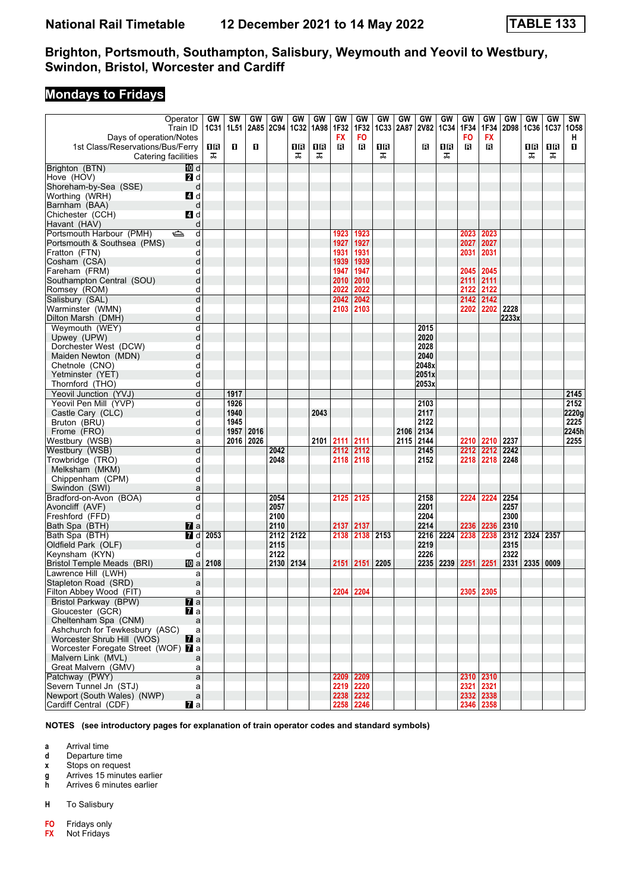# National Rail Timetable — 12 December 2021 to 14 May 2022 — TABLE 133

## Brighton, Portsmouth, Southampton, Salisbury, Weymouth and Yeovil to Westbury, Swindon, Bristol, Worcester and Cardiff

## Mondays to Fridays

| Operator | | GW | SW | GW | GW | GW | GW | GW | GW | GW | GW | GW | GW | GW | GW | GW | GW | GW | SW |
|---|---|---|---|---|---|---|---|---|---|---|---|---|---|---|---|---|---|---|---|
| Train ID | | 1C31 | 1L51 | 2A85 | 2C94 | 1C32 | 1A98 | 1F32 | 1F32 | 1C33 | 2A87 | 2V82 | 1C34 | 1F34 | 1F34 | 2D98 | 1C36 | 1C37 | 1O58 |
| Days of operation/Notes | | | | | | | | FX | FO | | | | | FO | FX | | | | H |
| 1st Class/Reservations/Bus/Ferry | | 1R | 1 | 1 | | 1R | 1R | R | R | 1R | | R | 1R | R | R | | 1R | 1R | 1 |
| Catering facilities | | ⚍ | | | | ⚍ | ⚍ | | | ⚍ | | | ⚍ | | | | ⚍ | ⚍ | |
| Brighton (BTN) | 10 d | | | | | | | | | | | | | | | | | | |
| Hove (HOV) | 2 d | | | | | | | | | | | | | | | | | | |
| Shoreham-by-Sea (SSE) | d | | | | | | | | | | | | | | | | | | |
| Worthing (WRH) | 4 d | | | | | | | | | | | | | | | | | | |
| Barnham (BAA) | d | | | | | | | | | | | | | | | | | | |
| Chichester (CCH) | 4 d | | | | | | | | | | | | | | | | | | |
| Havant (HAV) | d | | | | | | | | | | | | | | | | | | |
| Portsmouth Harbour (PMH) ⛴ | d | | | | | | | 1923 | 1923 | | | | | 2023 | 2023 | | | | |
| Portsmouth & Southsea (PMS) | d | | | | | | | 1927 | 1927 | | | | | 2027 | 2027 | | | | |
| Fratton (FTN) | d | | | | | | | 1931 | 1931 | | | | | 2031 | 2031 | | | | |
| Cosham (CSA) | d | | | | | | | 1939 | 1939 | | | | | | | | | | |
| Fareham (FRM) | d | | | | | | | 1947 | 1947 | | | | | 2045 | 2045 | | | | |
| Southampton Central (SOU) | d | | | | | | | 2010 | 2010 | | | | | 2111 | 2111 | | | | |
| Romsey (ROM) | d | | | | | | | 2022 | 2022 | | | | | 2122 | 2122 | | | | |
| Salisbury (SAL) | d | | | | | | | 2042 | 2042 | | | | | 2142 | 2142 | | | | |
| Warminster (WMN) | d | | | | | | | 2103 | 2103 | | | | | 2202 | 2202 | 2228 | | | |
| Dilton Marsh (DMH) | d | | | | | | | | | | | | | | | 2233x | | | |
| Weymouth (WEY) | d | | | | | | | | | | | 2015 | | | | | | | |
| Upwey (UPW) | d | | | | | | | | | | | 2020 | | | | | | | |
| Dorchester West (DCW) | d | | | | | | | | | | | 2028 | | | | | | | |
| Maiden Newton (MDN) | d | | | | | | | | | | | 2040 | | | | | | | |
| Chetnole (CNO) | d | | | | | | | | | | | 2048x | | | | | | | |
| Yetminster (YET) | d | | | | | | | | | | | 2051x | | | | | | | |
| Thornford (THO) | d | | | | | | | | | | | 2053x | | | | | | | |
| Yeovil Junction (YVJ) | d | | 1917 | | | | | | | | | | | | | | | | 2145 |
| Yeovil Pen Mill (YVP) | d | | 1926 | | | | | | | | | 2103 | | | | | | | 2152 |
| Castle Cary (CLC) | d | | 1940 | | | | 2043 | | | | | 2117 | | | | | | | 2220g |
| Bruton (BRU) | d | | 1945 | | | | | | | | | 2122 | | | | | | | 2225 |
| Frome (FRO) | d | | 1957 | 2016 | | | | | | | 2106 | 2134 | | | | | | | 2245h |
| Westbury (WSB) | a | | 2016 | 2026 | | | 2101 | 2111 | 2111 | | 2115 | 2144 | | 2210 | 2210 | 2237 | | | 2255 |
| Westbury (WSB) | d | | | | 2042 | | | 2112 | 2112 | | | 2145 | | 2212 | 2212 | 2242 | | | |
| Trowbridge (TRO) | d | | | | 2048 | | | 2118 | 2118 | | | 2152 | | 2218 | 2218 | 2248 | | | |
| Melksham (MKM) | d | | | | | | | | | | | | | | | | | | |
| Chippenham (CPM) | d | | | | | | | | | | | | | | | | | | |
| Swindon (SWI) | a | | | | | | | | | | | | | | | | | | |
| Bradford-on-Avon (BOA) | d | | | | 2054 | | | 2125 | 2125 | | | 2158 | | 2224 | 2224 | 2254 | | | |
| Avoncliff (AVF) | d | | | | 2057 | | | | | | | 2201 | | | | 2257 | | | |
| Freshford (FFD) | d | | | | 2100 | | | | | | | 2204 | | | | 2300 | | | |
| Bath Spa (BTH) | 7 a | | | | 2110 | | | 2137 | 2137 | | | 2214 | | 2236 | 2236 | 2310 | | | |
| Bath Spa (BTH) | 7 d | 2053 | | | 2112 | 2122 | | 2138 | 2138 | 2153 | | 2216 | 2224 | 2238 | 2238 | 2312 | 2324 | 2357 | |
| Oldfield Park (OLF) | d | | | | 2115 | | | | | | | 2219 | | | | 2315 | | | |
| Keynsham (KYN) | d | | | | 2122 | | | | | | | 2226 | | | | 2322 | | | |
| Bristol Temple Meads (BRI) | 10 a | 2108 | | | 2130 | 2134 | | 2151 | 2151 | 2205 | | 2235 | 2239 | 2251 | 2251 | 2331 | 2335 | 0009 | |
| Lawrence Hill (LWH) | a | | | | | | | | | | | | | | | | | | |
| Stapleton Road (SRD) | a | | | | | | | | | | | | | | | | | | |
| Filton Abbey Wood (FIT) | a | | | | | | | 2204 | 2204 | | | | | 2305 | 2305 | | | | |
| Bristol Parkway (BPW) | 7 a | | | | | | | | | | | | | | | | | | |
| Gloucester (GCR) | 7 a | | | | | | | | | | | | | | | | | | |
| Cheltenham Spa (CNM) | a | | | | | | | | | | | | | | | | | | |
| Ashchurch for Tewkesbury (ASC) | a | | | | | | | | | | | | | | | | | | |
| Worcester Shrub Hill (WOS) | 7 a | | | | | | | | | | | | | | | | | | |
| Worcester Foregate Street (WOF) | 7 a | | | | | | | | | | | | | | | | | | |
| Malvern Link (MVL) | a | | | | | | | | | | | | | | | | | | |
| Great Malvern (GMV) | a | | | | | | | | | | | | | | | | | | |
| Patchway (PWY) | a | | | | | | | 2209 | 2209 | | | | | 2310 | 2310 | | | | |
| Severn Tunnel Jn (STJ) | a | | | | | | | 2219 | 2220 | | | | | 2321 | 2321 | | | | |
| Newport (South Wales) (NWP) | a | | | | | | | 2238 | 2232 | | | | | 2332 | 2338 | | | | |
| Cardiff Central (CDF) | 7 a | | | | | | | 2258 | 2246 | | | | | 2346 | 2358 | | | | |

**NOTES (see introductory pages for explanation of train operator codes and standard symbols)**

- **a** Arrival time
- **d** Departure time
- **x** Stops on request
- **g** Arrives 15 minutes earlier
- **h** Arrives 6 minutes earlier

- **H** To Salisbury

- **FO** Fridays only
- **FX** Not Fridays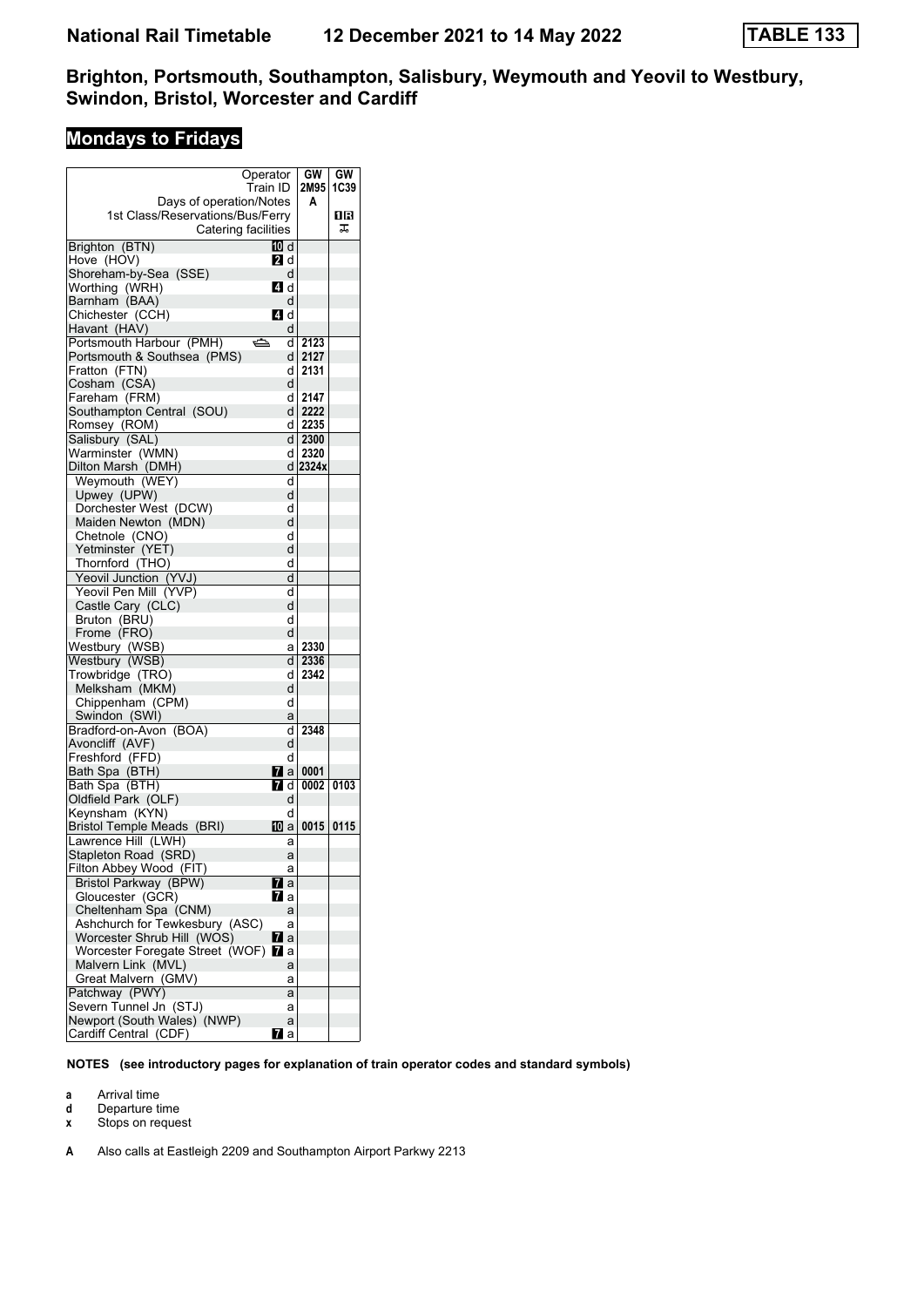# National Rail Timetable 12 December 2021 to 14 May 2022 TABLE 133

## Brighton, Portsmouth, Southampton, Salisbury, Weymouth and Yeovil to Westbury, Swindon, Bristol, Worcester and Cardiff

### Mondays to Fridays

| Operator | | GW | GW |
|---|---|---|---|
| Train ID | | 2M95 | 1C39 |
| Days of operation/Notes | | A | |
| 1st Class/Reservations/Bus/Ferry | | | 1R |
| Catering facilities | | | |
| Brighton (BTN) | 10 d | | |
| Hove (HOV) | 2 d | | |
| Shoreham-by-Sea (SSE) | d | | |
| Worthing (WRH) | 4 d | | |
| Barnham (BAA) | d | | |
| Chichester (CCH) | 4 d | | |
| Havant (HAV) | d | | |
| Portsmouth Harbour (PMH) | d | 2123 | |
| Portsmouth & Southsea (PMS) | d | 2127 | |
| Fratton (FTN) | d | 2131 | |
| Cosham (CSA) | d | | |
| Fareham (FRM) | d | 2147 | |
| Southampton Central (SOU) | d | 2222 | |
| Romsey (ROM) | d | 2235 | |
| Salisbury (SAL) | d | 2300 | |
| Warminster (WMN) | d | 2320 | |
| Dilton Marsh (DMH) | d | 2324x | |
| Weymouth (WEY) | d | | |
| Upwey (UPW) | d | | |
| Dorchester West (DCW) | d | | |
| Maiden Newton (MDN) | d | | |
| Chetnole (CNO) | d | | |
| Yetminster (YET) | d | | |
| Thornford (THO) | d | | |
| Yeovil Junction (YVJ) | d | | |
| Yeovil Pen Mill (YVP) | d | | |
| Castle Cary (CLC) | d | | |
| Bruton (BRU) | d | | |
| Frome (FRO) | d | | |
| Westbury (WSB) | a | 2330 | |
| Westbury (WSB) | d | 2336 | |
| Trowbridge (TRO) | d | 2342 | |
| Melksham (MKM) | d | | |
| Chippenham (CPM) | d | | |
| Swindon (SWI) | a | | |
| Bradford-on-Avon (BOA) | d | 2348 | |
| Avoncliff (AVF) | d | | |
| Freshford (FFD) | d | | |
| Bath Spa (BTH) | 7 a | 0001 | |
| Bath Spa (BTH) | 7 d | 0002 | 0103 |
| Oldfield Park (OLF) | d | | |
| Keynsham (KYN) | d | | |
| Bristol Temple Meads (BRI) | 10 a | 0015 | 0115 |
| Lawrence Hill (LWH) | a | | |
| Stapleton Road (SRD) | a | | |
| Filton Abbey Wood (FIT) | a | | |
| Bristol Parkway (BPW) | 7 a | | |
| Gloucester (GCR) | 7 a | | |
| Cheltenham Spa (CNM) | a | | |
| Ashchurch for Tewkesbury (ASC) | a | | |
| Worcester Shrub Hill (WOS) | 7 a | | |
| Worcester Foregate Street (WOF) | 7 a | | |
| Malvern Link (MVL) | a | | |
| Great Malvern (GMV) | a | | |
| Patchway (PWY) | a | | |
| Severn Tunnel Jn (STJ) | a | | |
| Newport (South Wales) (NWP) | a | | |
| Cardiff Central (CDF) | 7 a | | |

**NOTES (see introductory pages for explanation of train operator codes and standard symbols)**

- **a** Arrival time
- **d** Departure time
- **x** Stops on request

**A** Also calls at Eastleigh 2209 and Southampton Airport Parkwy 2213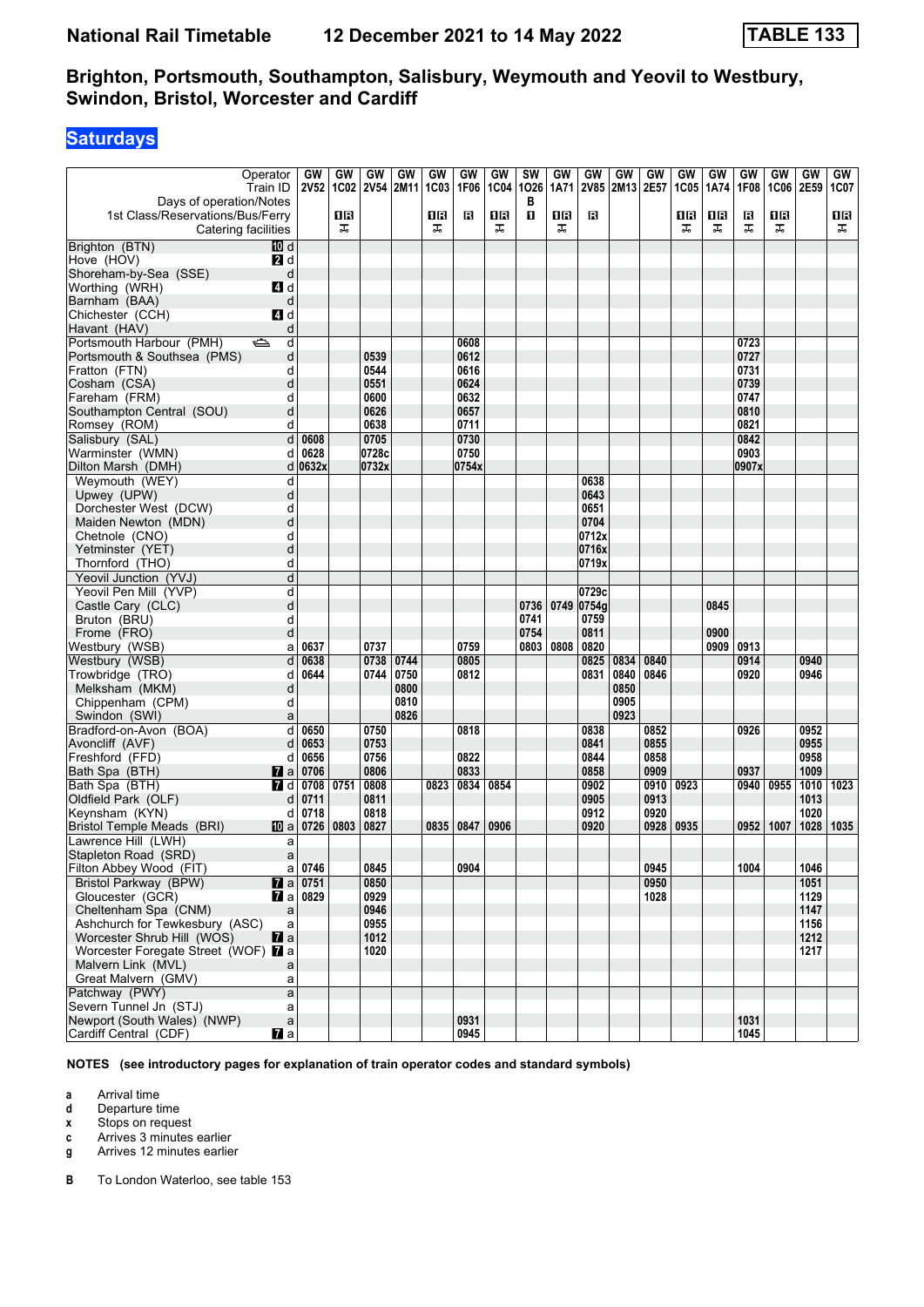# National Rail Timetable 12 December 2021 to 14 May 2022 TABLE 133

## Brighton, Portsmouth, Southampton, Salisbury, Weymouth and Yeovil to Westbury, Swindon, Bristol, Worcester and Cardiff

**Saturdays**

| Operator | | GW | GW | GW | GW | GW | GW | GW | SW | GW | GW | GW | GW | GW | GW | GW | GW | GW | GW |
|---|---|---|---|---|---|---|---|---|---|---|---|---|---|---|---|---|---|---|---|
| Train ID | | 2V52 | 1C02 | 2V54 | 2M11 | 1C03 | 1F06 | 1C04 | 1O26 | 1A71 | 2V85 | 2M13 | 2E57 | 1C05 | 1A74 | 1F08 | 1C06 | 2E59 | 1C07 |
| Days of operation/Notes | | | | | | | | | B | | | | | | | | | | |
| 1st Class/Reservations/Bus/Ferry | | | 1R | | | 1R | R | 1R | 1 | 1R | R | | | 1R | 1R | R | 1R | | 1R |
| Catering facilities | | | T | | | T | | T | | T | | | | T | T | T | T | | T |
| Brighton (BTN) | d | | | | | | | | | | | | | | | | | | |
| Hove (HOV) | d | | | | | | | | | | | | | | | | | | |
| Shoreham-by-Sea (SSE) | d | | | | | | | | | | | | | | | | | | |
| Worthing (WRH) | d | | | | | | | | | | | | | | | | | | |
| Barnham (BAA) | d | | | | | | | | | | | | | | | | | | |
| Chichester (CCH) | d | | | | | | | | | | | | | | | | | | |
| Havant (HAV) | d | | | | | | | | | | | | | | | | | | |
| Portsmouth Harbour (PMH) | d | | | | | | 0608 | | | | | | | | | 0723 | | | |
| Portsmouth & Southsea (PMS) | d | | | 0539 | | | 0612 | | | | | | | | | 0727 | | | |
| Fratton (FTN) | d | | | 0544 | | | 0616 | | | | | | | | | 0731 | | | |
| Cosham (CSA) | d | | | 0551 | | | 0624 | | | | | | | | | 0739 | | | |
| Fareham (FRM) | d | | | 0600 | | | 0632 | | | | | | | | | 0747 | | | |
| Southampton Central (SOU) | d | | | 0626 | | | 0657 | | | | | | | | | 0810 | | | |
| Romsey (ROM) | d | | | 0638 | | | 0711 | | | | | | | | | 0821 | | | |
| Salisbury (SAL) | d | 0608 | | 0705 | | | 0730 | | | | | | | | | 0842 | | | |
| Warminster (WMN) | d | 0628 | | 0728c | | | 0750 | | | | | | | | | 0903 | | | |
| Dilton Marsh (DMH) | d | 0632x | | 0732x | | | 0754x | | | | | | | | | 0907x | | | |
| Weymouth (WEY) | d | | | | | | | | | | 0638 | | | | | | | | |
| Upwey (UPW) | d | | | | | | | | | | 0643 | | | | | | | | |
| Dorchester West (DCW) | d | | | | | | | | | | 0651 | | | | | | | | |
| Maiden Newton (MDN) | d | | | | | | | | | | 0704 | | | | | | | | |
| Chetnole (CNO) | d | | | | | | | | | | 0712x | | | | | | | | |
| Yetminster (YET) | d | | | | | | | | | | 0716x | | | | | | | | |
| Thornford (THO) | d | | | | | | | | | | 0719x | | | | | | | | |
| Yeovil Junction (YVJ) | d | | | | | | | | | | | | | | | | | | |
| Yeovil Pen Mill (YVP) | d | | | | | | | | | | 0729c | | | | | | | | |
| Castle Cary (CLC) | d | | | | | | | | 0736 | 0749 | 0754g | | | | 0845 | | | | |
| Bruton (BRU) | d | | | | | | | | 0741 | | 0759 | | | | | | | | |
| Frome (FRO) | d | | | | | | | | 0754 | | 0811 | | | | 0900 | | | | |
| Westbury (WSB) | a | 0637 | | 0737 | | | 0759 | | 0803 | 0808 | 0820 | | | | 0909 | 0913 | | | |
| Westbury (WSB) | d | 0638 | | 0738 | 0744 | | 0805 | | | | 0825 | 0834 | 0840 | | | 0914 | | 0940 | |
| Trowbridge (TRO) | d | 0644 | | 0744 | 0750 | | 0812 | | | | 0831 | 0840 | 0846 | | | 0920 | | 0946 | |
| Melksham (MKM) | d | | | | 0800 | | | | | | | 0850 | | | | | | | |
| Chippenham (CPM) | d | | | | 0810 | | | | | | | 0905 | | | | | | | |
| Swindon (SWI) | a | | | | 0826 | | | | | | | 0923 | | | | | | | |
| Bradford-on-Avon (BOA) | d | 0650 | | 0750 | | | 0818 | | | | 0838 | | 0852 | | | 0926 | | 0952 | |
| Avoncliff (AVF) | d | 0653 | | 0753 | | | | | | | 0841 | | 0855 | | | | | 0955 | |
| Freshford (FFD) | d | 0656 | | 0756 | | | 0822 | | | | 0844 | | 0858 | | | | | 0958 | |
| Bath Spa (BTH) | a | 0706 | | 0806 | | | 0833 | | | | 0858 | | 0909 | | | 0937 | | 1009 | |
| Bath Spa (BTH) | d | 0708 | 0751 | 0808 | | 0823 | 0834 | 0854 | | | 0902 | | 0910 | 0923 | | 0940 | 0955 | 1010 | 1023 |
| Oldfield Park (OLF) | d | 0711 | | 0811 | | | | | | | 0905 | | 0913 | | | | | 1013 | |
| Keynsham (KYN) | d | 0718 | | 0818 | | | | | | | 0912 | | 0920 | | | | | 1020 | |
| Bristol Temple Meads (BRI) | a | 0726 | 0803 | 0827 | | 0835 | 0847 | 0906 | | | 0920 | | 0928 | 0935 | | 0952 | 1007 | 1028 | 1035 |
| Lawrence Hill (LWH) | a | | | | | | | | | | | | | | | | | | |
| Stapleton Road (SRD) | a | | | | | | | | | | | | | | | | | | |
| Filton Abbey Wood (FIT) | a | 0746 | | 0845 | | | 0904 | | | | | | 0945 | | | 1004 | | 1046 | |
| Bristol Parkway (BPW) | a | 0751 | | 0850 | | | | | | | | | 0950 | | | | | 1051 | |
| Gloucester (GCR) | a | 0829 | | 0929 | | | | | | | | | 1028 | | | | | 1129 | |
| Cheltenham Spa (CNM) | a | | | 0946 | | | | | | | | | | | | | | 1147 | |
| Ashchurch for Tewkesbury (ASC) | a | | | 0955 | | | | | | | | | | | | | | 1156 | |
| Worcester Shrub Hill (WOS) | a | | | 1012 | | | | | | | | | | | | | | 1212 | |
| Worcester Foregate Street (WOF) | a | | | 1020 | | | | | | | | | | | | | | 1217 | |
| Malvern Link (MVL) | a | | | | | | | | | | | | | | | | | | |
| Great Malvern (GMV) | a | | | | | | | | | | | | | | | | | | |
| Patchway (PWY) | a | | | | | | | | | | | | | | | | | | |
| Severn Tunnel Jn (STJ) | a | | | | | | | | | | | | | | | | | | |
| Newport (South Wales) (NWP) | a | | | | | | 0931 | | | | | | | | | 1031 | | | |
| Cardiff Central (CDF) | a | | | | | | 0945 | | | | | | | | | 1045 | | | |

**NOTES (see introductory pages for explanation of train operator codes and standard symbols)**

- **a** Arrival time
- **d** Departure time
- **x** Stops on request
- **c** Arrives 3 minutes earlier
- **g** Arrives 12 minutes earlier

- **B** To London Waterloo, see table 153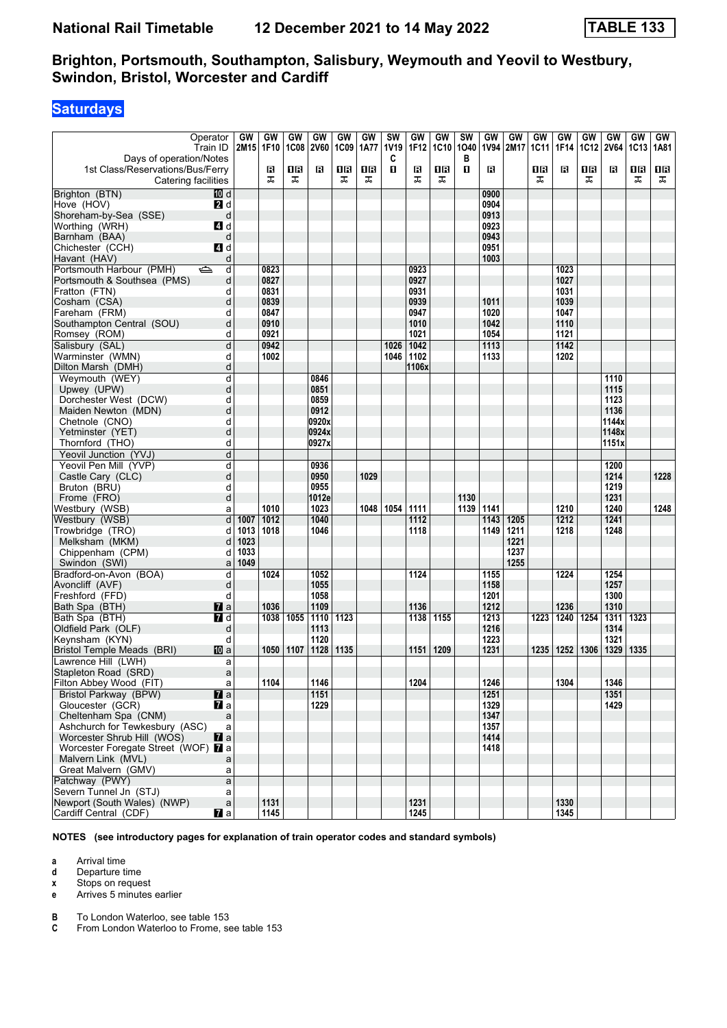# National Rail Timetable 12 December 2021 to 14 May 2022

# TABLE 133

## Brighton, Portsmouth, Southampton, Salisbury, Weymouth and Yeovil to Westbury, Swindon, Bristol, Worcester and Cardiff

### Saturdays

| Operator | | GW | GW | GW | GW | GW | GW | SW | GW | GW | SW | GW | GW | GW | GW | GW | GW | GW | GW |
|---|---|---|---|---|---|---|---|---|---|---|---|---|---|---|---|---|---|---|---|
| Train ID | | 2M15 | 1F10 | 1C08 | 2V60 | 1C09 | 1A77 | 1V19 | 1F12 | 1C10 | 1O40 | 1V94 | 2M17 | 1C11 | 1F14 | 1C12 | 2V64 | 1C13 | 1A81 |
| Days of operation/Notes | | | | | | | | C | | | B | | | | | | | | |
| 1st Class/Reservations/Bus/Ferry | | | R | 1R | R | 1R | 1R | 1 | R | 1R | 1 | R | | 1R | R | 1R | R | 1R | 1R |
| Catering facilities | | | ⚹ | ⚹ | | ⚹ | ⚹ | | ⚹ | ⚹ | | | | ⚹ | | ⚹ | | ⚹ | ⚹ |
| Brighton (BTN) | 10 d | | | | | | | | | | | 0900 | | | | | | | |
| Hove (HOV) | 2 d | | | | | | | | | | | 0904 | | | | | | | |
| Shoreham-by-Sea (SSE) | d | | | | | | | | | | | 0913 | | | | | | | |
| Worthing (WRH) | 4 d | | | | | | | | | | | 0923 | | | | | | | |
| Barnham (BAA) | d | | | | | | | | | | | 0943 | | | | | | | |
| Chichester (CCH) | 4 d | | | | | | | | | | | 0951 | | | | | | | |
| Havant (HAV) | d | | | | | | | | | | | 1003 | | | | | | | |
| Portsmouth Harbour (PMH) ⛴ | d | | 0823 | | | | | | 0923 | | | | | | 1023 | | | | |
| Portsmouth & Southsea (PMS) | d | | 0827 | | | | | | 0927 | | | | | | 1027 | | | | |
| Fratton (FTN) | d | | 0831 | | | | | | 0931 | | | | | | 1031 | | | | |
| Cosham (CSA) | d | | 0839 | | | | | | 0939 | | | 1011 | | | 1039 | | | | |
| Fareham (FRM) | d | | 0847 | | | | | | 0947 | | | 1020 | | | 1047 | | | | |
| Southampton Central (SOU) | d | | 0910 | | | | | | 1010 | | | 1042 | | | 1110 | | | | |
| Romsey (ROM) | d | | 0921 | | | | | | 1021 | | | 1054 | | | 1121 | | | | |
| Salisbury (SAL) | d | | 0942 | | | | | 1026 | 1042 | | | 1113 | | | 1142 | | | | |
| Warminster (WMN) | d | | 1002 | | | | | 1046 | 1102 | | | 1133 | | | 1202 | | | | |
| Dilton Marsh (DMH) | d | | | | | | | | 1106x | | | | | | | | | | |
| Weymouth (WEY) | d | | | | 0846 | | | | | | | | | | | | 1110 | | |
| Upwey (UPW) | d | | | | 0851 | | | | | | | | | | | | 1115 | | |
| Dorchester West (DCW) | d | | | | 0859 | | | | | | | | | | | | 1123 | | |
| Maiden Newton (MDN) | d | | | | 0912 | | | | | | | | | | | | 1136 | | |
| Chetnole (CNO) | d | | | | 0920x | | | | | | | | | | | | 1144x | | |
| Yetminster (YET) | d | | | | 0924x | | | | | | | | | | | | 1148x | | |
| Thornford (THO) | d | | | | 0927x | | | | | | | | | | | | 1151x | | |
| Yeovil Junction (YVJ) | d | | | | | | | | | | | | | | | | | | |
| Yeovil Pen Mill (YVP) | d | | | | 0936 | | | | | | | | | | | | 1200 | | |
| Castle Cary (CLC) | d | | | | 0950 | | 1029 | | | | | | | | | | 1214 | | 1228 |
| Bruton (BRU) | d | | | | 0955 | | | | | | | | | | | | 1219 | | |
| Frome (FRO) | d | | | | 1012e | | | | | | 1130 | | | | | | 1231 | | |
| Westbury (WSB) | a | | 1010 | | 1023 | | 1048 | 1054 | 1111 | | 1139 | 1141 | | | 1210 | | 1240 | | 1248 |
| Westbury (WSB) | d | 1007 | 1012 | | 1040 | | | | 1112 | | | 1143 | 1205 | | 1212 | | 1241 | | |
| Trowbridge (TRO) | d | 1013 | 1018 | | 1046 | | | | 1118 | | | 1149 | 1211 | | 1218 | | 1248 | | |
| Melksham (MKM) | d | 1023 | | | | | | | | | | | 1221 | | | | | | |
| Chippenham (CPM) | d | 1033 | | | | | | | | | | | 1237 | | | | | | |
| Swindon (SWI) | a | 1049 | | | | | | | | | | | 1255 | | | | | | |
| Bradford-on-Avon (BOA) | d | | 1024 | | 1052 | | | | 1124 | | | 1155 | | | 1224 | | 1254 | | |
| Avoncliff (AVF) | d | | | | 1055 | | | | | | | 1158 | | | | | 1257 | | |
| Freshford (FFD) | d | | | | 1058 | | | | | | | 1201 | | | | | 1300 | | |
| Bath Spa (BTH) | 7 a | | 1036 | | 1109 | | | | 1136 | | | 1212 | | | 1236 | | 1310 | | |
| Bath Spa (BTH) | 7 d | | 1038 | 1055 | 1110 | 1123 | | | 1138 | 1155 | | 1213 | | 1223 | 1240 | 1254 | 1311 | 1323 | |
| Oldfield Park (OLF) | d | | | | 1113 | | | | | | | 1216 | | | | | 1314 | | |
| Keynsham (KYN) | d | | | | 1120 | | | | | | | 1223 | | | | | 1321 | | |
| Bristol Temple Meads (BRI) | 10 a | | 1050 | 1107 | 1128 | 1135 | | | 1151 | 1209 | | 1231 | | 1235 | 1252 | 1306 | 1329 | 1335 | |
| Lawrence Hill (LWH) | a | | | | | | | | | | | | | | | | | | |
| Stapleton Road (SRD) | a | | | | | | | | | | | | | | | | | | |
| Filton Abbey Wood (FIT) | a | | 1104 | | 1146 | | | | 1204 | | | 1246 | | | 1304 | | 1346 | | |
| Bristol Parkway (BPW) | 7 a | | | | 1151 | | | | | | | 1251 | | | | | 1351 | | |
| Gloucester (GCR) | 7 a | | | | 1229 | | | | | | | 1329 | | | | | 1429 | | |
| Cheltenham Spa (CNM) | a | | | | | | | | | | | 1347 | | | | | | | |
| Ashchurch for Tewkesbury (ASC) | a | | | | | | | | | | | 1357 | | | | | | | |
| Worcester Shrub Hill (WOS) | 7 a | | | | | | | | | | | 1414 | | | | | | | |
| Worcester Foregate Street (WOF) | 7 a | | | | | | | | | | | 1418 | | | | | | | |
| Malvern Link (MVL) | a | | | | | | | | | | | | | | | | | | |
| Great Malvern (GMV) | a | | | | | | | | | | | | | | | | | | |
| Patchway (PWY) | a | | | | | | | | | | | | | | | | | | |
| Severn Tunnel Jn (STJ) | a | | | | | | | | | | | | | | | | | | |
| Newport (South Wales) (NWP) | a | | 1131 | | | | | | 1231 | | | | | | 1330 | | | | |
| Cardiff Central (CDF) | 7 a | | 1145 | | | | | | 1245 | | | | | | 1345 | | | | |

**NOTES (see introductory pages for explanation of train operator codes and standard symbols)**

- **a** Arrival time
- **d** Departure time
- **x** Stops on request
- **e** Arrives 5 minutes earlier

- **B** To London Waterloo, see table 153
- **C** From London Waterloo to Frome, see table 153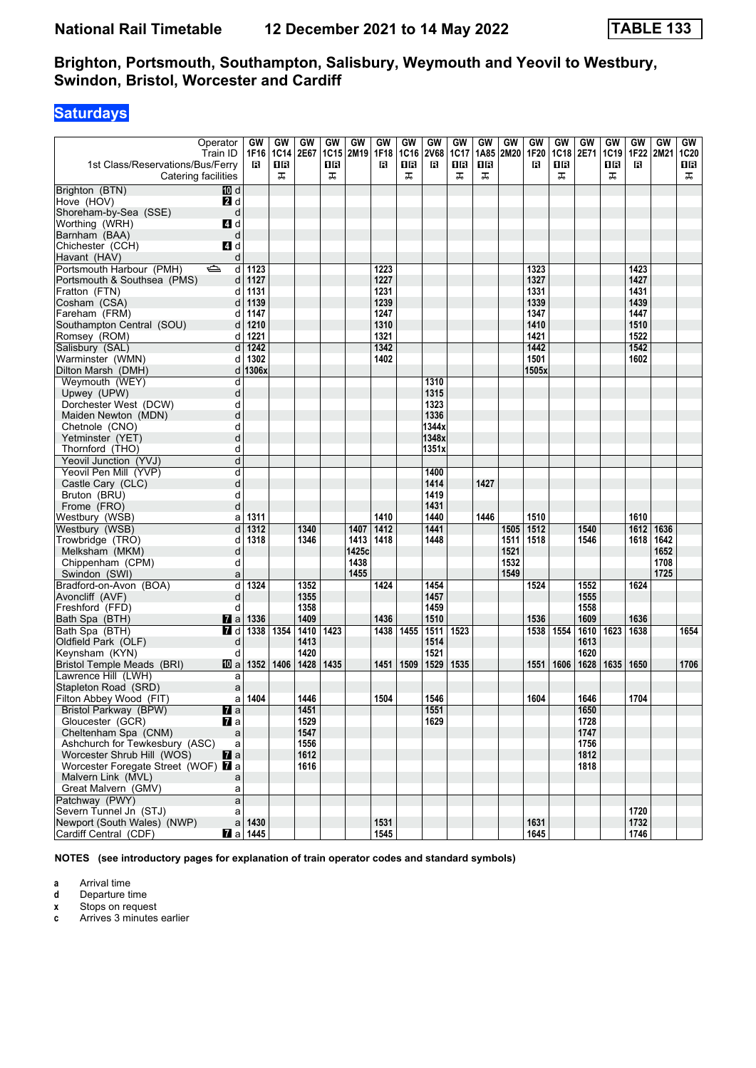# National Rail Timetable    12 December 2021 to 14 May 2022    TABLE 133

## Brighton, Portsmouth, Southampton, Salisbury, Weymouth and Yeovil to Westbury, Swindon, Bristol, Worcester and Cardiff

### Saturdays

| Operator | | GW | GW | GW | GW | GW | GW | GW | GW | GW | GW | GW | GW | GW | GW | GW | GW | GW | GW |
|---|---|---|---|---|---|---|---|---|---|---|---|---|---|---|---|---|---|---|---|
| Train ID | | 1F16 | 1C14 | 2E67 | 1C15 | 2M19 | 1F18 | 1C16 | 2V68 | 1C17 | 1A85 | 2M20 | 1F20 | 1C18 | 2E71 | 1C19 | 1F22 | 2M21 | 1C20 |
| 1st Class/Reservations/Bus/Ferry | | R | 1R | | 1R | | R | 1R | R | 1R | 1R | | R | 1R | | 1R | R | | 1R |
| Catering facilities | | | ⊼ | | ⊼ | | | ⊼ | | ⊼ | ⊼ | | | ⊼ | | ⊼ | | | ⊼ |
| Brighton (BTN) | 10 d | | | | | | | | | | | | | | | | | | |
| Hove (HOV) | 2 d | | | | | | | | | | | | | | | | | | |
| Shoreham-by-Sea (SSE) | d | | | | | | | | | | | | | | | | | | |
| Worthing (WRH) | 4 d | | | | | | | | | | | | | | | | | | |
| Barnham (BAA) | d | | | | | | | | | | | | | | | | | | |
| Chichester (CCH) | 4 d | | | | | | | | | | | | | | | | | | |
| Havant (HAV) | d | | | | | | | | | | | | | | | | | | |
| Portsmouth Harbour (PMH) ⛴ | d | 1123 | | | | | 1223 | | | | | | 1323 | | | | 1423 | | |
| Portsmouth & Southsea (PMS) | d | 1127 | | | | | 1227 | | | | | | 1327 | | | | 1427 | | |
| Fratton (FTN) | d | 1131 | | | | | 1231 | | | | | | 1331 | | | | 1431 | | |
| Cosham (CSA) | d | 1139 | | | | | 1239 | | | | | | 1339 | | | | 1439 | | |
| Fareham (FRM) | d | 1147 | | | | | 1247 | | | | | | 1347 | | | | 1447 | | |
| Southampton Central (SOU) | d | 1210 | | | | | 1310 | | | | | | 1410 | | | | 1510 | | |
| Romsey (ROM) | d | 1221 | | | | | 1321 | | | | | | 1421 | | | | 1522 | | |
| Salisbury (SAL) | d | 1242 | | | | | 1342 | | | | | | 1442 | | | | 1542 | | |
| Warminster (WMN) | d | 1302 | | | | | 1402 | | | | | | 1501 | | | | 1602 | | |
| Dilton Marsh (DMH) | d | 1306x | | | | | | | | | | | 1505x | | | | | | |
| Weymouth (WEY) | d | | | | | | | | 1310 | | | | | | | | | | |
| Upwey (UPW) | d | | | | | | | | 1315 | | | | | | | | | | |
| Dorchester West (DCW) | d | | | | | | | | 1323 | | | | | | | | | | |
| Maiden Newton (MDN) | d | | | | | | | | 1336 | | | | | | | | | | |
| Chetnole (CNO) | d | | | | | | | | 1344x | | | | | | | | | | |
| Yetminster (YET) | d | | | | | | | | 1348x | | | | | | | | | | |
| Thornford (THO) | d | | | | | | | | 1351x | | | | | | | | | | |
| Yeovil Junction (YVJ) | d | | | | | | | | | | | | | | | | | | |
| Yeovil Pen Mill (YVP) | d | | | | | | | | 1400 | | | | | | | | | | |
| Castle Cary (CLC) | d | | | | | | | | 1414 | | 1427 | | | | | | | | |
| Bruton (BRU) | d | | | | | | | | 1419 | | | | | | | | | | |
| Frome (FRO) | d | | | | | | | | 1431 | | | | | | | | | | |
| Westbury (WSB) | a | 1311 | | | | | 1410 | | 1440 | | 1446 | | 1510 | | | | 1610 | | |
| Westbury (WSB) | d | 1312 | | 1340 | | 1407 | 1412 | | 1441 | | | 1505 | 1512 | | 1540 | | 1612 | 1636 | |
| Trowbridge (TRO) | d | 1318 | | 1346 | | 1413 | 1418 | | 1448 | | | 1511 | 1518 | | 1546 | | 1618 | 1642 | |
| Melksham (MKM) | d | | | | | 1425c | | | | | | 1521 | | | | | | 1652 | |
| Chippenham (CPM) | d | | | | | 1438 | | | | | | 1532 | | | | | | 1708 | |
| Swindon (SWI) | a | | | | | 1455 | | | | | | 1549 | | | | | | 1725 | |
| Bradford-on-Avon (BOA) | d | 1324 | | 1352 | | | 1424 | | 1454 | | | | 1524 | | 1552 | | 1624 | | |
| Avoncliff (AVF) | d | | | 1355 | | | | | 1457 | | | | | | 1555 | | | | |
| Freshford (FFD) | d | | | 1358 | | | | | 1459 | | | | | | 1558 | | | | |
| Bath Spa (BTH) | 7 a | 1336 | | 1409 | | | 1436 | | 1510 | | | | 1536 | | 1609 | | 1636 | | |
| Bath Spa (BTH) | 7 d | 1338 | 1354 | 1410 | 1423 | | 1438 | 1455 | 1511 | 1523 | | | 1538 | 1554 | 1610 | 1623 | 1638 | | 1654 |
| Oldfield Park (OLF) | d | | | 1413 | | | | | 1514 | | | | | | 1613 | | | | |
| Keynsham (KYN) | d | | | 1420 | | | | | 1521 | | | | | | 1620 | | | | |
| Bristol Temple Meads (BRI) | 10 a | 1352 | 1406 | 1428 | 1435 | | 1451 | 1509 | 1529 | 1535 | | | 1551 | 1606 | 1628 | 1635 | 1650 | | 1706 |
| Lawrence Hill (LWH) | a | | | | | | | | | | | | | | | | | | |
| Stapleton Road (SRD) | a | | | | | | | | | | | | | | | | | | |
| Filton Abbey Wood (FIT) | a | 1404 | | 1446 | | | 1504 | | 1546 | | | | 1604 | | 1646 | | 1704 | | |
| Bristol Parkway (BPW) | 7 a | | | 1451 | | | | | 1551 | | | | | | 1650 | | | | |
| Gloucester (GCR) | 7 a | | | 1529 | | | | | 1629 | | | | | | 1728 | | | | |
| Cheltenham Spa (CNM) | a | | | 1547 | | | | | | | | | | | 1747 | | | | |
| Ashchurch for Tewkesbury (ASC) | a | | | 1556 | | | | | | | | | | | 1756 | | | | |
| Worcester Shrub Hill (WOS) | 7 a | | | 1612 | | | | | | | | | | | 1812 | | | | |
| Worcester Foregate Street (WOF) | 7 a | | | 1616 | | | | | | | | | | | 1818 | | | | |
| Malvern Link (MVL) | a | | | | | | | | | | | | | | | | | | |
| Great Malvern (GMV) | a | | | | | | | | | | | | | | | | | | |
| Patchway (PWY) | a | | | | | | | | | | | | | | | | | | |
| Severn Tunnel Jn (STJ) | a | | | | | | | | | | | | | | | | 1720 | | |
| Newport (South Wales) (NWP) | a | 1430 | | | | | 1531 | | | | | | 1631 | | | | 1732 | | |
| Cardiff Central (CDF) | 7 a | 1445 | | | | | 1545 | | | | | | 1645 | | | | 1746 | | |

**NOTES (see introductory pages for explanation of train operator codes and standard symbols)**

- **a** Arrival time
- **d** Departure time
- **x** Stops on request
- **c** Arrives 3 minutes earlier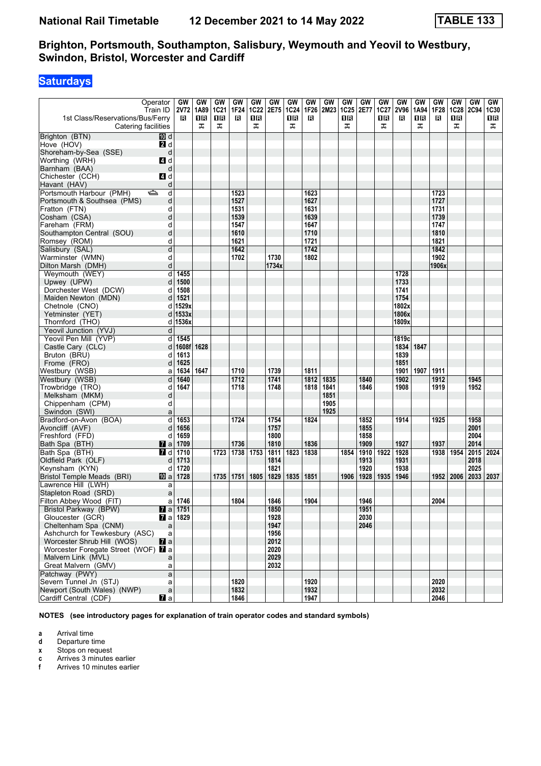**National Rail Timetable** **12 December 2021 to 14 May 2022** **TABLE 133**

## Brighton, Portsmouth, Southampton, Salisbury, Weymouth and Yeovil to Westbury, Swindon, Bristol, Worcester and Cardiff

### Saturdays

| Operator | | GW | GW | GW | GW | GW | GW | GW | GW | GW | GW | GW | GW | GW | GW | GW | GW | GW | GW |
|---|---|---|---|---|---|---|---|---|---|---|---|---|---|---|---|---|---|---|---|
| Train ID | | 2V72 | 1A89 | 1C21 | 1F24 | 1C22 | 2E75 | 1C24 | 1F26 | 2M23 | 1C25 | 2E77 | 1C27 | 2V96 | 1A94 | 1F28 | 1C28 | 2C94 | 1C30 |
| 1st Class/Reservations/Bus/Ferry | | R | 1R | 1R | R | 1R | | 1R | R | | 1R | | 1R | R | 1R | R | 1R | | 1R |
| Catering facilities | | | ⊼ | ⊼ | | ⊼ | | ⊼ | | | ⊼ | | ⊼ | | ⊼ | | ⊼ | | ⊼ |
| Brighton (BTN) | 10 d | | | | | | | | | | | | | | | | | | |
| Hove (HOV) | 2 d | | | | | | | | | | | | | | | | | | |
| Shoreham-by-Sea (SSE) | d | | | | | | | | | | | | | | | | | | |
| Worthing (WRH) | 4 d | | | | | | | | | | | | | | | | | | |
| Barnham (BAA) | d | | | | | | | | | | | | | | | | | | |
| Chichester (CCH) | 4 d | | | | | | | | | | | | | | | | | | |
| Havant (HAV) | d | | | | | | | | | | | | | | | | | | |
| Portsmouth Harbour (PMH) ⛴ | d | | | | 1523 | | | | 1623 | | | | | | | 1723 | | | |
| Portsmouth & Southsea (PMS) | d | | | | 1527 | | | | 1627 | | | | | | | 1727 | | | |
| Fratton (FTN) | d | | | | 1531 | | | | 1631 | | | | | | | 1731 | | | |
| Cosham (CSA) | d | | | | 1539 | | | | 1639 | | | | | | | 1739 | | | |
| Fareham (FRM) | d | | | | 1547 | | | | 1647 | | | | | | | 1747 | | | |
| Southampton Central (SOU) | d | | | | 1610 | | | | 1710 | | | | | | | 1810 | | | |
| Romsey (ROM) | d | | | | 1621 | | | | 1721 | | | | | | | 1821 | | | |
| Salisbury (SAL) | d | | | | 1642 | | | | 1742 | | | | | | | 1842 | | | |
| Warminster (WMN) | d | | | | 1702 | | 1730 | | 1802 | | | | | | | 1902 | | | |
| Dilton Marsh (DMH) | d | | | | | | 1734x | | | | | | | | | 1906x | | | |
| Weymouth (WEY) | d | 1455 | | | | | | | | | | | | 1728 | | | | | |
| Upwey (UPW) | d | 1500 | | | | | | | | | | | | 1733 | | | | | |
| Dorchester West (DCW) | d | 1508 | | | | | | | | | | | | 1741 | | | | | |
| Maiden Newton (MDN) | d | 1521 | | | | | | | | | | | | 1754 | | | | | |
| Chetnole (CNO) | d | 1529x | | | | | | | | | | | | 1802x | | | | | |
| Yetminster (YET) | d | 1533x | | | | | | | | | | | | 1806x | | | | | |
| Thornford (THO) | d | 1536x | | | | | | | | | | | | 1809x | | | | | |
| Yeovil Junction (YVJ) | d | | | | | | | | | | | | | | | | | | |
| Yeovil Pen Mill (YVP) | d | 1545 | | | | | | | | | | | | 1819c | | | | | |
| Castle Cary (CLC) | d | 1608f | 1628 | | | | | | | | | | | 1834 | 1847 | | | | |
| Bruton (BRU) | d | 1613 | | | | | | | | | | | | 1839 | | | | | |
| Frome (FRO) | d | 1625 | | | | | | | | | | | | 1851 | | | | | |
| Westbury (WSB) | a | 1634 | 1647 | | 1710 | | 1739 | | 1811 | | | | | 1901 | 1907 | 1911 | | | |
| Westbury (WSB) | d | 1640 | | | 1712 | | 1741 | | 1812 | 1835 | | 1840 | | 1902 | | 1912 | | 1945 | |
| Trowbridge (TRO) | d | 1647 | | | 1718 | | 1748 | | 1818 | 1841 | | 1846 | | 1908 | | 1919 | | 1952 | |
| Melksham (MKM) | d | | | | | | | | | 1851 | | | | | | | | | |
| Chippenham (CPM) | d | | | | | | | | | 1905 | | | | | | | | | |
| Swindon (SWI) | a | | | | | | | | | 1925 | | | | | | | | | |
| Bradford-on-Avon (BOA) | d | 1653 | | | 1724 | | 1754 | | 1824 | | | 1852 | | 1914 | | 1925 | | 1958 | |
| Avoncliff (AVF) | d | 1656 | | | | | 1757 | | | | | 1855 | | | | | | 2001 | |
| Freshford (FFD) | d | 1659 | | | | | 1800 | | | | | 1858 | | | | | | 2004 | |
| Bath Spa (BTH) | 7 a | 1709 | | | 1736 | | 1810 | | 1836 | | | 1909 | | 1927 | | 1937 | | 2014 | |
| Bath Spa (BTH) | 7 d | 1710 | | 1723 | 1738 | 1753 | 1811 | 1823 | 1838 | | 1854 | 1910 | 1922 | 1928 | | 1938 | 1954 | 2015 | 2024 |
| Oldfield Park (OLF) | d | 1713 | | | | | 1814 | | | | | 1913 | | 1931 | | | | 2018 | |
| Keynsham (KYN) | d | 1720 | | | | | 1821 | | | | | 1920 | | 1938 | | | | 2025 | |
| Bristol Temple Meads (BRI) | 10 a | 1728 | | 1735 | 1751 | 1805 | 1829 | 1835 | 1851 | | 1906 | 1928 | 1935 | 1946 | | 1952 | 2006 | 2033 | 2037 |
| Lawrence Hill (LWH) | a | | | | | | | | | | | | | | | | | | |
| Stapleton Road (SRD) | a | | | | | | | | | | | | | | | | | | |
| Filton Abbey Wood (FIT) | a | 1746 | | | 1804 | | 1846 | | 1904 | | | 1946 | | | | 2004 | | | |
| Bristol Parkway (BPW) | 7 a | 1751 | | | | | 1850 | | | | | 1951 | | | | | | | |
| Gloucester (GCR) | 7 a | 1829 | | | | | 1928 | | | | | 2030 | | | | | | | |
| Cheltenham Spa (CNM) | a | | | | | | 1947 | | | | | 2046 | | | | | | | |
| Ashchurch for Tewkesbury (ASC) | a | | | | | | 1956 | | | | | | | | | | | | |
| Worcester Shrub Hill (WOS) | 7 a | | | | | | 2012 | | | | | | | | | | | | |
| Worcester Foregate Street (WOF) | 7 a | | | | | | 2020 | | | | | | | | | | | | |
| Malvern Link (MVL) | a | | | | | | 2029 | | | | | | | | | | | | |
| Great Malvern (GMV) | a | | | | | | 2032 | | | | | | | | | | | | |
| Patchway (PWY) | a | | | | | | | | | | | | | | | | | | |
| Severn Tunnel Jn (STJ) | a | | | | 1820 | | | | 1920 | | | | | | | 2020 | | | |
| Newport (South Wales) (NWP) | a | | | | 1832 | | | | 1932 | | | | | | | 2032 | | | |
| Cardiff Central (CDF) | 7 a | | | | 1846 | | | | 1947 | | | | | | | 2046 | | | |

**NOTES (see introductory pages for explanation of train operator codes and standard symbols)**

- **a** Arrival time
- **d** Departure time
- **x** Stops on request
- **c** Arrives 3 minutes earlier
- **f** Arrives 10 minutes earlier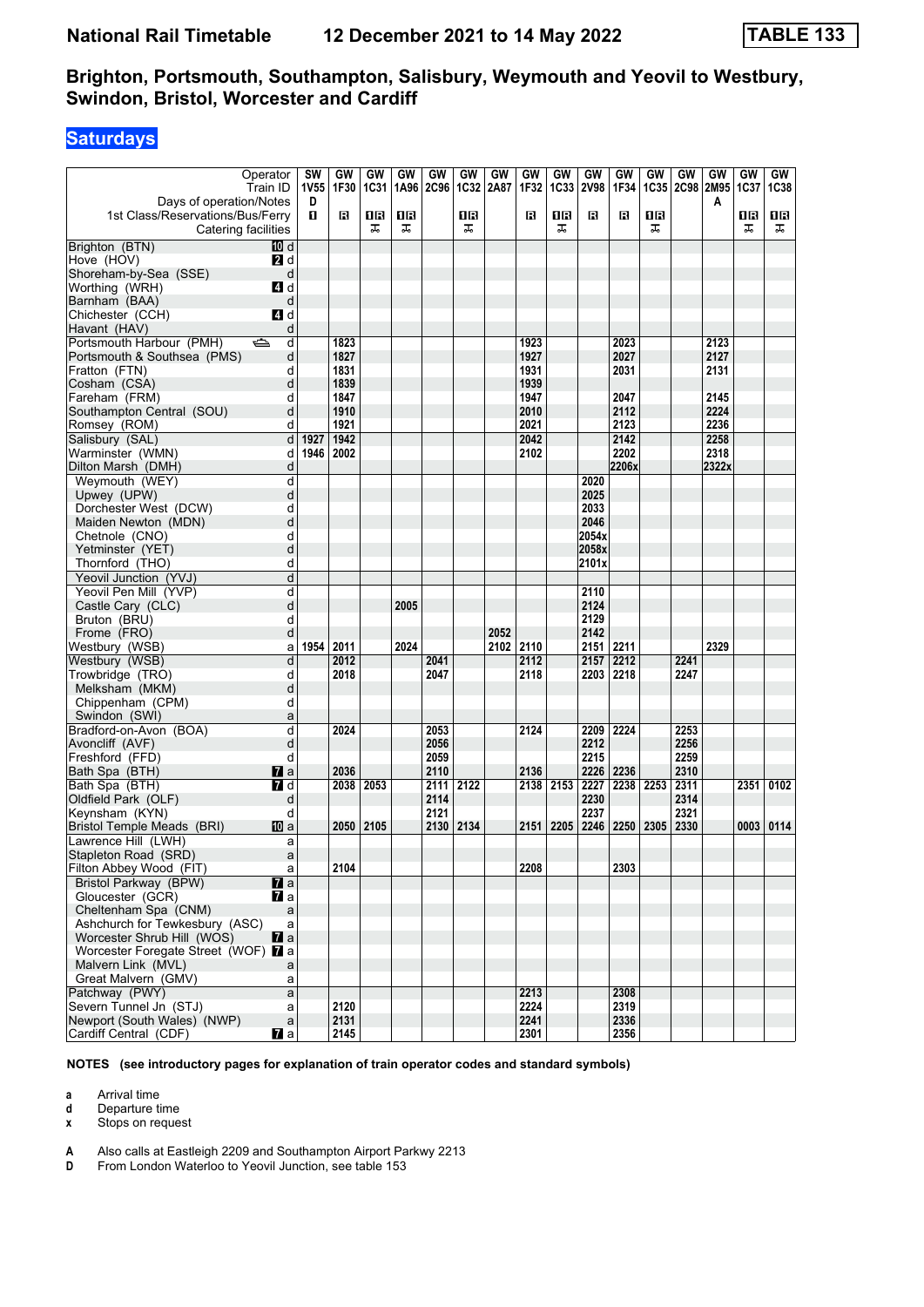# National Rail Timetable — 12 December 2021 to 14 May 2022 — TABLE 133

## Brighton, Portsmouth, Southampton, Salisbury, Weymouth and Yeovil to Westbury, Swindon, Bristol, Worcester and Cardiff

### Saturdays

| Operator | | SW | GW | GW | GW | GW | GW | GW | GW | GW | GW | GW | GW | GW | GW | GW | GW |
|---|---|---|---|---|---|---|---|---|---|---|---|---|---|---|---|---|---|
| Train ID | | 1V55 | 1F30 | 1C31 | 1A96 | 2C96 | 1C32 | 2A87 | 1F32 | 1C33 | 2V98 | 1F34 | 1C35 | 2C98 | 2M95 | 1C37 | 1C38 |
| Days of operation/Notes | | D | | | | | | | | | | | | | A | | |
| 1st Class/Reservations/Bus/Ferry | | 1 | R | 1R | 1R | | 1R | | R | 1R | R | R | 1R | | | 1R | 1R |
| Catering facilities | | | | ✠ | ✠ | | ✠ | | | ✠ | | | ✠ | | | ✠ | ✠ |
| Brighton (BTN) | 10 d | | | | | | | | | | | | | | | | |
| Hove (HOV) | 2 d | | | | | | | | | | | | | | | | |
| Shoreham-by-Sea (SSE) | d | | | | | | | | | | | | | | | | |
| Worthing (WRH) | 4 d | | | | | | | | | | | | | | | | |
| Barnham (BAA) | d | | | | | | | | | | | | | | | | |
| Chichester (CCH) | 4 d | | | | | | | | | | | | | | | | |
| Havant (HAV) | d | | | | | | | | | | | | | | | | |
| Portsmouth Harbour (PMH) ⛴ | d | | 1823 | | | | | | 1923 | | | 2023 | | | 2123 | | |
| Portsmouth & Southsea (PMS) | d | | 1827 | | | | | | 1927 | | | 2027 | | | 2127 | | |
| Fratton (FTN) | d | | 1831 | | | | | | 1931 | | | 2031 | | | 2131 | | |
| Cosham (CSA) | d | | 1839 | | | | | | 1939 | | | | | | | | |
| Fareham (FRM) | d | | 1847 | | | | | | 1947 | | | 2047 | | | 2145 | | |
| Southampton Central (SOU) | d | | 1910 | | | | | | 2010 | | | 2112 | | | 2224 | | |
| Romsey (ROM) | d | | 1921 | | | | | | 2021 | | | 2123 | | | 2236 | | |
| Salisbury (SAL) | d | 1927 | 1942 | | | | | | 2042 | | | 2142 | | | 2258 | | |
| Warminster (WMN) | d | 1946 | 2002 | | | | | | 2102 | | | 2202 | | | 2318 | | |
| Dilton Marsh (DMH) | d | | | | | | | | | | | 2206x | | | 2322x | | |
| Weymouth (WEY) | d | | | | | | | | | | 2020 | | | | | | |
| Upwey (UPW) | d | | | | | | | | | | 2025 | | | | | | |
| Dorchester West (DCW) | d | | | | | | | | | | 2033 | | | | | | |
| Maiden Newton (MDN) | d | | | | | | | | | | 2046 | | | | | | |
| Chetnole (CNO) | d | | | | | | | | | | 2054x | | | | | | |
| Yetminster (YET) | d | | | | | | | | | | 2058x | | | | | | |
| Thornford (THO) | d | | | | | | | | | | 2101x | | | | | | |
| Yeovil Junction (YVJ) | d | | | | | | | | | | | | | | | | |
| Yeovil Pen Mill (YVP) | d | | | | | | | | | | 2110 | | | | | | |
| Castle Cary (CLC) | d | | | | 2005 | | | | | | 2124 | | | | | | |
| Bruton (BRU) | d | | | | | | | | | | 2129 | | | | | | |
| Frome (FRO) | d | | | | | | | 2052 | | | 2142 | | | | | | |
| Westbury (WSB) | a | 1954 | 2011 | | 2024 | | | 2102 | 2110 | | 2151 | 2211 | | | 2329 | | |
| Westbury (WSB) | d | | 2012 | | | 2041 | | | 2112 | | 2157 | 2212 | | 2241 | | | |
| Trowbridge (TRO) | d | | 2018 | | | 2047 | | | 2118 | | 2203 | 2218 | | 2247 | | | |
| Melksham (MKM) | d | | | | | | | | | | | | | | | | |
| Chippenham (CPM) | d | | | | | | | | | | | | | | | | |
| Swindon (SWI) | a | | | | | | | | | | | | | | | | |
| Bradford-on-Avon (BOA) | d | | 2024 | | | 2053 | | | 2124 | | 2209 | 2224 | | 2253 | | | |
| Avoncliff (AVF) | d | | | | | 2056 | | | | | 2212 | | | 2256 | | | |
| Freshford (FFD) | d | | | | | 2059 | | | | | 2215 | | | 2259 | | | |
| Bath Spa (BTH) | 7 a | | 2036 | | | 2110 | | | 2136 | | 2226 | 2236 | | 2310 | | | |
| Bath Spa (BTH) | 7 d | | 2038 | 2053 | | 2111 | 2122 | | 2138 | 2153 | 2227 | 2238 | 2253 | 2311 | | 2351 | 0102 |
| Oldfield Park (OLF) | d | | | | | 2114 | | | | | 2230 | | | 2314 | | | |
| Keynsham (KYN) | d | | | | | 2121 | | | | | 2237 | | | 2321 | | | |
| Bristol Temple Meads (BRI) | 10 a | | 2050 | 2105 | | 2130 | 2134 | | 2151 | 2205 | 2246 | 2250 | 2305 | 2330 | | 0003 | 0114 |
| Lawrence Hill (LWH) | a | | | | | | | | | | | | | | | | |
| Stapleton Road (SRD) | a | | | | | | | | | | | | | | | | |
| Filton Abbey Wood (FIT) | a | | 2104 | | | | | | 2208 | | | 2303 | | | | | |
| Bristol Parkway (BPW) | 7 a | | | | | | | | | | | | | | | | |
| Gloucester (GCR) | 7 a | | | | | | | | | | | | | | | | |
| Cheltenham Spa (CNM) | a | | | | | | | | | | | | | | | | |
| Ashchurch for Tewkesbury (ASC) | a | | | | | | | | | | | | | | | | |
| Worcester Shrub Hill (WOS) | 7 a | | | | | | | | | | | | | | | | |
| Worcester Foregate Street (WOF) | 7 a | | | | | | | | | | | | | | | | |
| Malvern Link (MVL) | a | | | | | | | | | | | | | | | | |
| Great Malvern (GMV) | a | | | | | | | | | | | | | | | | |
| Patchway (PWY) | a | | | | | | | | 2213 | | | 2308 | | | | | |
| Severn Tunnel Jn (STJ) | a | | 2120 | | | | | | 2224 | | | 2319 | | | | | |
| Newport (South Wales) (NWP) | a | | 2131 | | | | | | 2241 | | | 2336 | | | | | |
| Cardiff Central (CDF) | 7 a | | 2145 | | | | | | 2301 | | | 2356 | | | | | |

**NOTES (see introductory pages for explanation of train operator codes and standard symbols)**

- **a** Arrival time
- **d** Departure time
- **x** Stops on request

- **A** Also calls at Eastleigh 2209 and Southampton Airport Parkwy 2213
- **D** From London Waterloo to Yeovil Junction, see table 153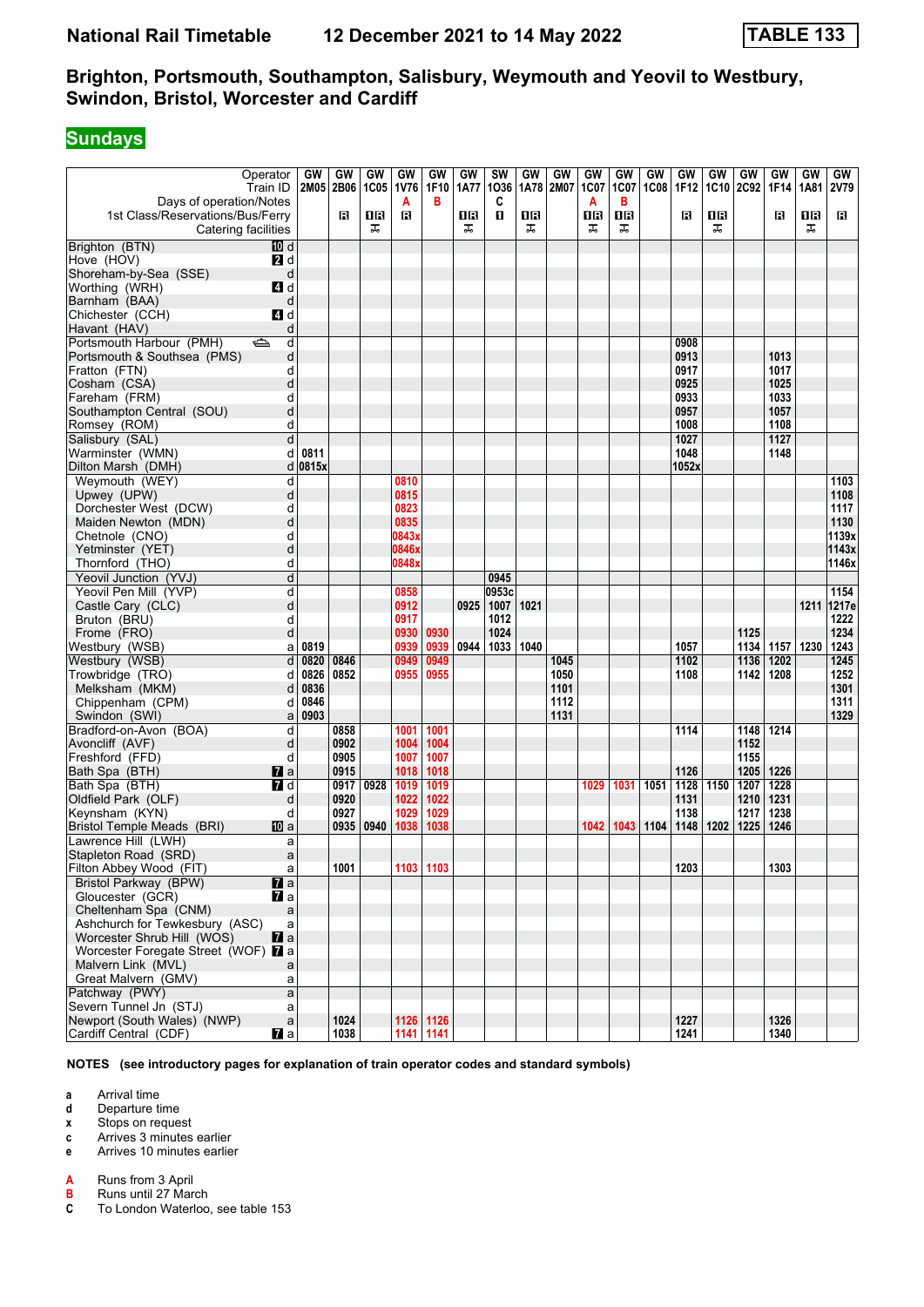# National Rail Timetable — 12 December 2021 to 14 May 2022 — TABLE 133

## Brighton, Portsmouth, Southampton, Salisbury, Weymouth and Yeovil to Westbury, Swindon, Bristol, Worcester and Cardiff

### Sundays

| Operator | | GW | GW | GW | GW | GW | GW | SW | GW | GW | GW | GW | GW | GW | GW | GW | GW | GW | GW |
|---|---|---|---|---|---|---|---|---|---|---|---|---|---|---|---|---|---|---|---|
| Train ID | | 2M05 | 2B06 | 1C05 | 1V76 | 1F10 | 1A77 | 1O36 | 1A78 | 2M07 | 1C07 | 1C07 | 1C08 | 1F12 | 1C10 | 2C92 | 1F14 | 1A81 | 2V79 |
| Days of operation/Notes | | | | | A | B | | C | | | A | B | | | | | | | |
| 1st Class/Reservations/Bus/Ferry | | | R | 1R | R | | 1R | 1 | 1R | | 1R | 1R | | R | 1R | | R | 1R | R |
| Catering facilities | | | | ⚲ | | | ⚲ | | ⚲ | | ⚲ | ⚲ | | | ⚲ | | | ⚲ | |
| Brighton (BTN) 10 | d | | | | | | | | | | | | | | | | | | |
| Hove (HOV) 2 | d | | | | | | | | | | | | | | | | | | |
| Shoreham-by-Sea (SSE) | d | | | | | | | | | | | | | | | | | | |
| Worthing (WRH) 4 | d | | | | | | | | | | | | | | | | | | |
| Barnham (BAA) | d | | | | | | | | | | | | | | | | | | |
| Chichester (CCH) 4 | d | | | | | | | | | | | | | | | | | | |
| Havant (HAV) | d | | | | | | | | | | | | | | | | | | |
| Portsmouth Harbour (PMH) ⛴ | d | | | | | | | | | | | | | 0908 | | | | | |
| Portsmouth & Southsea (PMS) | d | | | | | | | | | | | | | 0913 | | | 1013 | | |
| Fratton (FTN) | d | | | | | | | | | | | | | 0917 | | | 1017 | | |
| Cosham (CSA) | d | | | | | | | | | | | | | 0925 | | | 1025 | | |
| Fareham (FRM) | d | | | | | | | | | | | | | 0933 | | | 1033 | | |
| Southampton Central (SOU) | d | | | | | | | | | | | | | 0957 | | | 1057 | | |
| Romsey (ROM) | d | | | | | | | | | | | | | 1008 | | | 1108 | | |
| Salisbury (SAL) | d | | | | | | | | | | | | | 1027 | | | 1127 | | |
| Warminster (WMN) | d | 0811 | | | | | | | | | | | | 1048 | | | 1148 | | |
| Dilton Marsh (DMH) | d | 0815x | | | | | | | | | | | | 1052x | | | | | |
| Weymouth (WEY) | d | | | | 0810 | | | | | | | | | | | | | | 1103 |
| Upwey (UPW) | d | | | | 0815 | | | | | | | | | | | | | | 1108 |
| Dorchester West (DCW) | d | | | | 0823 | | | | | | | | | | | | | | 1117 |
| Maiden Newton (MDN) | d | | | | 0835 | | | | | | | | | | | | | | 1130 |
| Chetnole (CNO) | d | | | | 0843x | | | | | | | | | | | | | | 1139x |
| Yetminster (YET) | d | | | | 0846x | | | | | | | | | | | | | | 1143x |
| Thornford (THO) | d | | | | 0848x | | | | | | | | | | | | | | 1146x |
| Yeovil Junction (YVJ) | d | | | | | | | 0945 | | | | | | | | | | | |
| Yeovil Pen Mill (YVP) | d | | | | 0858 | | | 0953c | | | | | | | | | | | 1154 |
| Castle Cary (CLC) | d | | | | 0912 | | 0925 | 1007 | 1021 | | | | | | | | | 1211 | 1217e |
| Bruton (BRU) | d | | | | 0917 | | | 1012 | | | | | | | | | | | 1222 |
| Frome (FRO) | d | | | | 0930 | 0930 | | 1024 | | | | | | | | 1125 | | | 1234 |
| Westbury (WSB) | a | 0819 | | | 0939 | 0939 | 0944 | 1033 | 1040 | | | | | 1057 | | 1134 | 1157 | 1230 | 1243 |
| Westbury (WSB) | d | 0820 | 0846 | | 0949 | 0949 | | | | 1045 | | | | 1102 | | 1136 | 1202 | | 1245 |
| Trowbridge (TRO) | d | 0826 | 0852 | | 0955 | 0955 | | | | 1050 | | | | 1108 | | 1142 | 1208 | | 1252 |
| Melksham (MKM) | d | 0836 | | | | | | | | 1101 | | | | | | | | | 1301 |
| Chippenham (CPM) | d | 0846 | | | | | | | | 1112 | | | | | | | | | 1311 |
| Swindon (SWI) | a | 0903 | | | | | | | | 1131 | | | | | | | | | 1329 |
| Bradford-on-Avon (BOA) | d | | 0858 | | 1001 | 1001 | | | | | | | | 1114 | | 1148 | 1214 | | |
| Avoncliff (AVF) | d | | 0902 | | 1004 | 1004 | | | | | | | | | | 1152 | | | |
| Freshford (FFD) | d | | 0905 | | 1007 | 1007 | | | | | | | | | | 1155 | | | |
| Bath Spa (BTH) 7 | a | | 0915 | | 1018 | 1018 | | | | | | | | 1126 | | 1205 | 1226 | | |
| Bath Spa (BTH) 7 | d | | 0917 | 0928 | 1019 | 1019 | | | | | 1029 | 1031 | 1051 | 1128 | 1150 | 1207 | 1228 | | |
| Oldfield Park (OLF) | d | | 0920 | | 1022 | 1022 | | | | | | | | 1131 | | 1210 | 1231 | | |
| Keynsham (KYN) | d | | 0927 | | 1029 | 1029 | | | | | | | | 1138 | | 1217 | 1238 | | |
| Bristol Temple Meads (BRI) 10 | a | | 0935 | 0940 | 1038 | 1038 | | | | | 1042 | 1043 | 1104 | 1148 | 1202 | 1225 | 1246 | | |
| Lawrence Hill (LWH) | a | | | | | | | | | | | | | | | | | | |
| Stapleton Road (SRD) | a | | | | | | | | | | | | | | | | | | |
| Filton Abbey Wood (FIT) | a | | 1001 | | 1103 | 1103 | | | | | | | | 1203 | | | 1303 | | |
| Bristol Parkway (BPW) 7 | a | | | | | | | | | | | | | | | | | | |
| Gloucester (GCR) 7 | a | | | | | | | | | | | | | | | | | | |
| Cheltenham Spa (CNM) | a | | | | | | | | | | | | | | | | | | |
| Ashchurch for Tewkesbury (ASC) | a | | | | | | | | | | | | | | | | | | |
| Worcester Shrub Hill (WOS) 7 | a | | | | | | | | | | | | | | | | | | |
| Worcester Foregate Street (WOF) 7 | a | | | | | | | | | | | | | | | | | | |
| Malvern Link (MVL) | a | | | | | | | | | | | | | | | | | | |
| Great Malvern (GMV) | a | | | | | | | | | | | | | | | | | | |
| Patchway (PWY) | a | | | | | | | | | | | | | | | | | | |
| Severn Tunnel Jn (STJ) | a | | | | | | | | | | | | | | | | | | |
| Newport (South Wales) (NWP) | a | | 1024 | | 1126 | 1126 | | | | | | | | 1227 | | | 1326 | | |
| Cardiff Central (CDF) 7 | a | | 1038 | | 1141 | 1141 | | | | | | | | 1241 | | | 1340 | | |

**NOTES (see introductory pages for explanation of train operator codes and standard symbols)**

- **a** Arrival time
- **d** Departure time
- **x** Stops on request
- **c** Arrives 3 minutes earlier
- **e** Arrives 10 minutes earlier

- **A** Runs from 3 April
- **B** Runs until 27 March
- **C** To London Waterloo, see table 153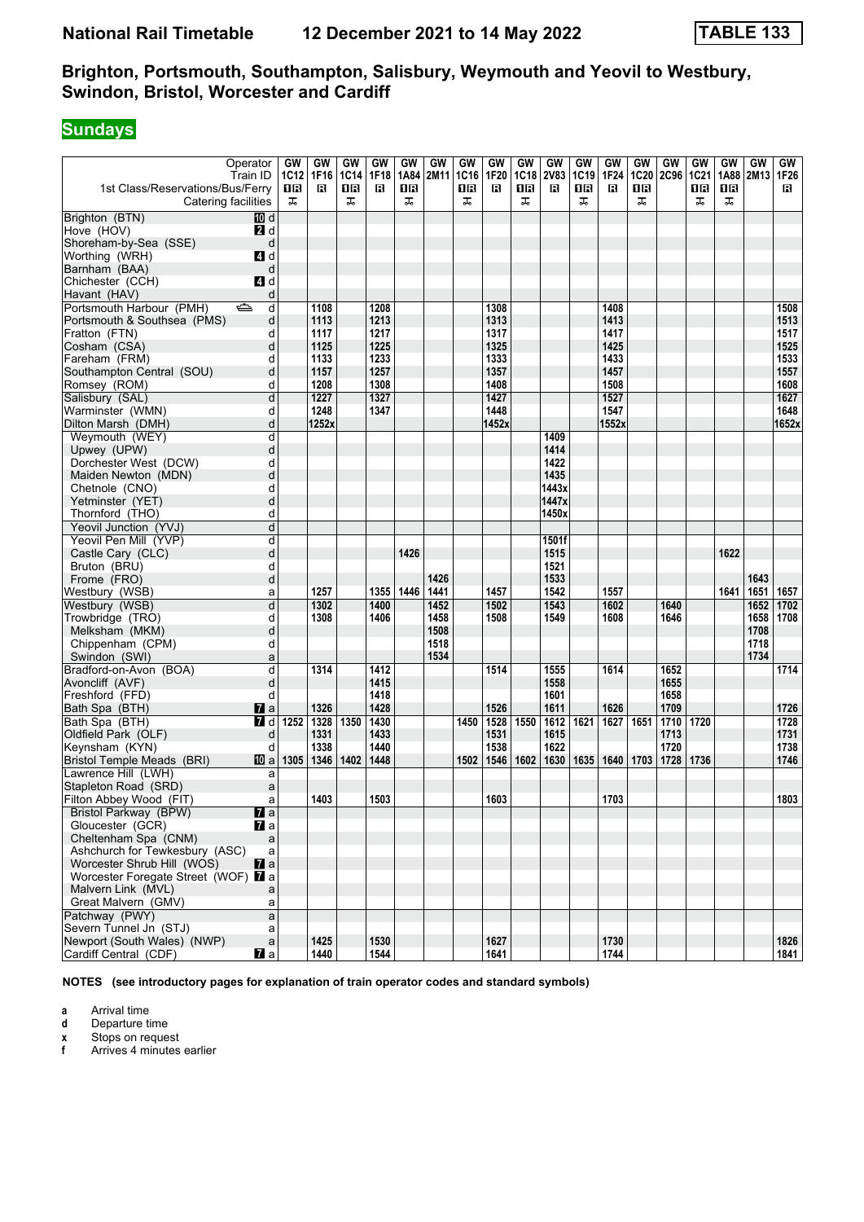**National Rail Timetable** **12 December 2021 to 14 May 2022** **TABLE 133**

## Brighton, Portsmouth, Southampton, Salisbury, Weymouth and Yeovil to Westbury, Swindon, Bristol, Worcester and Cardiff

### Sundays

| Operator | | GW | GW | GW | GW | GW | GW | GW | GW | GW | GW | GW | GW | GW | GW | GW | GW | GW | GW |
|---|---|---|---|---|---|---|---|---|---|---|---|---|---|---|---|---|---|---|---|
| Train ID | | 1C12 | 1F16 | 1C14 | 1F18 | 1A84 | 2M11 | 1C16 | 1F20 | 1C18 | 2V83 | 1C19 | 1F24 | 1C20 | 2C96 | 1C21 | 1A88 | 2M13 | 1F26 |
| 1st Class/Reservations/Bus/Ferry | | 1R | R | 1R | R | 1R | | 1R | R | 1R | R | 1R | R | 1R | | 1R | 1R | | R |
| Catering facilities | | ⊼ | | ⊼ | | ⊼ | | ⊼ | | ⊼ | | ⊼ | | ⊼ | | ⊼ | ⊼ | | |
| Brighton (BTN) | 10 d | | | | | | | | | | | | | | | | | | |
| Hove (HOV) | 2 d | | | | | | | | | | | | | | | | | | |
| Shoreham-by-Sea (SSE) | d | | | | | | | | | | | | | | | | | | |
| Worthing (WRH) | 4 d | | | | | | | | | | | | | | | | | | |
| Barnham (BAA) | d | | | | | | | | | | | | | | | | | | |
| Chichester (CCH) | 4 d | | | | | | | | | | | | | | | | | | |
| Havant (HAV) | d | | | | | | | | | | | | | | | | | | |
| Portsmouth Harbour (PMH) ⛴ | d | | 1108 | | 1208 | | | | 1308 | | | | 1408 | | | | | | 1508 |
| Portsmouth & Southsea (PMS) | d | | 1113 | | 1213 | | | | 1313 | | | | 1413 | | | | | | 1513 |
| Fratton (FTN) | d | | 1117 | | 1217 | | | | 1317 | | | | 1417 | | | | | | 1517 |
| Cosham (CSA) | d | | 1125 | | 1225 | | | | 1325 | | | | 1425 | | | | | | 1525 |
| Fareham (FRM) | d | | 1133 | | 1233 | | | | 1333 | | | | 1433 | | | | | | 1533 |
| Southampton Central (SOU) | d | | 1157 | | 1257 | | | | 1357 | | | | 1457 | | | | | | 1557 |
| Romsey (ROM) | d | | 1208 | | 1308 | | | | 1408 | | | | 1508 | | | | | | 1608 |
| Salisbury (SAL) | d | | 1227 | | 1327 | | | | 1427 | | | | 1527 | | | | | | 1627 |
| Warminster (WMN) | d | | 1248 | | 1347 | | | | 1448 | | | | 1547 | | | | | | 1648 |
| Dilton Marsh (DMH) | d | | 1252x | | | | | | 1452x | | | | 1552x | | | | | | 1652x |
| Weymouth (WEY) | d | | | | | | | | | | 1409 | | | | | | | | |
| Upwey (UPW) | d | | | | | | | | | | 1414 | | | | | | | | |
| Dorchester West (DCW) | d | | | | | | | | | | 1422 | | | | | | | | |
| Maiden Newton (MDN) | d | | | | | | | | | | 1435 | | | | | | | | |
| Chetnole (CNO) | d | | | | | | | | | | 1443x | | | | | | | | |
| Yetminster (YET) | d | | | | | | | | | | 1447x | | | | | | | | |
| Thornford (THO) | d | | | | | | | | | | 1450x | | | | | | | | |
| Yeovil Junction (YVJ) | d | | | | | | | | | | | | | | | | | | |
| Yeovil Pen Mill (YVP) | d | | | | | | | | | | 1501f | | | | | | | | |
| Castle Cary (CLC) | d | | | | | 1426 | | | | | 1515 | | | | | | 1622 | | |
| Bruton (BRU) | d | | | | | | | | | | 1521 | | | | | | | | |
| Frome (FRO) | d | | | | | | 1426 | | | | 1533 | | | | | | | 1643 | |
| Westbury (WSB) | a | | 1257 | | 1355 | 1446 | 1441 | | 1457 | | 1542 | | 1557 | | | | 1641 | 1651 | 1657 |
| Westbury (WSB) | d | | 1302 | | 1400 | | 1452 | | 1502 | | 1543 | | 1602 | | 1640 | | | 1652 | 1702 |
| Trowbridge (TRO) | d | | 1308 | | 1406 | | 1458 | | 1508 | | 1549 | | 1608 | | 1646 | | | 1658 | 1708 |
| Melksham (MKM) | d | | | | | | 1508 | | | | | | | | | | | 1708 | |
| Chippenham (CPM) | d | | | | | | 1518 | | | | | | | | | | | 1718 | |
| Swindon (SWI) | a | | | | | | 1534 | | | | | | | | | | | 1734 | |
| Bradford-on-Avon (BOA) | d | | 1314 | | 1412 | | | | 1514 | | 1555 | | 1614 | | 1652 | | | | 1714 |
| Avoncliff (AVF) | d | | | | 1415 | | | | | | 1558 | | | | 1655 | | | | |
| Freshford (FFD) | d | | | | 1418 | | | | | | 1601 | | | | 1658 | | | | |
| Bath Spa (BTH) | 7 a | | 1326 | | 1428 | | | | 1526 | | 1611 | | 1626 | | 1709 | | | | 1726 |
| Bath Spa (BTH) | 7 d | 1252 | 1328 | 1350 | 1430 | | | 1450 | 1528 | 1550 | 1612 | 1621 | 1627 | 1651 | 1710 | 1720 | | | 1728 |
| Oldfield Park (OLF) | d | | 1331 | | 1433 | | | | 1531 | | 1615 | | | | 1713 | | | | 1731 |
| Keynsham (KYN) | d | | 1338 | | 1440 | | | | 1538 | | 1622 | | | | 1720 | | | | 1738 |
| Bristol Temple Meads (BRI) | 10 a | 1305 | 1346 | 1402 | 1448 | | | 1502 | 1546 | 1602 | 1630 | 1635 | 1640 | 1703 | 1728 | 1736 | | | 1746 |
| Lawrence Hill (LWH) | a | | | | | | | | | | | | | | | | | | |
| Stapleton Road (SRD) | a | | | | | | | | | | | | | | | | | | |
| Filton Abbey Wood (FIT) | a | | 1403 | | 1503 | | | | 1603 | | | | 1703 | | | | | | 1803 |
| Bristol Parkway (BPW) | 7 a | | | | | | | | | | | | | | | | | | |
| Gloucester (GCR) | 7 a | | | | | | | | | | | | | | | | | | |
| Cheltenham Spa (CNM) | a | | | | | | | | | | | | | | | | | | |
| Ashchurch for Tewkesbury (ASC) | a | | | | | | | | | | | | | | | | | | |
| Worcester Shrub Hill (WOS) | 7 a | | | | | | | | | | | | | | | | | | |
| Worcester Foregate Street (WOF) | 7 a | | | | | | | | | | | | | | | | | | |
| Malvern Link (MVL) | a | | | | | | | | | | | | | | | | | | |
| Great Malvern (GMV) | a | | | | | | | | | | | | | | | | | | |
| Patchway (PWY) | a | | | | | | | | | | | | | | | | | | |
| Severn Tunnel Jn (STJ) | a | | | | | | | | | | | | | | | | | | |
| Newport (South Wales) (NWP) | a | | 1425 | | 1530 | | | | 1627 | | | | 1730 | | | | | | 1826 |
| Cardiff Central (CDF) | 7 a | | 1440 | | 1544 | | | | 1641 | | | | 1744 | | | | | | 1841 |

**NOTES (see introductory pages for explanation of train operator codes and standard symbols)**

- **a** Arrival time
- **d** Departure time
- **x** Stops on request
- **f** Arrives 4 minutes earlier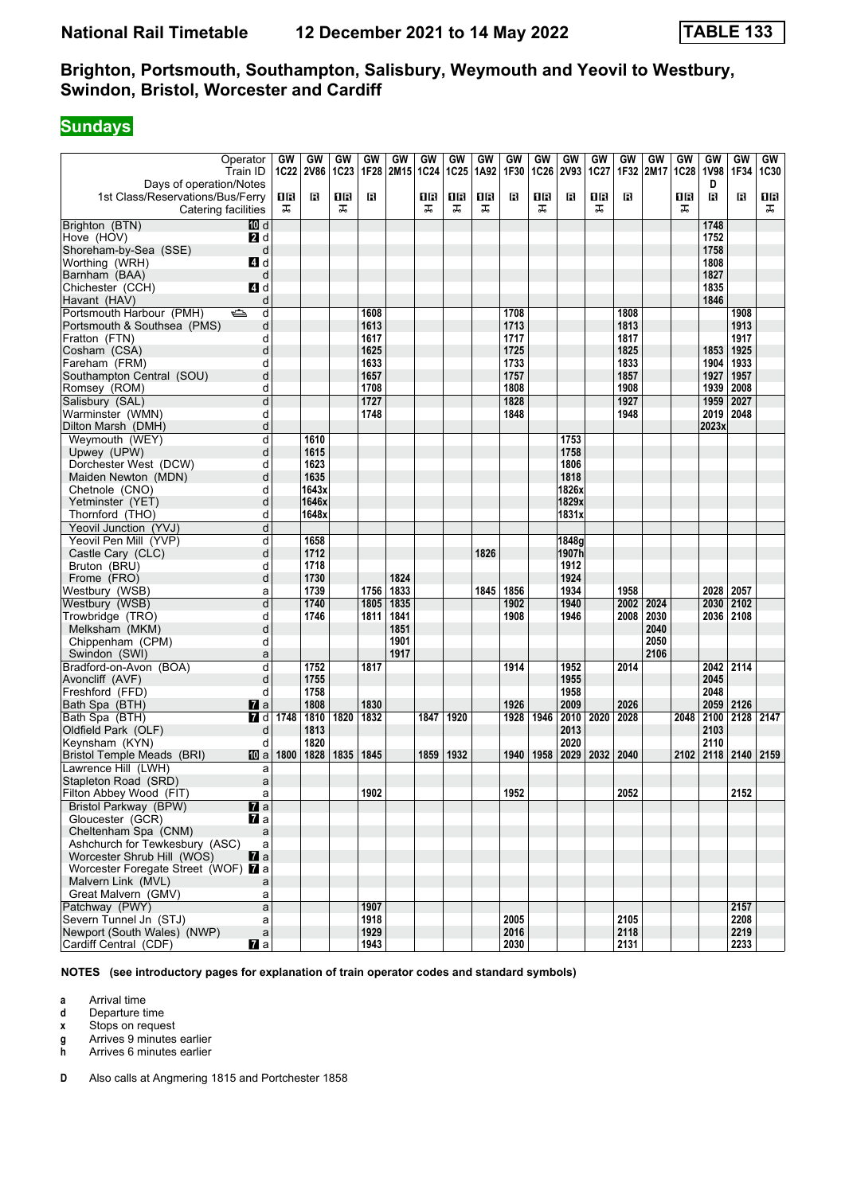# National Rail Timetable — 12 December 2021 to 14 May 2022 — TABLE 133

## Brighton, Portsmouth, Southampton, Salisbury, Weymouth and Yeovil to Westbury, Swindon, Bristol, Worcester and Cardiff

## Sundays

| Operator | | GW | GW | GW | GW | GW | GW | GW | GW | GW | GW | GW | GW | GW | GW | GW | GW | GW | GW |
|---|---|---|---|---|---|---|---|---|---|---|---|---|---|---|---|---|---|---|---|
| Train ID | | 1C22 | 2V86 | 1C23 | 1F28 | 2M15 | 1C24 | 1C25 | 1A92 | 1F30 | 1C26 | 2V93 | 1C27 | 1F32 | 2M17 | 1C28 | 1V98 | 1F34 | 1C30 |
| Days of operation/Notes | | | | | | | | | | | | | | | | | D | | |
| 1st Class/Reservations/Bus/Ferry | | 1R | R | 1R | R | | 1R | 1R | 1R | R | 1R | R | 1R | R | | 1R | R | R | 1R |
| Catering facilities | | T | | T | | | T | T | T | | T | | T | | | T | | | T |
| Brighton (BTN) 10 | d | | | | | | | | | | | | | | | | 1748 | | |
| Hove (HOV) 2 | d | | | | | | | | | | | | | | | | 1752 | | |
| Shoreham-by-Sea (SSE) | d | | | | | | | | | | | | | | | | 1758 | | |
| Worthing (WRH) 4 | d | | | | | | | | | | | | | | | | 1808 | | |
| Barnham (BAA) | d | | | | | | | | | | | | | | | | 1827 | | |
| Chichester (CCH) 4 | d | | | | | | | | | | | | | | | | 1835 | | |
| Havant (HAV) | d | | | | | | | | | | | | | | | | 1846 | | |
| Portsmouth Harbour (PMH) ⛴ | d | | | | 1608 | | | | | 1708 | | | | 1808 | | | | 1908 | |
| Portsmouth & Southsea (PMS) | d | | | | 1613 | | | | | 1713 | | | | 1813 | | | | 1913 | |
| Fratton (FTN) | d | | | | 1617 | | | | | 1717 | | | | 1817 | | | | 1917 | |
| Cosham (CSA) | d | | | | 1625 | | | | | 1725 | | | | 1825 | | | 1853 | 1925 | |
| Fareham (FRM) | d | | | | 1633 | | | | | 1733 | | | | 1833 | | | 1904 | 1933 | |
| Southampton Central (SOU) | d | | | | 1657 | | | | | 1757 | | | | 1857 | | | 1927 | 1957 | |
| Romsey (ROM) | d | | | | 1708 | | | | | 1808 | | | | 1908 | | | 1939 | 2008 | |
| Salisbury (SAL) | d | | | | 1727 | | | | | 1828 | | | | 1927 | | | 1959 | 2027 | |
| Warminster (WMN) | d | | | | 1748 | | | | | 1848 | | | | 1948 | | | 2019 | 2048 | |
| Dilton Marsh (DMH) | d | | | | | | | | | | | | | | | | 2023x | | |
| Weymouth (WEY) | d | | 1610 | | | | | | | | | 1753 | | | | | | | |
| Upwey (UPW) | d | | 1615 | | | | | | | | | 1758 | | | | | | | |
| Dorchester West (DCW) | d | | 1623 | | | | | | | | | 1806 | | | | | | | |
| Maiden Newton (MDN) | d | | 1635 | | | | | | | | | 1818 | | | | | | | |
| Chetnole (CNO) | d | | 1643x | | | | | | | | | 1826x | | | | | | | |
| Yetminster (YET) | d | | 1646x | | | | | | | | | 1829x | | | | | | | |
| Thornford (THO) | d | | 1648x | | | | | | | | | 1831x | | | | | | | |
| Yeovil Junction (YVJ) | d | | | | | | | | | | | | | | | | | | |
| Yeovil Pen Mill (YVP) | d | | 1658 | | | | | | | | | 1848g | | | | | | | |
| Castle Cary (CLC) | d | | 1712 | | | | | | 1826 | | | 1907h | | | | | | | |
| Bruton (BRU) | d | | 1718 | | | | | | | | | 1912 | | | | | | | |
| Frome (FRO) | d | | 1730 | | | 1824 | | | | | | 1924 | | | | | | | |
| Westbury (WSB) | a | | 1739 | | 1756 | 1833 | | | 1845 | 1856 | | 1934 | | 1958 | | | 2028 | 2057 | |
| Westbury (WSB) | d | | 1740 | | 1805 | 1835 | | | | 1902 | | 1940 | | 2002 | 2024 | | 2030 | 2102 | |
| Trowbridge (TRO) | d | | 1746 | | 1811 | 1841 | | | | 1908 | | 1946 | | 2008 | 2030 | | 2036 | 2108 | |
| Melksham (MKM) | d | | | | | 1851 | | | | | | | | | 2040 | | | | |
| Chippenham (CPM) | d | | | | | 1901 | | | | | | | | | 2050 | | | | |
| Swindon (SWI) | a | | | | | 1917 | | | | | | | | | 2106 | | | | |
| Bradford-on-Avon (BOA) | d | | 1752 | | 1817 | | | | | 1914 | | 1952 | | 2014 | | | 2042 | 2114 | |
| Avoncliff (AVF) | d | | 1755 | | | | | | | | | 1955 | | | | | 2045 | | |
| Freshford (FFD) | d | | 1758 | | | | | | | | | 1958 | | | | | 2048 | | |
| Bath Spa (BTH) 7 | a | | 1808 | | 1830 | | | | | 1926 | | 2009 | | 2026 | | | 2059 | 2126 | |
| Bath Spa (BTH) 7 | d | 1748 | 1810 | 1820 | 1832 | | 1847 | 1920 | | 1928 | 1946 | 2010 | 2020 | 2028 | | 2048 | 2100 | 2128 | 2147 |
| Oldfield Park (OLF) | d | | 1813 | | | | | | | | | 2013 | | | | | 2103 | | |
| Keynsham (KYN) | d | | 1820 | | | | | | | | | 2020 | | | | | 2110 | | |
| Bristol Temple Meads (BRI) 10 | a | 1800 | 1828 | 1835 | 1845 | | 1859 | 1932 | | 1940 | 1958 | 2029 | 2032 | 2040 | | 2102 | 2118 | 2140 | 2159 |
| Lawrence Hill (LWH) | a | | | | | | | | | | | | | | | | | | |
| Stapleton Road (SRD) | a | | | | | | | | | | | | | | | | | | |
| Filton Abbey Wood (FIT) | a | | | | 1902 | | | | | 1952 | | | | 2052 | | | | 2152 | |
| Bristol Parkway (BPW) 7 | a | | | | | | | | | | | | | | | | | | |
| Gloucester (GCR) 7 | a | | | | | | | | | | | | | | | | | | |
| Cheltenham Spa (CNM) | a | | | | | | | | | | | | | | | | | | |
| Ashchurch for Tewkesbury (ASC) | a | | | | | | | | | | | | | | | | | | |
| Worcester Shrub Hill (WOS) 7 | a | | | | | | | | | | | | | | | | | | |
| Worcester Foregate Street (WOF) 7 | a | | | | | | | | | | | | | | | | | | |
| Malvern Link (MVL) | a | | | | | | | | | | | | | | | | | | |
| Great Malvern (GMV) | a | | | | | | | | | | | | | | | | | | |
| Patchway (PWY) | a | | | | 1907 | | | | | | | | | | | | | 2157 | |
| Severn Tunnel Jn (STJ) | a | | | | 1918 | | | | | 2005 | | | | 2105 | | | | 2208 | |
| Newport (South Wales) (NWP) | a | | | | 1929 | | | | | 2016 | | | | 2118 | | | | 2219 | |
| Cardiff Central (CDF) 7 | a | | | | 1943 | | | | | 2030 | | | | 2131 | | | | 2233 | |

**NOTES (see introductory pages for explanation of train operator codes and standard symbols)**

- **a** Arrival time
- **d** Departure time
- **x** Stops on request
- **g** Arrives 9 minutes earlier
- **h** Arrives 6 minutes earlier

**D** Also calls at Angmering 1815 and Portchester 1858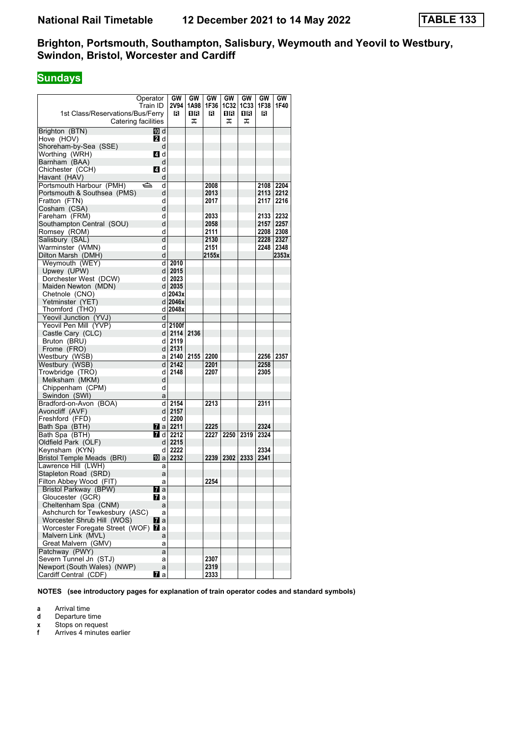**National Rail Timetable    12 December 2021 to 14 May 2022    TABLE 133**

## Brighton, Portsmouth, Southampton, Salisbury, Weymouth and Yeovil to Westbury, Swindon, Bristol, Worcester and Cardiff

### Sundays

| Operator | | GW | GW | GW | GW | GW | GW | GW |
|---|---|---|---|---|---|---|---|---|
| Train ID | | 2V94 | 1A98 | 1F36 | 1C32 | 1C33 | 1F38 | 1F40 |
| 1st Class/Reservations/Bus/Ferry | | R | 1R | R | 1R | 1R | R | |
| Catering facilities | | | ⊼ | | ⊼ | ⊼ | | |
| Brighton (BTN) | 10 d | | | | | | | |
| Hove (HOV) | 2 d | | | | | | | |
| Shoreham-by-Sea (SSE) | d | | | | | | | |
| Worthing (WRH) | 4 d | | | | | | | |
| Barnham (BAA) | d | | | | | | | |
| Chichester (CCH) | 4 d | | | | | | | |
| Havant (HAV) | d | | | | | | | |
| Portsmouth Harbour (PMH) ⛴ | d | | | 2008 | | | 2108 | 2204 |
| Portsmouth & Southsea (PMS) | d | | | 2013 | | | 2113 | 2212 |
| Fratton (FTN) | d | | | 2017 | | | 2117 | 2216 |
| Cosham (CSA) | d | | | | | | | |
| Fareham (FRM) | d | | | 2033 | | | 2133 | 2232 |
| Southampton Central (SOU) | d | | | 2058 | | | 2157 | 2257 |
| Romsey (ROM) | d | | | 2111 | | | 2208 | 2308 |
| Salisbury (SAL) | d | | | 2130 | | | 2228 | 2327 |
| Warminster (WMN) | d | | | 2151 | | | 2248 | 2348 |
| Dilton Marsh (DMH) | d | | | 2155x | | | | 2353x |
| Weymouth (WEY) | d | 2010 | | | | | | |
| Upwey (UPW) | d | 2015 | | | | | | |
| Dorchester West (DCW) | d | 2023 | | | | | | |
| Maiden Newton (MDN) | d | 2035 | | | | | | |
| Chetnole (CNO) | d | 2043x | | | | | | |
| Yetminster (YET) | d | 2046x | | | | | | |
| Thornford (THO) | d | 2048x | | | | | | |
| Yeovil Junction (YVJ) | d | | | | | | | |
| Yeovil Pen Mill (YVP) | d | 2100f | | | | | | |
| Castle Cary (CLC) | d | 2114 | 2136 | | | | | |
| Bruton (BRU) | d | 2119 | | | | | | |
| Frome (FRO) | d | 2131 | | | | | | |
| Westbury (WSB) | a | 2140 | 2155 | 2200 | | | 2256 | 2357 |
| Westbury (WSB) | d | 2142 | | 2201 | | | 2258 | |
| Trowbridge (TRO) | d | 2148 | | 2207 | | | 2305 | |
| Melksham (MKM) | d | | | | | | | |
| Chippenham (CPM) | d | | | | | | | |
| Swindon (SWI) | a | | | | | | | |
| Bradford-on-Avon (BOA) | d | 2154 | | 2213 | | | 2311 | |
| Avoncliff (AVF) | d | 2157 | | | | | | |
| Freshford (FFD) | d | 2200 | | | | | | |
| Bath Spa (BTH) | 7 a | 2211 | | 2225 | | | 2324 | |
| Bath Spa (BTH) | 7 d | 2212 | | 2227 | 2250 | 2319 | 2324 | |
| Oldfield Park (OLF) | d | 2215 | | | | | | |
| Keynsham (KYN) | d | 2222 | | | | | 2334 | |
| Bristol Temple Meads (BRI) | 10 a | 2232 | | 2239 | 2302 | 2333 | 2341 | |
| Lawrence Hill (LWH) | a | | | | | | | |
| Stapleton Road (SRD) | a | | | | | | | |
| Filton Abbey Wood (FIT) | a | | | 2254 | | | | |
| Bristol Parkway (BPW) | 7 a | | | | | | | |
| Gloucester (GCR) | 7 a | | | | | | | |
| Cheltenham Spa (CNM) | a | | | | | | | |
| Ashchurch for Tewkesbury (ASC) | a | | | | | | | |
| Worcester Shrub Hill (WOS) | 7 a | | | | | | | |
| Worcester Foregate Street (WOF) | 7 a | | | | | | | |
| Malvern Link (MVL) | a | | | | | | | |
| Great Malvern (GMV) | a | | | | | | | |
| Patchway (PWY) | a | | | | | | | |
| Severn Tunnel Jn (STJ) | a | | | 2307 | | | | |
| Newport (South Wales) (NWP) | a | | | 2319 | | | | |
| Cardiff Central (CDF) | 7 a | | | 2333 | | | | |

**NOTES (see introductory pages for explanation of train operator codes and standard symbols)**

**a** Arrival time
**d** Departure time
**x** Stops on request
**f** Arrives 4 minutes earlier